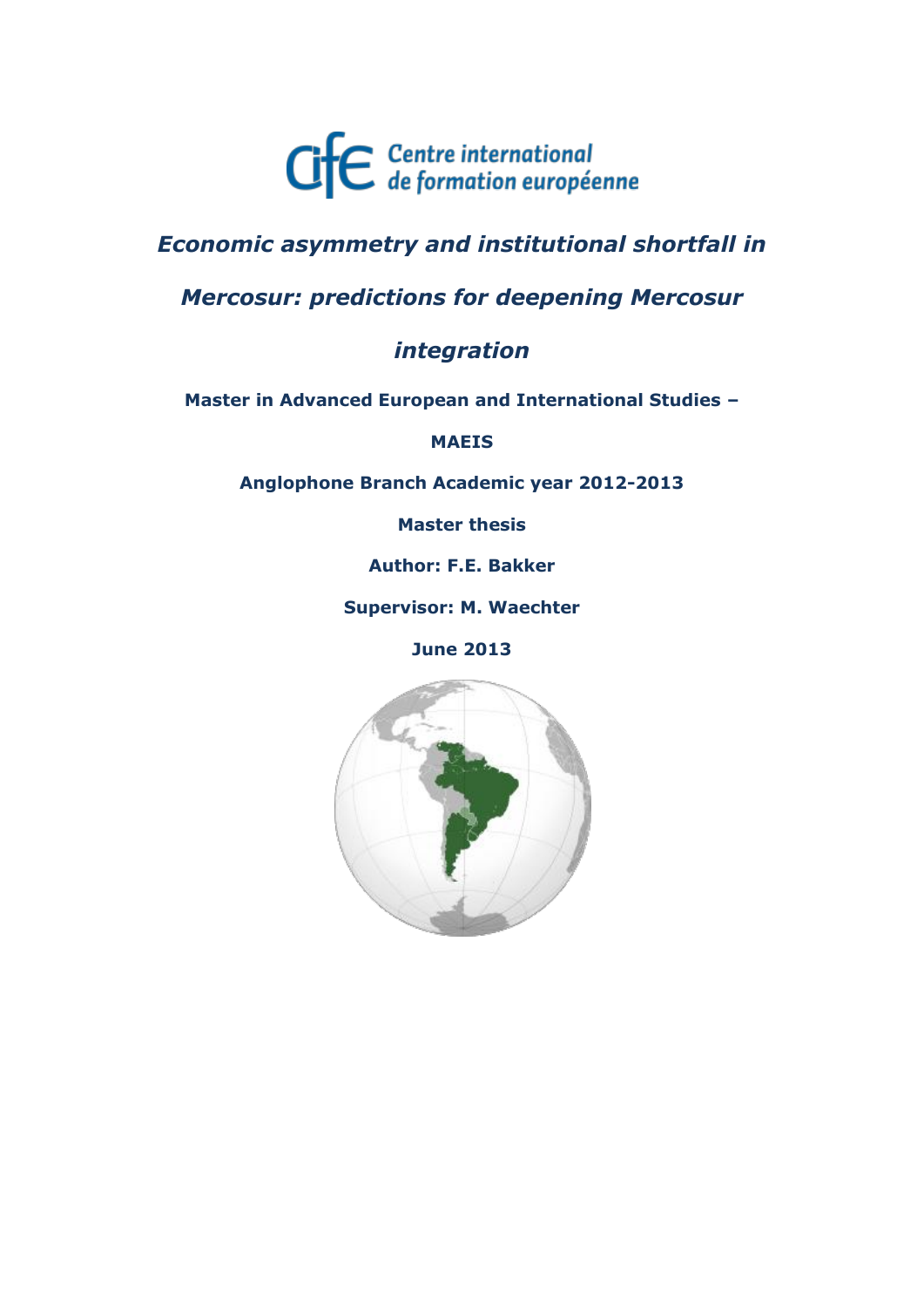Centre international de formation européenne

# *Economic asymmetry and institutional shortfall in Mercosur: predictions for deepening Mercosur integration*

**Master in Advanced European and International Studies – MAEIS**

**Anglophone Branch Academic year 2012-2013**

**Master thesis**

**Author: F.E. Bakker**

**Supervisor: M. Waechter**

**June 2013**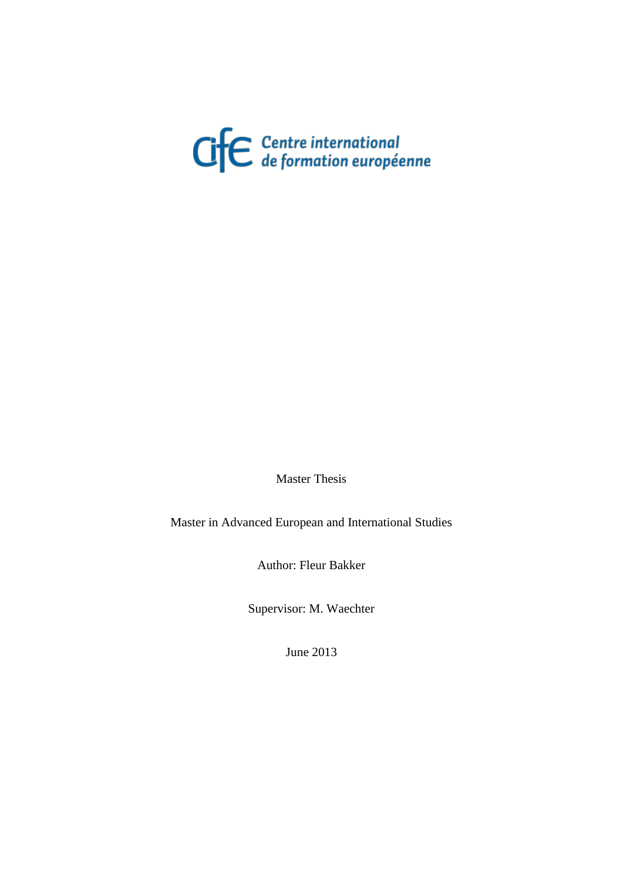Centre international de formation européenne

Master Thesis

Master in Advanced European and International Studies

Author: Fleur Bakker

Supervisor: M. Waechter

June 2013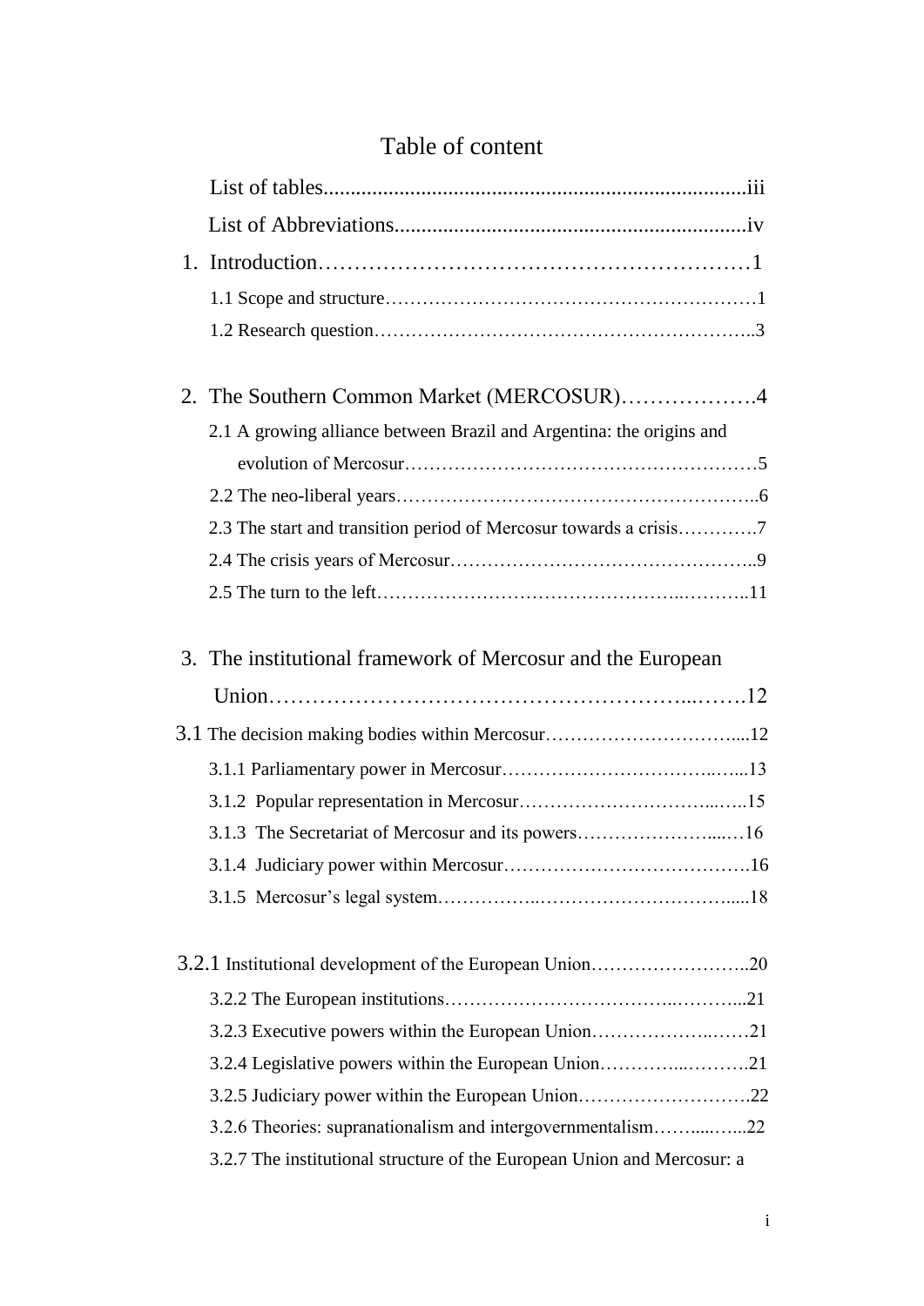# Table of content

List of tables............................................................................iii

List of Abbreviations................................................................iv

1. Introduction……………………………………………………1

    1.1 Scope and structure……………………………………………………1

    1.2 Research question……………………………………………………..3

2. The Southern Common Market (MERCOSUR)……………….4

    2.1 A growing alliance between Brazil and Argentina: the origins and evolution of Mercosur…………………………………………………5

    2.2 The neo-liberal years…………………………………………………..6

    2.3 The start and transition period of Mercosur towards a crisis………….7

    2.4 The crisis years of Mercosur…………………………………………..9

    2.5 The turn to the left…………………………………………..………..11

3. The institutional framework of Mercosur and the European Union………………………………………………...…….12

3.1 The decision making bodies within Mercosur…………………………....12

    3.1.1 Parliamentary power in Mercosur……………………………..…...13

    3.1.2 Popular representation in Mercosur…………………………...…..15

    3.1.3 The Secretariat of Mercosur and its powers…………………....…16

    3.1.4 Judiciary power within Mercosur………………………………….16

    3.1.5 Mercosur's legal system……………..…………………………….....18

3.2.1 Institutional development of the European Union……………………..20

    3.2.2 The European institutions………………………………..………...21

    3.2.3 Executive powers within the European Union………………..……21

    3.2.4 Legislative powers within the European Union…………...……….21

    3.2.5 Judiciary power within the European Union……………………….22

    3.2.6 Theories: supranationalism and intergovernmentalism……....…...22

    3.2.7 The institutional structure of the European Union and Mercosur: a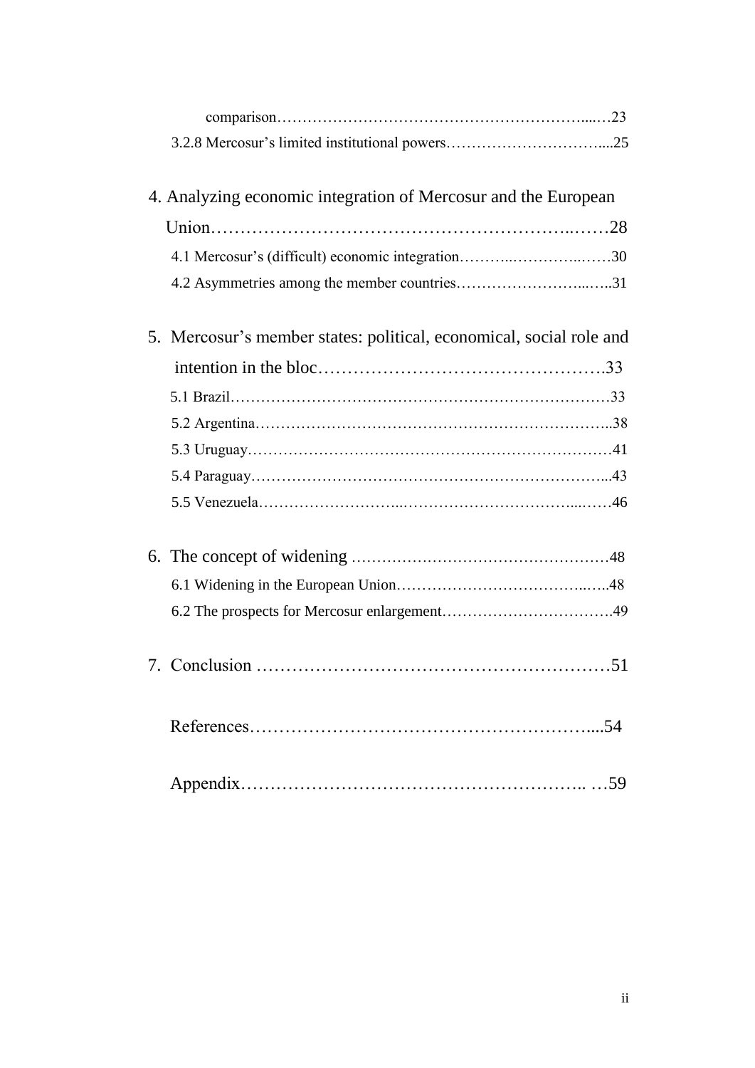comparison……………………………………………………....…23

3.2.8 Mercosur's limited institutional powers…………………………....25

4. Analyzing economic integration of Mercosur and the European Union…………………………………………………..……28

4.1 Mercosur's (difficult) economic integration………..…………..……30

4.2 Asymmetries among the member countries……………………...…..31

5. Mercosur's member states: political, economical, social role and intention in the bloc………………………………………….33

5.1 Brazil…………………………………………………………………33

5.2 Argentina……………………………………………………………..38

5.3 Uruguay………………………………………………………………41

5.4 Paraguay……………………………………………………………...43

5.5 Venezuela……………………..……………………………...……46

6. The concept of widening ……………………………………………48

6.1 Widening in the European Union…………………………………...…..48

6.2 The prospects for Mercosur enlargement…………………………….49

7. Conclusion ……………………………………………………51

References……………………………………………………....54

Appendix………………………………………………….. …59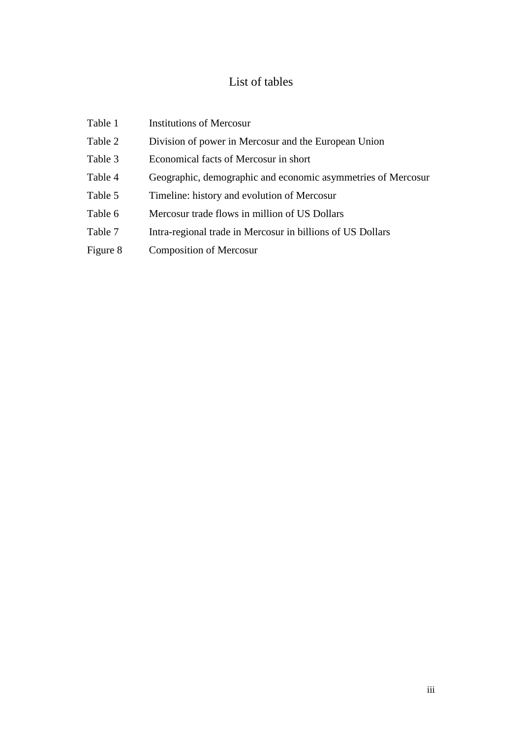# List of tables

| | |
|---|---|
| Table 1 | Institutions of Mercosur |
| Table 2 | Division of power in Mercosur and the European Union |
| Table 3 | Economical facts of Mercosur in short |
| Table 4 | Geographic, demographic and economic asymmetries of Mercosur |
| Table 5 | Timeline: history and evolution of Mercosur |
| Table 6 | Mercosur trade flows in million of US Dollars |
| Table 7 | Intra-regional trade in Mercosur in billions of US Dollars |
| Figure 8 | Composition of Mercosur |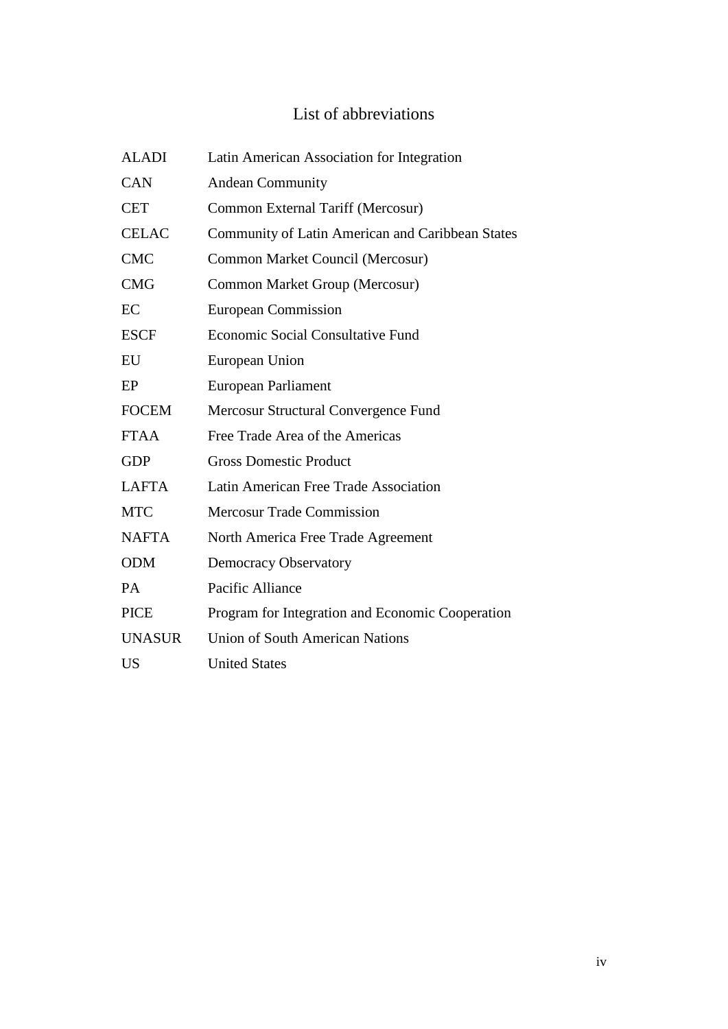# List of abbreviations

| | |
|---|---|
| ALADI | Latin American Association for Integration |
| CAN | Andean Community |
| CET | Common External Tariff (Mercosur) |
| CELAC | Community of Latin American and Caribbean States |
| CMC | Common Market Council (Mercosur) |
| CMG | Common Market Group (Mercosur) |
| EC | European Commission |
| ESCF | Economic Social Consultative Fund |
| EU | European Union |
| EP | European Parliament |
| FOCEM | Mercosur Structural Convergence Fund |
| FTAA | Free Trade Area of the Americas |
| GDP | Gross Domestic Product |
| LAFTA | Latin American Free Trade Association |
| MTC | Mercosur Trade Commission |
| NAFTA | North America Free Trade Agreement |
| ODM | Democracy Observatory |
| PA | Pacific Alliance |
| PICE | Program for Integration and Economic Cooperation |
| UNASUR | Union of South American Nations |
| US | United States |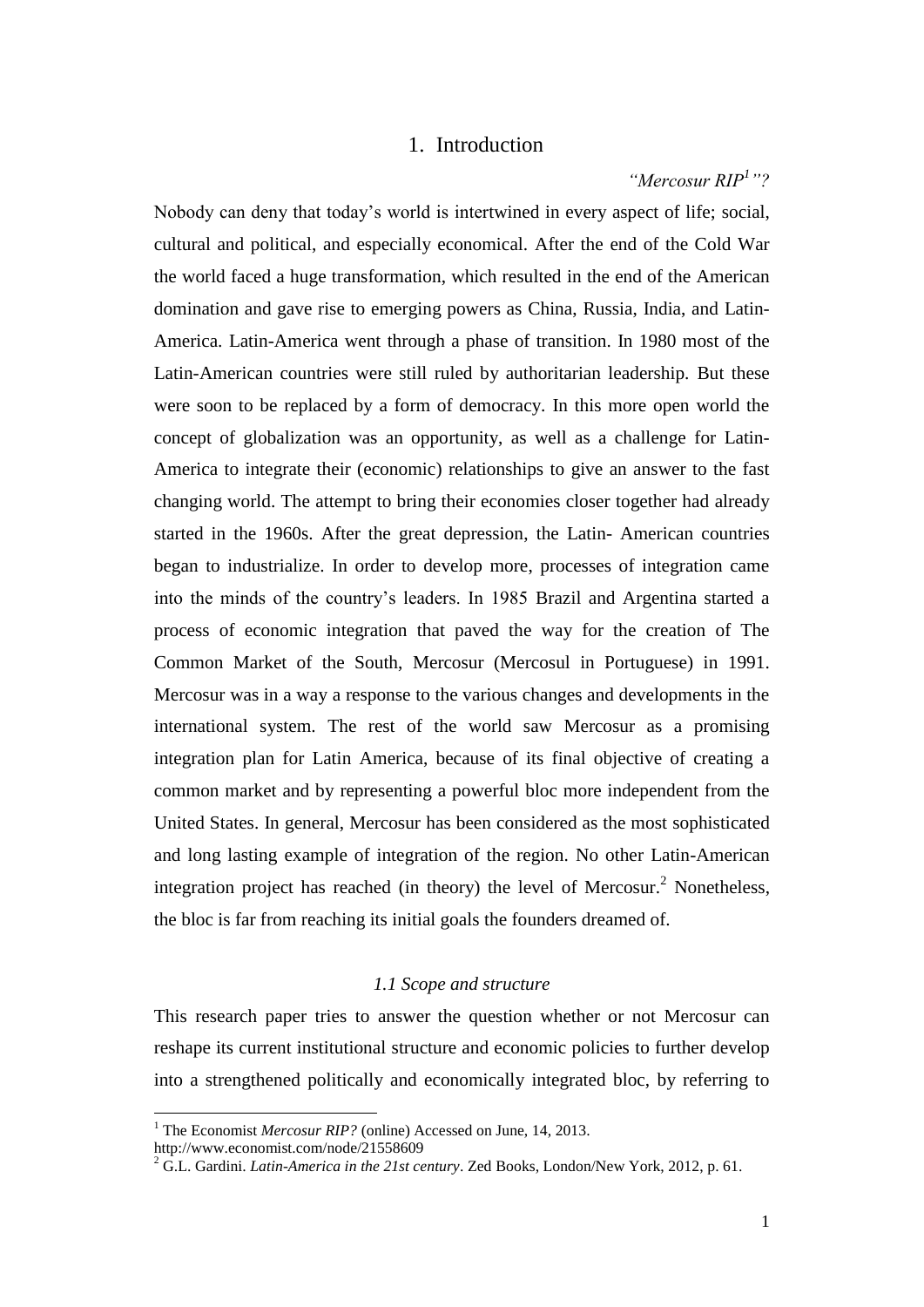# 1. Introduction

*"Mercosur RIP[1]"?*

Nobody can deny that today's world is intertwined in every aspect of life; social, cultural and political, and especially economical. After the end of the Cold War the world faced a huge transformation, which resulted in the end of the American domination and gave rise to emerging powers as China, Russia, India, and Latin-America. Latin-America went through a phase of transition. In 1980 most of the Latin-American countries were still ruled by authoritarian leadership. But these were soon to be replaced by a form of democracy. In this more open world the concept of globalization was an opportunity, as well as a challenge for Latin-America to integrate their (economic) relationships to give an answer to the fast changing world. The attempt to bring their economies closer together had already started in the 1960s. After the great depression, the Latin- American countries began to industrialize. In order to develop more, processes of integration came into the minds of the country's leaders. In 1985 Brazil and Argentina started a process of economic integration that paved the way for the creation of The Common Market of the South, Mercosur (Mercosul in Portuguese) in 1991. Mercosur was in a way a response to the various changes and developments in the international system. The rest of the world saw Mercosur as a promising integration plan for Latin America, because of its final objective of creating a common market and by representing a powerful bloc more independent from the United States. In general, Mercosur has been considered as the most sophisticated and long lasting example of integration of the region. No other Latin-American integration project has reached (in theory) the level of Mercosur.[2] Nonetheless, the bloc is far from reaching its initial goals the founders dreamed of.

### *1.1 Scope and structure*

This research paper tries to answer the question whether or not Mercosur can reshape its current institutional structure and economic policies to further develop into a strengthened politically and economically integrated bloc, by referring to

---

[1] The Economist *Mercosur RIP?* (online) Accessed on June, 14, 2013. http://www.economist.com/node/21558609

[2] G.L. Gardini. *Latin-America in the 21st century*. Zed Books, London/New York, 2012, p. 61.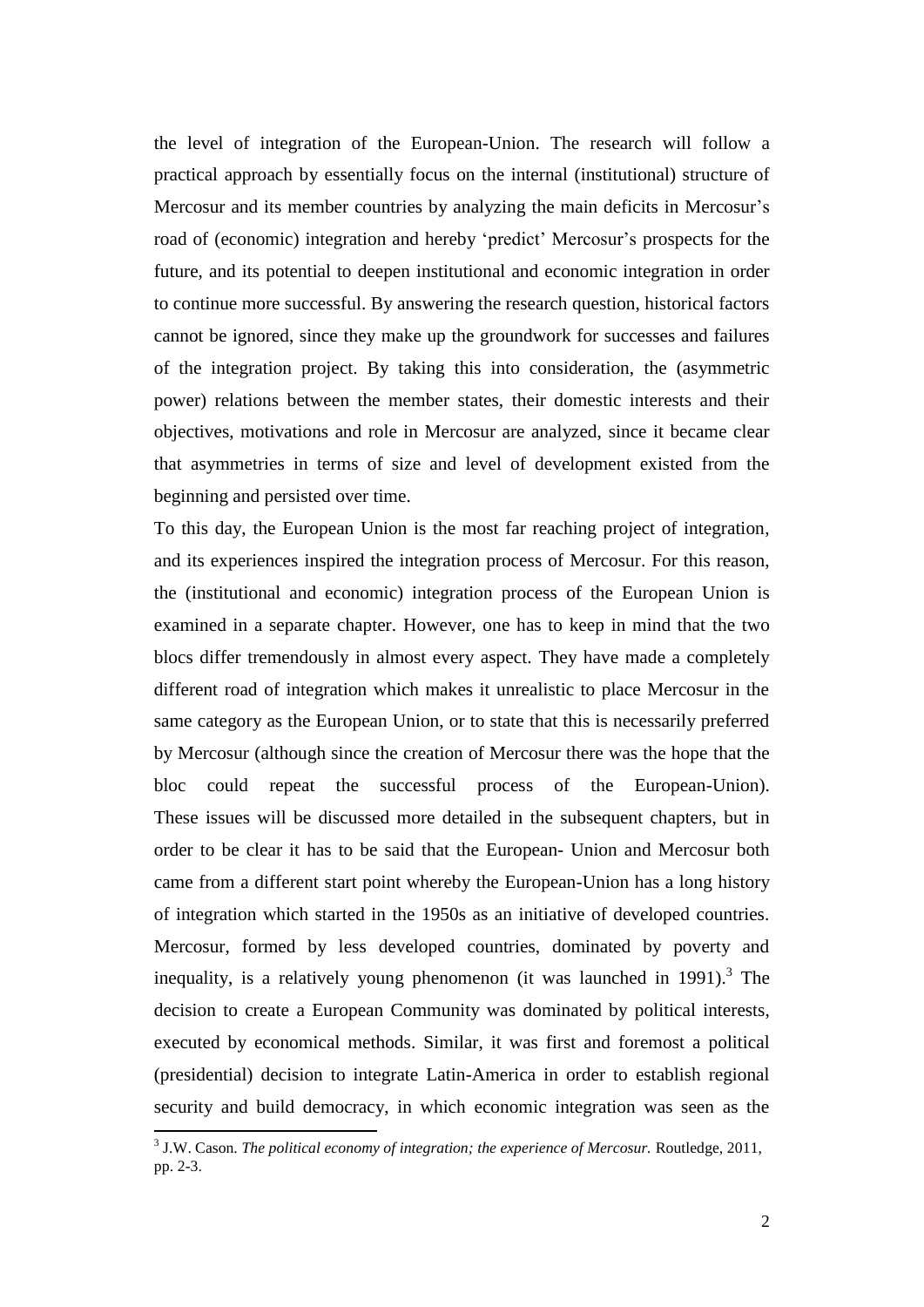the level of integration of the European-Union. The research will follow a practical approach by essentially focus on the internal (institutional) structure of Mercosur and its member countries by analyzing the main deficits in Mercosur's road of (economic) integration and hereby 'predict' Mercosur's prospects for the future, and its potential to deepen institutional and economic integration in order to continue more successful. By answering the research question, historical factors cannot be ignored, since they make up the groundwork for successes and failures of the integration project. By taking this into consideration, the (asymmetric power) relations between the member states, their domestic interests and their objectives, motivations and role in Mercosur are analyzed, since it became clear that asymmetries in terms of size and level of development existed from the beginning and persisted over time.

To this day, the European Union is the most far reaching project of integration, and its experiences inspired the integration process of Mercosur. For this reason, the (institutional and economic) integration process of the European Union is examined in a separate chapter. However, one has to keep in mind that the two blocs differ tremendously in almost every aspect. They have made a completely different road of integration which makes it unrealistic to place Mercosur in the same category as the European Union, or to state that this is necessarily preferred by Mercosur (although since the creation of Mercosur there was the hope that the bloc could repeat the successful process of the European-Union). These issues will be discussed more detailed in the subsequent chapters, but in order to be clear it has to be said that the European- Union and Mercosur both came from a different start point whereby the European-Union has a long history of integration which started in the 1950s as an initiative of developed countries. Mercosur, formed by less developed countries, dominated by poverty and inequality, is a relatively young phenomenon (it was launched in 1991).[3] The decision to create a European Community was dominated by political interests, executed by economical methods. Similar, it was first and foremost a political (presidential) decision to integrate Latin-America in order to establish regional security and build democracy, in which economic integration was seen as the

[3] J.W. Cason. *The political economy of integration; the experience of Mercosur.* Routledge, 2011, pp. 2-3.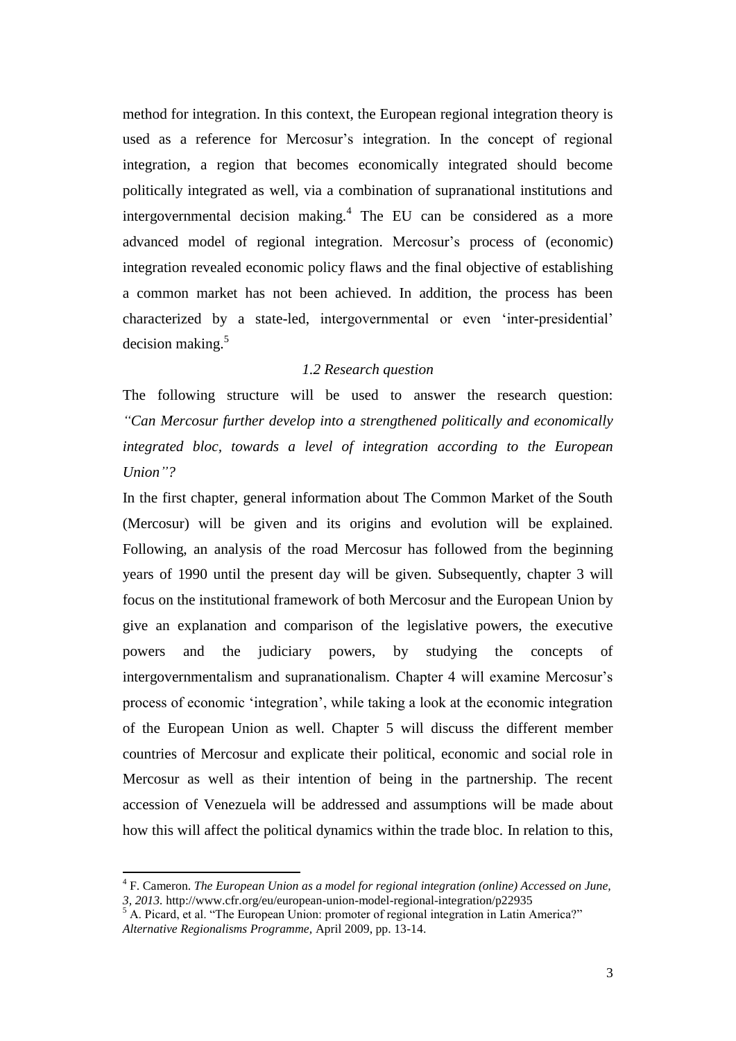method for integration. In this context, the European regional integration theory is used as a reference for Mercosur's integration. In the concept of regional integration, a region that becomes economically integrated should become politically integrated as well, via a combination of supranational institutions and intergovernmental decision making.[4] The EU can be considered as a more advanced model of regional integration. Mercosur's process of (economic) integration revealed economic policy flaws and the final objective of establishing a common market has not been achieved. In addition, the process has been characterized by a state-led, intergovernmental or even 'inter-presidential' decision making.[5]

### *1.2 Research question*

The following structure will be used to answer the research question: *"Can Mercosur further develop into a strengthened politically and economically integrated bloc, towards a level of integration according to the European Union"?*

In the first chapter, general information about The Common Market of the South (Mercosur) will be given and its origins and evolution will be explained. Following, an analysis of the road Mercosur has followed from the beginning years of 1990 until the present day will be given. Subsequently, chapter 3 will focus on the institutional framework of both Mercosur and the European Union by give an explanation and comparison of the legislative powers, the executive powers and the judiciary powers, by studying the concepts of intergovernmentalism and supranationalism. Chapter 4 will examine Mercosur's process of economic 'integration', while taking a look at the economic integration of the European Union as well. Chapter 5 will discuss the different member countries of Mercosur and explicate their political, economic and social role in Mercosur as well as their intention of being in the partnership. The recent accession of Venezuela will be addressed and assumptions will be made about how this will affect the political dynamics within the trade bloc. In relation to this,

---

[4] F. Cameron. *The European Union as a model for regional integration (online) Accessed on June, 3, 2013.* http://www.cfr.org/eu/european-union-model-regional-integration/p22935

[5] A. Picard, et al. "The European Union: promoter of regional integration in Latin America?" *Alternative Regionalisms Programme,* April 2009, pp. 13-14.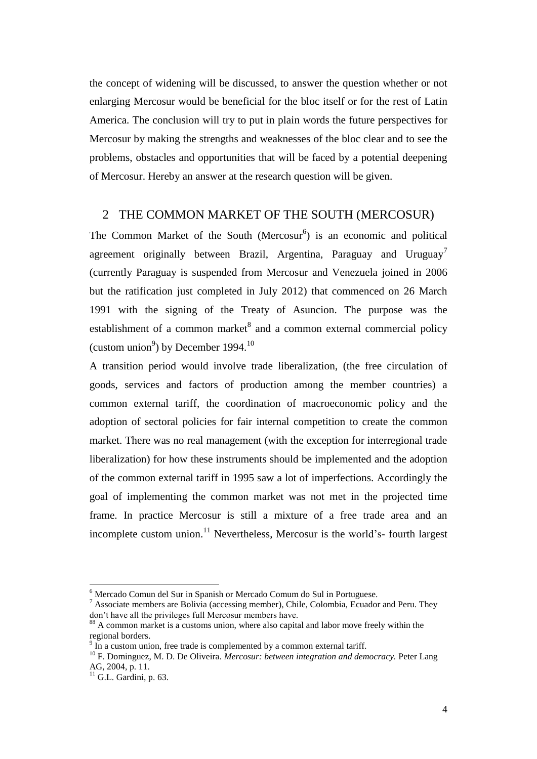the concept of widening will be discussed, to answer the question whether or not enlarging Mercosur would be beneficial for the bloc itself or for the rest of Latin America. The conclusion will try to put in plain words the future perspectives for Mercosur by making the strengths and weaknesses of the bloc clear and to see the problems, obstacles and opportunities that will be faced by a potential deepening of Mercosur. Hereby an answer at the research question will be given.

## 2 THE COMMON MARKET OF THE SOUTH (MERCOSUR)

The Common Market of the South (Mercosur[6]) is an economic and political agreement originally between Brazil, Argentina, Paraguay and Uruguay[7] (currently Paraguay is suspended from Mercosur and Venezuela joined in 2006 but the ratification just completed in July 2012) that commenced on 26 March 1991 with the signing of the Treaty of Asuncion. The purpose was the establishment of a common market[8] and a common external commercial policy (custom union[9]) by December 1994.[10]

A transition period would involve trade liberalization, (the free circulation of goods, services and factors of production among the member countries) a common external tariff, the coordination of macroeconomic policy and the adoption of sectoral policies for fair internal competition to create the common market. There was no real management (with the exception for interregional trade liberalization) for how these instruments should be implemented and the adoption of the common external tariff in 1995 saw a lot of imperfections. Accordingly the goal of implementing the common market was not met in the projected time frame. In practice Mercosur is still a mixture of a free trade area and an incomplete custom union.[11] Nevertheless, Mercosur is the world's- fourth largest

---

[6] Mercado Comun del Sur in Spanish or Mercado Comum do Sul in Portuguese.

[7] Associate members are Bolivia (accessing member), Chile, Colombia, Ecuador and Peru. They don't have all the privileges full Mercosur members have.

[88] A common market is a customs union, where also capital and labor move freely within the regional borders.

[9] In a custom union, free trade is complemented by a common external tariff.

[10] F. Dominguez, M. D. De Oliveira. *Mercosur: between integration and democracy.* Peter Lang AG, 2004, p. 11.

[11] G.L. Gardini, p. 63.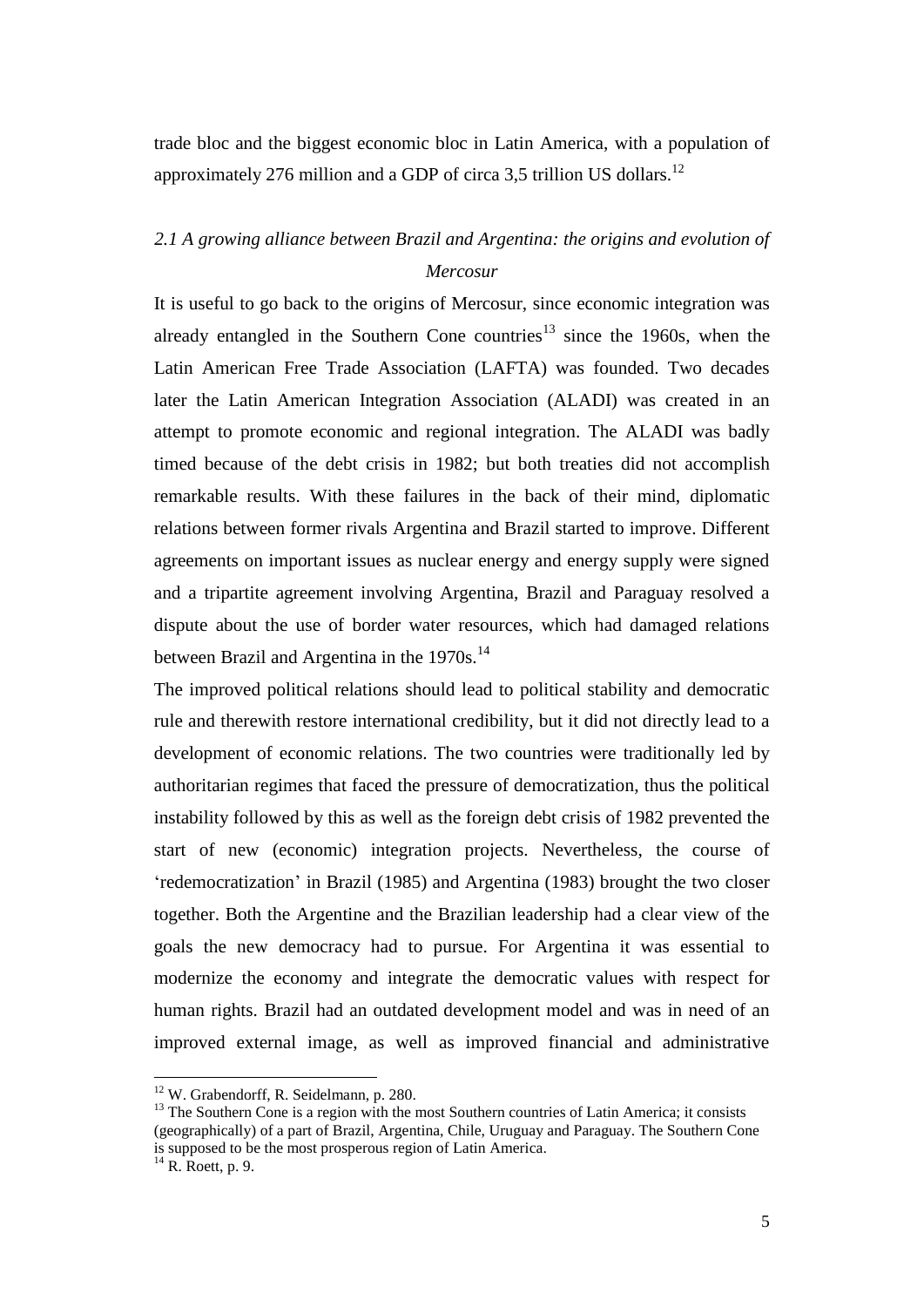trade bloc and the biggest economic bloc in Latin America, with a population of approximately 276 million and a GDP of circa 3,5 trillion US dollars.[12]

## *2.1 A growing alliance between Brazil and Argentina: the origins and evolution of Mercosur*

It is useful to go back to the origins of Mercosur, since economic integration was already entangled in the Southern Cone countries[13] since the 1960s, when the Latin American Free Trade Association (LAFTA) was founded. Two decades later the Latin American Integration Association (ALADI) was created in an attempt to promote economic and regional integration. The ALADI was badly timed because of the debt crisis in 1982; but both treaties did not accomplish remarkable results. With these failures in the back of their mind, diplomatic relations between former rivals Argentina and Brazil started to improve. Different agreements on important issues as nuclear energy and energy supply were signed and a tripartite agreement involving Argentina, Brazil and Paraguay resolved a dispute about the use of border water resources, which had damaged relations between Brazil and Argentina in the 1970s.[14]

The improved political relations should lead to political stability and democratic rule and therewith restore international credibility, but it did not directly lead to a development of economic relations. The two countries were traditionally led by authoritarian regimes that faced the pressure of democratization, thus the political instability followed by this as well as the foreign debt crisis of 1982 prevented the start of new (economic) integration projects. Nevertheless, the course of 'redemocratization' in Brazil (1985) and Argentina (1983) brought the two closer together. Both the Argentine and the Brazilian leadership had a clear view of the goals the new democracy had to pursue. For Argentina it was essential to modernize the economy and integrate the democratic values with respect for human rights. Brazil had an outdated development model and was in need of an improved external image, as well as improved financial and administrative

---

[12] W. Grabendorff, R. Seidelmann, p. 280.

[13] The Southern Cone is a region with the most Southern countries of Latin America; it consists (geographically) of a part of Brazil, Argentina, Chile, Uruguay and Paraguay. The Southern Cone is supposed to be the most prosperous region of Latin America.

[14] R. Roett, p. 9.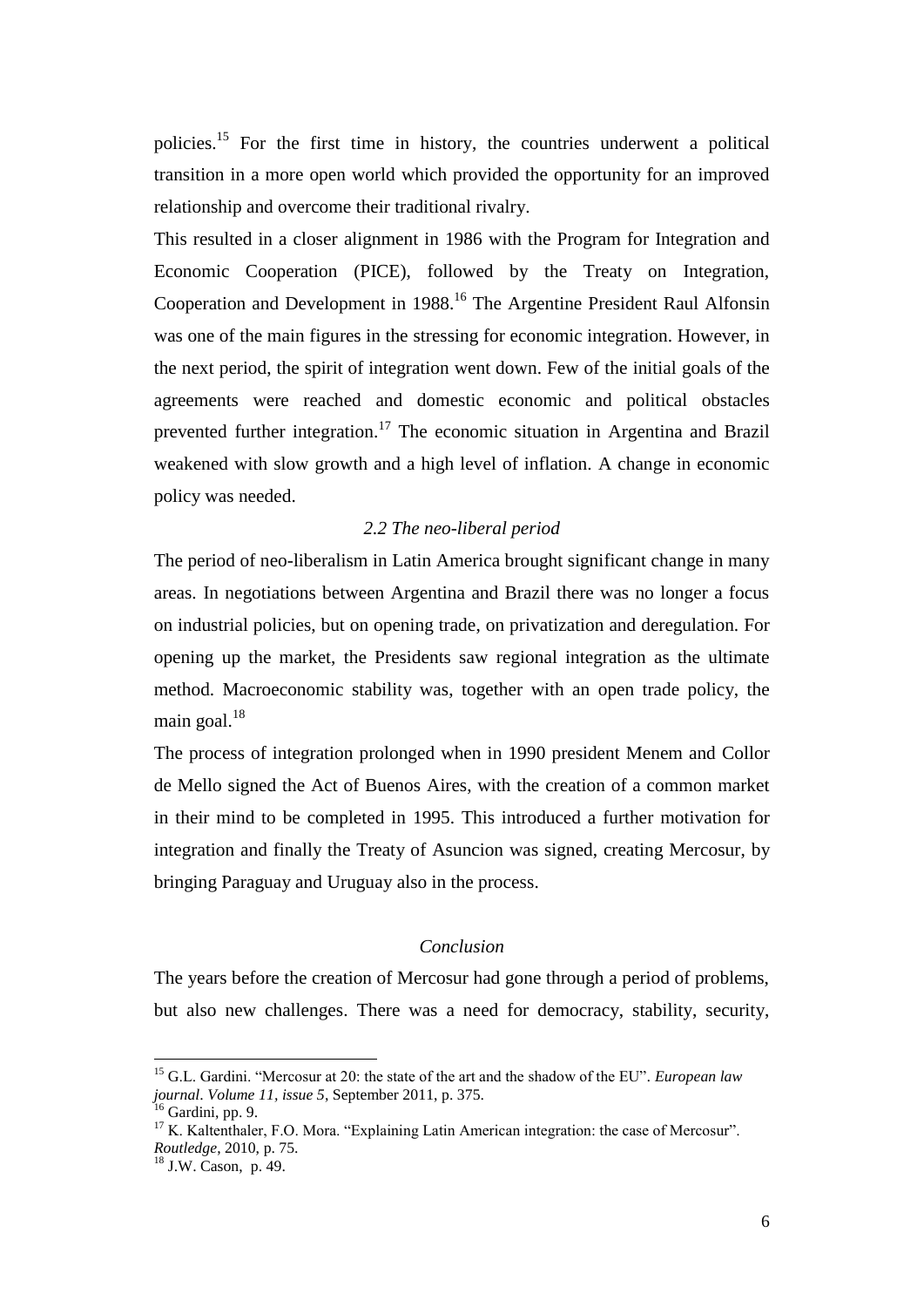policies.[15] For the first time in history, the countries underwent a political transition in a more open world which provided the opportunity for an improved relationship and overcome their traditional rivalry.

This resulted in a closer alignment in 1986 with the Program for Integration and Economic Cooperation (PICE), followed by the Treaty on Integration, Cooperation and Development in 1988.[16] The Argentine President Raul Alfonsin was one of the main figures in the stressing for economic integration. However, in the next period, the spirit of integration went down. Few of the initial goals of the agreements were reached and domestic economic and political obstacles prevented further integration.[17] The economic situation in Argentina and Brazil weakened with slow growth and a high level of inflation. A change in economic policy was needed.

### *2.2 The neo-liberal period*

The period of neo-liberalism in Latin America brought significant change in many areas. In negotiations between Argentina and Brazil there was no longer a focus on industrial policies, but on opening trade, on privatization and deregulation. For opening up the market, the Presidents saw regional integration as the ultimate method. Macroeconomic stability was, together with an open trade policy, the main goal.[18]

The process of integration prolonged when in 1990 president Menem and Collor de Mello signed the Act of Buenos Aires, with the creation of a common market in their mind to be completed in 1995. This introduced a further motivation for integration and finally the Treaty of Asuncion was signed, creating Mercosur, by bringing Paraguay and Uruguay also in the process.

### *Conclusion*

The years before the creation of Mercosur had gone through a period of problems, but also new challenges. There was a need for democracy, stability, security,

---

[15] G.L. Gardini. "Mercosur at 20: the state of the art and the shadow of the EU". *European law journal*. *Volume 11, issue 5*, September 2011, p. 375.

[16] Gardini, pp. 9.

[17] K. Kaltenthaler, F.O. Mora. "Explaining Latin American integration: the case of Mercosur". *Routledge*, 2010, p. 75.

[18] J.W. Cason, p. 49.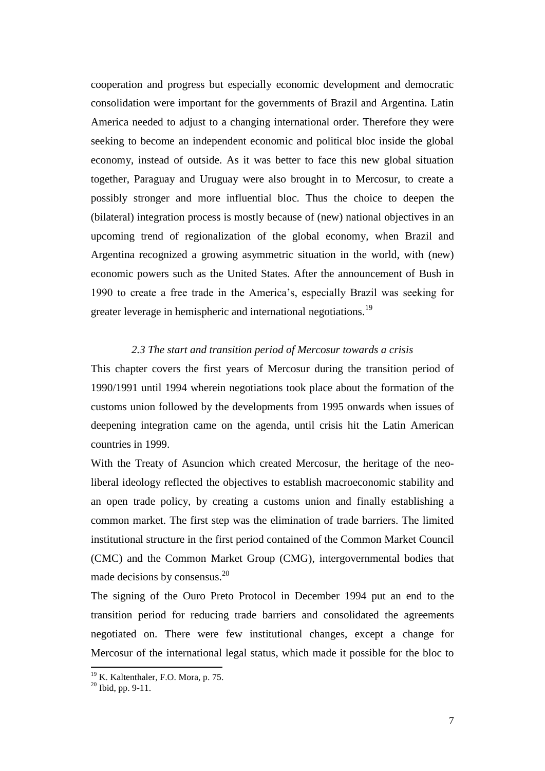cooperation and progress but especially economic development and democratic consolidation were important for the governments of Brazil and Argentina. Latin America needed to adjust to a changing international order. Therefore they were seeking to become an independent economic and political bloc inside the global economy, instead of outside. As it was better to face this new global situation together, Paraguay and Uruguay were also brought in to Mercosur, to create a possibly stronger and more influential bloc. Thus the choice to deepen the (bilateral) integration process is mostly because of (new) national objectives in an upcoming trend of regionalization of the global economy, when Brazil and Argentina recognized a growing asymmetric situation in the world, with (new) economic powers such as the United States. After the announcement of Bush in 1990 to create a free trade in the America's, especially Brazil was seeking for greater leverage in hemispheric and international negotiations.[19]

### *2.3 The start and transition period of Mercosur towards a crisis*

This chapter covers the first years of Mercosur during the transition period of 1990/1991 until 1994 wherein negotiations took place about the formation of the customs union followed by the developments from 1995 onwards when issues of deepening integration came on the agenda, until crisis hit the Latin American countries in 1999.

With the Treaty of Asuncion which created Mercosur, the heritage of the neo-liberal ideology reflected the objectives to establish macroeconomic stability and an open trade policy, by creating a customs union and finally establishing a common market. The first step was the elimination of trade barriers. The limited institutional structure in the first period contained of the Common Market Council (CMC) and the Common Market Group (CMG), intergovernmental bodies that made decisions by consensus.[20]

The signing of the Ouro Preto Protocol in December 1994 put an end to the transition period for reducing trade barriers and consolidated the agreements negotiated on. There were few institutional changes, except a change for Mercosur of the international legal status, which made it possible for the bloc to

---

[19] K. Kaltenthaler, F.O. Mora, p. 75.

[20] Ibid, pp. 9-11.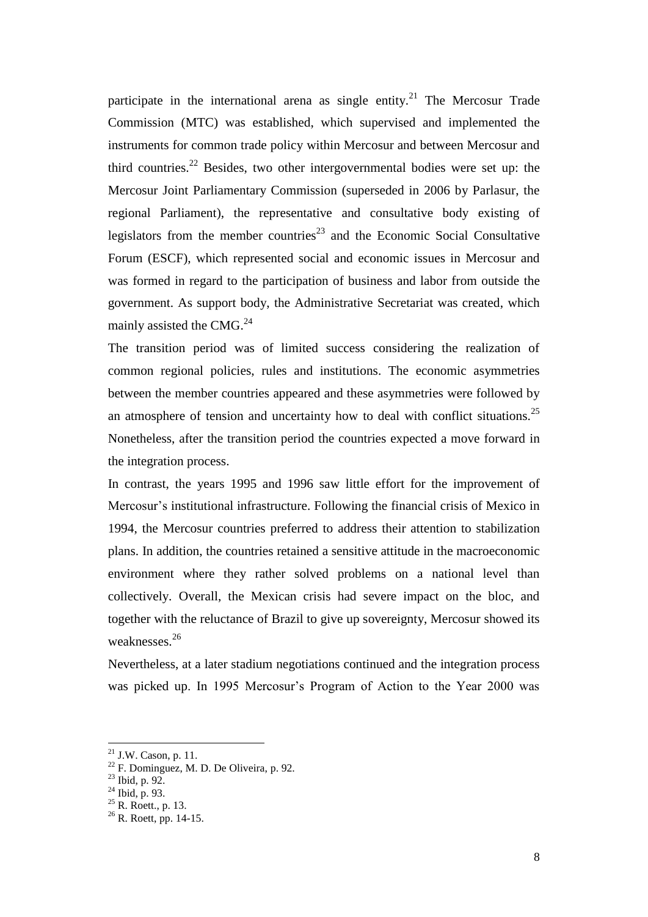participate in the international arena as single entity.[21] The Mercosur Trade Commission (MTC) was established, which supervised and implemented the instruments for common trade policy within Mercosur and between Mercosur and third countries.[22] Besides, two other intergovernmental bodies were set up: the Mercosur Joint Parliamentary Commission (superseded in 2006 by Parlasur, the regional Parliament), the representative and consultative body existing of legislators from the member countries[23] and the Economic Social Consultative Forum (ESCF), which represented social and economic issues in Mercosur and was formed in regard to the participation of business and labor from outside the government. As support body, the Administrative Secretariat was created, which mainly assisted the CMG.[24]

The transition period was of limited success considering the realization of common regional policies, rules and institutions. The economic asymmetries between the member countries appeared and these asymmetries were followed by an atmosphere of tension and uncertainty how to deal with conflict situations.[25] Nonetheless, after the transition period the countries expected a move forward in the integration process.

In contrast, the years 1995 and 1996 saw little effort for the improvement of Mercosur's institutional infrastructure. Following the financial crisis of Mexico in 1994, the Mercosur countries preferred to address their attention to stabilization plans. In addition, the countries retained a sensitive attitude in the macroeconomic environment where they rather solved problems on a national level than collectively. Overall, the Mexican crisis had severe impact on the bloc, and together with the reluctance of Brazil to give up sovereignty, Mercosur showed its weaknesses.[26]

Nevertheless, at a later stadium negotiations continued and the integration process was picked up. In 1995 Mercosur's Program of Action to the Year 2000 was

[21] J.W. Cason, p. 11.

[22] F. Dominguez, M. D. De Oliveira, p. 92.

[23] Ibid, p. 92.

[24] Ibid, p. 93.

[25] R. Roett., p. 13.

[26] R. Roett, pp. 14-15.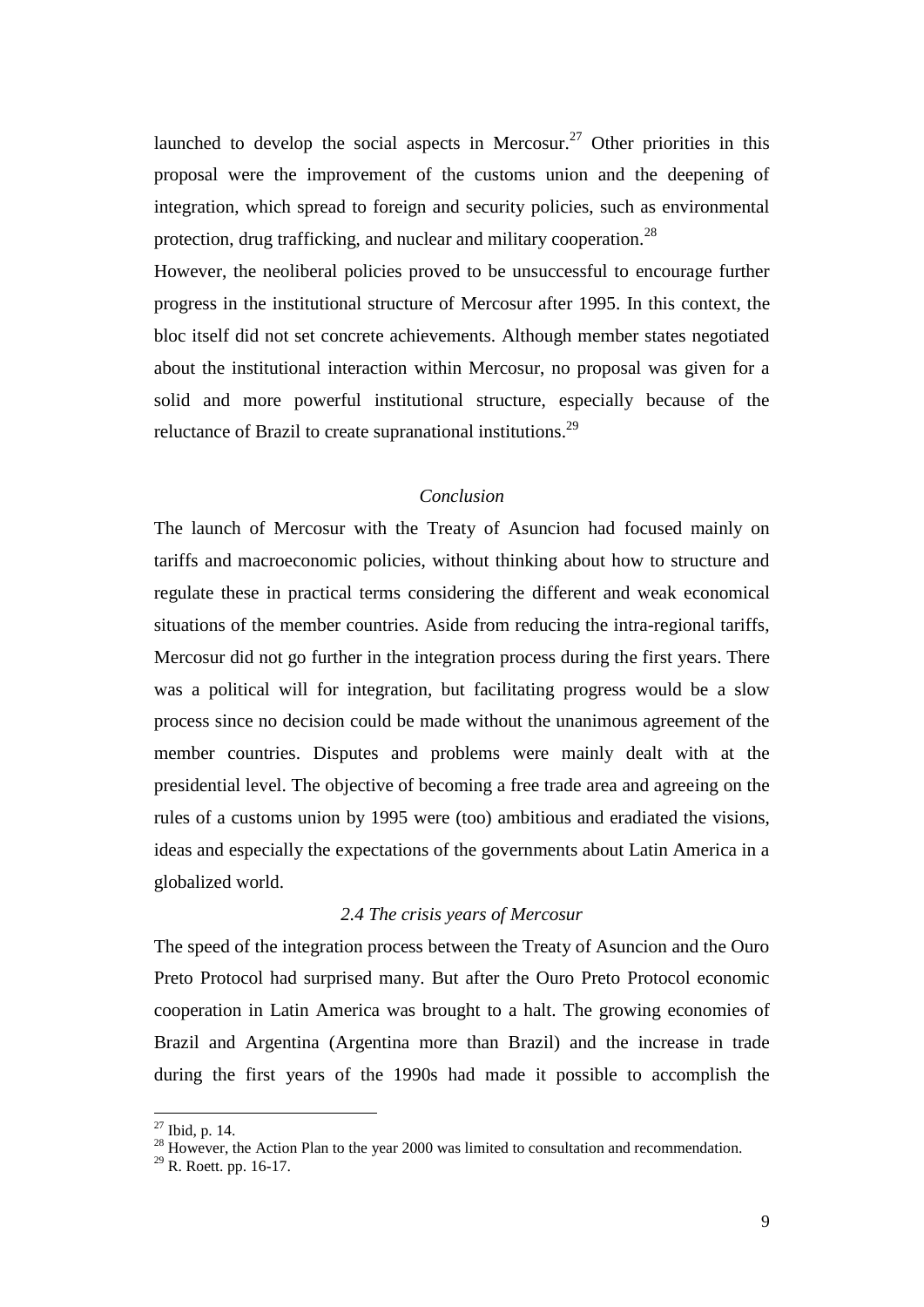launched to develop the social aspects in Mercosur.[27] Other priorities in this proposal were the improvement of the customs union and the deepening of integration, which spread to foreign and security policies, such as environmental protection, drug trafficking, and nuclear and military cooperation.[28]

However, the neoliberal policies proved to be unsuccessful to encourage further progress in the institutional structure of Mercosur after 1995. In this context, the bloc itself did not set concrete achievements. Although member states negotiated about the institutional interaction within Mercosur, no proposal was given for a solid and more powerful institutional structure, especially because of the reluctance of Brazil to create supranational institutions.[29]

### *Conclusion*

The launch of Mercosur with the Treaty of Asuncion had focused mainly on tariffs and macroeconomic policies, without thinking about how to structure and regulate these in practical terms considering the different and weak economical situations of the member countries. Aside from reducing the intra-regional tariffs, Mercosur did not go further in the integration process during the first years. There was a political will for integration, but facilitating progress would be a slow process since no decision could be made without the unanimous agreement of the member countries. Disputes and problems were mainly dealt with at the presidential level. The objective of becoming a free trade area and agreeing on the rules of a customs union by 1995 were (too) ambitious and eradiated the visions, ideas and especially the expectations of the governments about Latin America in a globalized world.

## *2.4 The crisis years of Mercosur*

The speed of the integration process between the Treaty of Asuncion and the Ouro Preto Protocol had surprised many. But after the Ouro Preto Protocol economic cooperation in Latin America was brought to a halt. The growing economies of Brazil and Argentina (Argentina more than Brazil) and the increase in trade during the first years of the 1990s had made it possible to accomplish the

---

[27] Ibid, p. 14.

[28] However, the Action Plan to the year 2000 was limited to consultation and recommendation.

[29] R. Roett. pp. 16-17.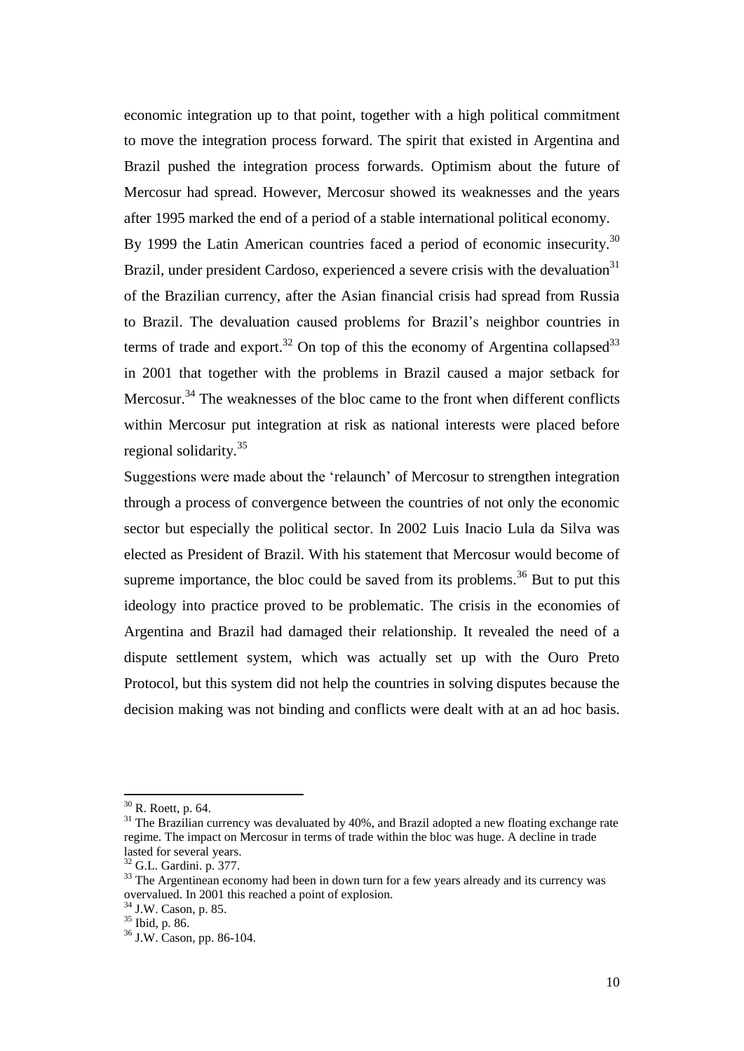economic integration up to that point, together with a high political commitment to move the integration process forward. The spirit that existed in Argentina and Brazil pushed the integration process forwards. Optimism about the future of Mercosur had spread. However, Mercosur showed its weaknesses and the years after 1995 marked the end of a period of a stable international political economy.

By 1999 the Latin American countries faced a period of economic insecurity.[30] Brazil, under president Cardoso, experienced a severe crisis with the devaluation[31] of the Brazilian currency, after the Asian financial crisis had spread from Russia to Brazil. The devaluation caused problems for Brazil's neighbor countries in terms of trade and export.[32] On top of this the economy of Argentina collapsed[33] in 2001 that together with the problems in Brazil caused a major setback for Mercosur.[34] The weaknesses of the bloc came to the front when different conflicts within Mercosur put integration at risk as national interests were placed before regional solidarity.[35]

Suggestions were made about the 'relaunch' of Mercosur to strengthen integration through a process of convergence between the countries of not only the economic sector but especially the political sector. In 2002 Luis Inacio Lula da Silva was elected as President of Brazil. With his statement that Mercosur would become of supreme importance, the bloc could be saved from its problems.[36] But to put this ideology into practice proved to be problematic. The crisis in the economies of Argentina and Brazil had damaged their relationship. It revealed the need of a dispute settlement system, which was actually set up with the Ouro Preto Protocol, but this system did not help the countries in solving disputes because the decision making was not binding and conflicts were dealt with at an ad hoc basis.

---

[30] R. Roett, p. 64.

[31] The Brazilian currency was devaluated by 40%, and Brazil adopted a new floating exchange rate regime. The impact on Mercosur in terms of trade within the bloc was huge. A decline in trade lasted for several years.

[32] G.L. Gardini. p. 377.

[33] The Argentinean economy had been in down turn for a few years already and its currency was overvalued. In 2001 this reached a point of explosion.

[34] J.W. Cason, p. 85.

[35] Ibid, p. 86.

[36] J.W. Cason, pp. 86-104.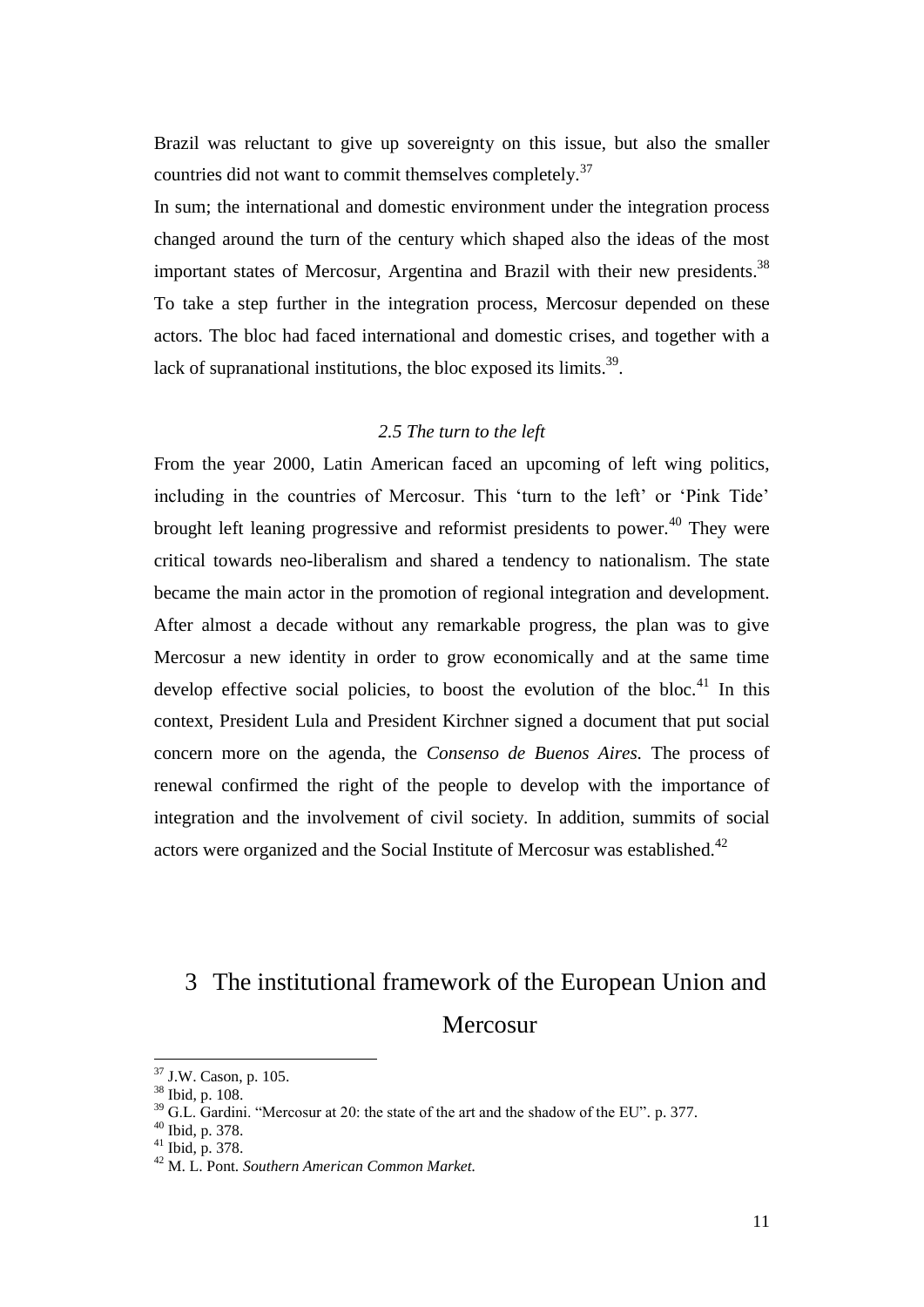Brazil was reluctant to give up sovereignty on this issue, but also the smaller countries did not want to commit themselves completely.[37]

In sum; the international and domestic environment under the integration process changed around the turn of the century which shaped also the ideas of the most important states of Mercosur, Argentina and Brazil with their new presidents.[38] To take a step further in the integration process, Mercosur depended on these actors. The bloc had faced international and domestic crises, and together with a lack of supranational institutions, the bloc exposed its limits.[39].

### *2.5 The turn to the left*

From the year 2000, Latin American faced an upcoming of left wing politics, including in the countries of Mercosur. This 'turn to the left' or 'Pink Tide' brought left leaning progressive and reformist presidents to power.[40] They were critical towards neo-liberalism and shared a tendency to nationalism. The state became the main actor in the promotion of regional integration and development. After almost a decade without any remarkable progress, the plan was to give Mercosur a new identity in order to grow economically and at the same time develop effective social policies, to boost the evolution of the bloc.[41] In this context, President Lula and President Kirchner signed a document that put social concern more on the agenda, the *Consenso de Buenos Aires.* The process of renewal confirmed the right of the people to develop with the importance of integration and the involvement of civil society. In addition, summits of social actors were organized and the Social Institute of Mercosur was established.[42]

# 3 The institutional framework of the European Union and Mercosur

---

[37] J.W. Cason, p. 105.

[38] Ibid, p. 108.

[39] G.L. Gardini. "Mercosur at 20: the state of the art and the shadow of the EU". p. 377.

[40] Ibid, p. 378.

[41] Ibid, p. 378.

[42] M. L. Pont. *Southern American Common Market.*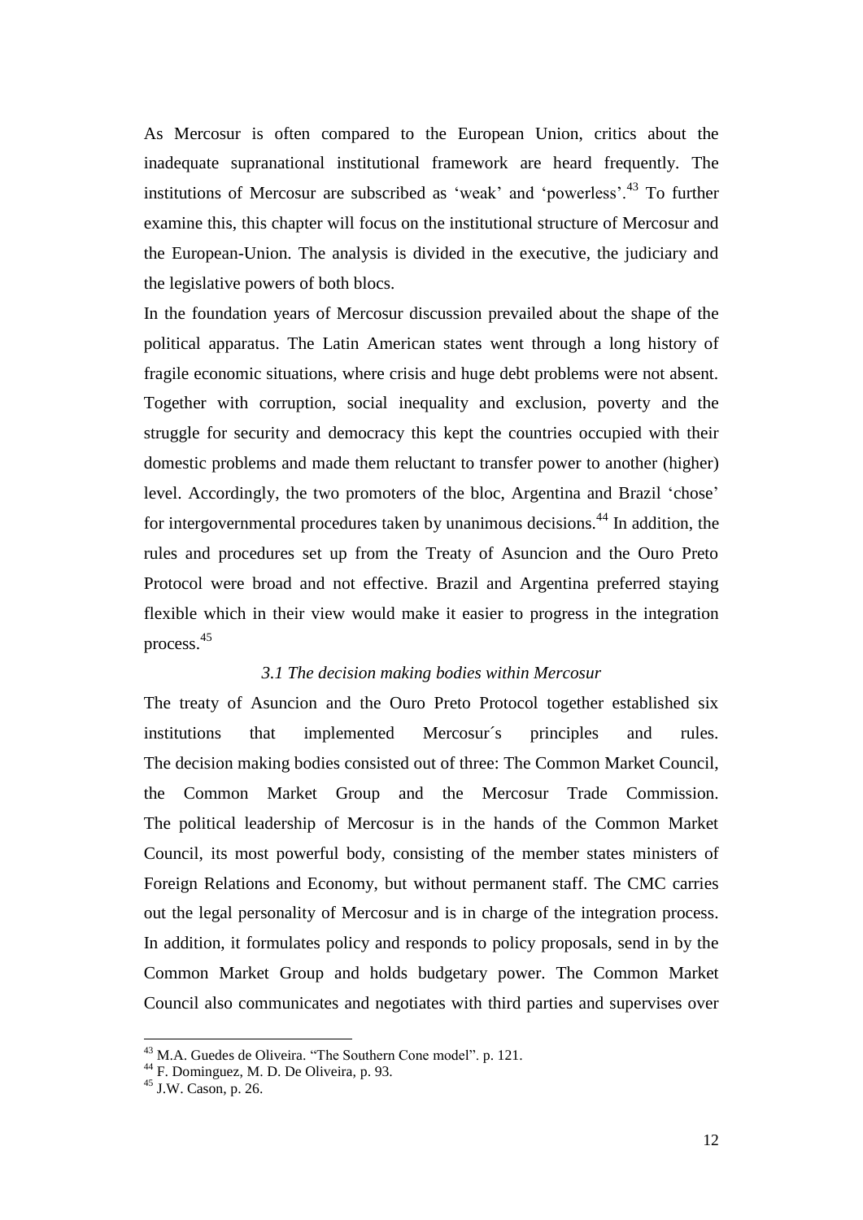As Mercosur is often compared to the European Union, critics about the inadequate supranational institutional framework are heard frequently. The institutions of Mercosur are subscribed as 'weak' and 'powerless'.[43] To further examine this, this chapter will focus on the institutional structure of Mercosur and the European-Union. The analysis is divided in the executive, the judiciary and the legislative powers of both blocs.

In the foundation years of Mercosur discussion prevailed about the shape of the political apparatus. The Latin American states went through a long history of fragile economic situations, where crisis and huge debt problems were not absent. Together with corruption, social inequality and exclusion, poverty and the struggle for security and democracy this kept the countries occupied with their domestic problems and made them reluctant to transfer power to another (higher) level. Accordingly, the two promoters of the bloc, Argentina and Brazil 'chose' for intergovernmental procedures taken by unanimous decisions.[44] In addition, the rules and procedures set up from the Treaty of Asuncion and the Ouro Preto Protocol were broad and not effective. Brazil and Argentina preferred staying flexible which in their view would make it easier to progress in the integration process.[45]

### *3.1 The decision making bodies within Mercosur*

The treaty of Asuncion and the Ouro Preto Protocol together established six institutions that implemented Mercosur´s principles and rules. The decision making bodies consisted out of three: The Common Market Council, the Common Market Group and the Mercosur Trade Commission. The political leadership of Mercosur is in the hands of the Common Market Council, its most powerful body, consisting of the member states ministers of Foreign Relations and Economy, but without permanent staff. The CMC carries out the legal personality of Mercosur and is in charge of the integration process. In addition, it formulates policy and responds to policy proposals, send in by the Common Market Group and holds budgetary power. The Common Market Council also communicates and negotiates with third parties and supervises over

---

[43] M.A. Guedes de Oliveira. "The Southern Cone model". p. 121.

[44] F. Dominguez, M. D. De Oliveira, p. 93.

[45] J.W. Cason, p. 26.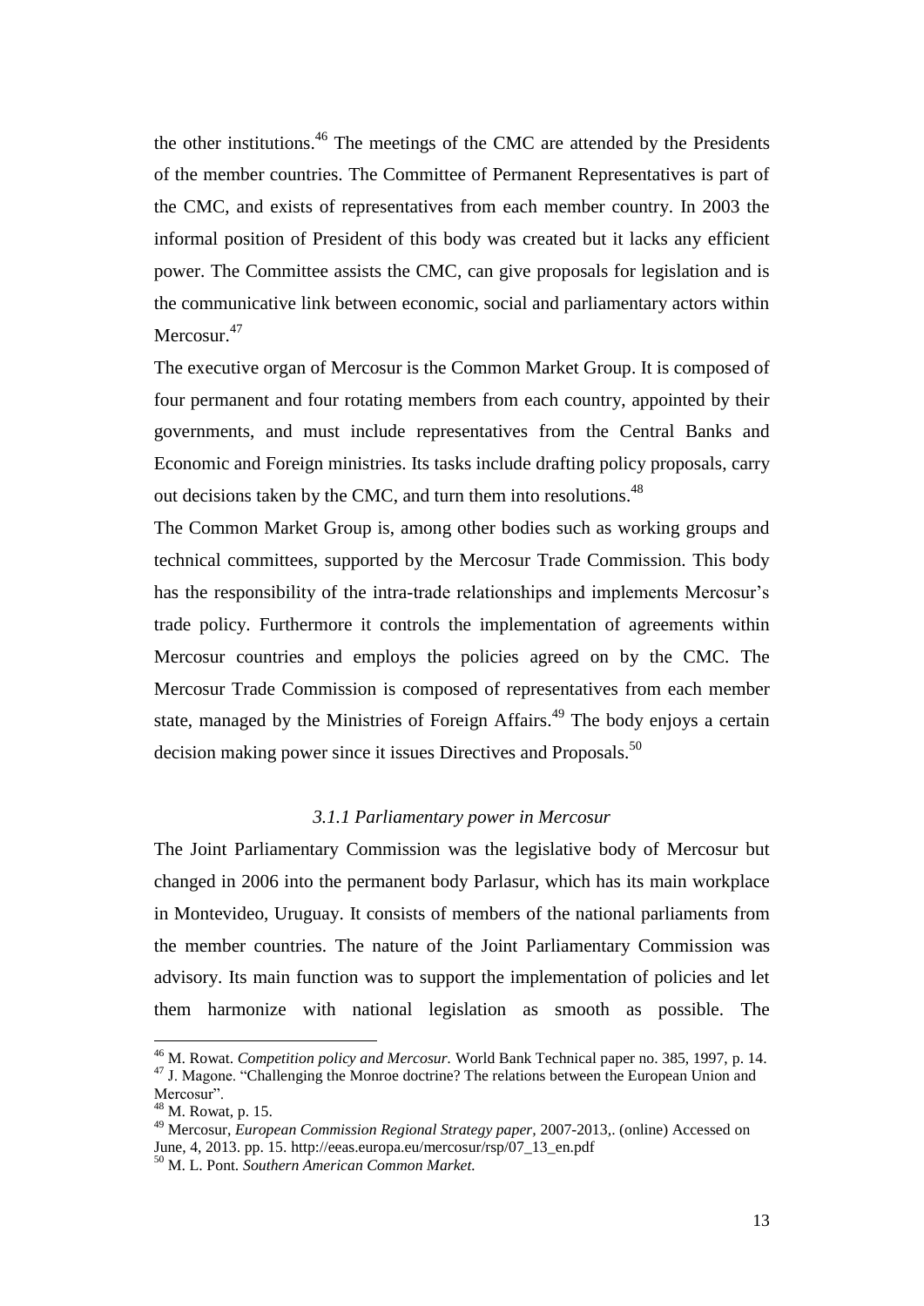the other institutions.[46] The meetings of the CMC are attended by the Presidents of the member countries. The Committee of Permanent Representatives is part of the CMC, and exists of representatives from each member country. In 2003 the informal position of President of this body was created but it lacks any efficient power. The Committee assists the CMC, can give proposals for legislation and is the communicative link between economic, social and parliamentary actors within Mercosur.[47]

The executive organ of Mercosur is the Common Market Group. It is composed of four permanent and four rotating members from each country, appointed by their governments, and must include representatives from the Central Banks and Economic and Foreign ministries. Its tasks include drafting policy proposals, carry out decisions taken by the CMC, and turn them into resolutions.[48]

The Common Market Group is, among other bodies such as working groups and technical committees, supported by the Mercosur Trade Commission. This body has the responsibility of the intra-trade relationships and implements Mercosur's trade policy. Furthermore it controls the implementation of agreements within Mercosur countries and employs the policies agreed on by the CMC. The Mercosur Trade Commission is composed of representatives from each member state, managed by the Ministries of Foreign Affairs.[49] The body enjoys a certain decision making power since it issues Directives and Proposals.[50]

### *3.1.1 Parliamentary power in Mercosur*

The Joint Parliamentary Commission was the legislative body of Mercosur but changed in 2006 into the permanent body Parlasur, which has its main workplace in Montevideo, Uruguay. It consists of members of the national parliaments from the member countries. The nature of the Joint Parliamentary Commission was advisory. Its main function was to support the implementation of policies and let them harmonize with national legislation as smooth as possible. The

---

[46] M. Rowat. *Competition policy and Mercosur.* World Bank Technical paper no. 385, 1997, p. 14.
[47] J. Magone. "Challenging the Monroe doctrine? The relations between the European Union and Mercosur".
[48] M. Rowat, p. 15.
[49] Mercosur, *European Commission Regional Strategy paper*, 2007-2013,. (online) Accessed on June, 4, 2013. pp. 15. http://eeas.europa.eu/mercosur/rsp/07_13_en.pdf
[50] M. L. Pont. *Southern American Common Market.*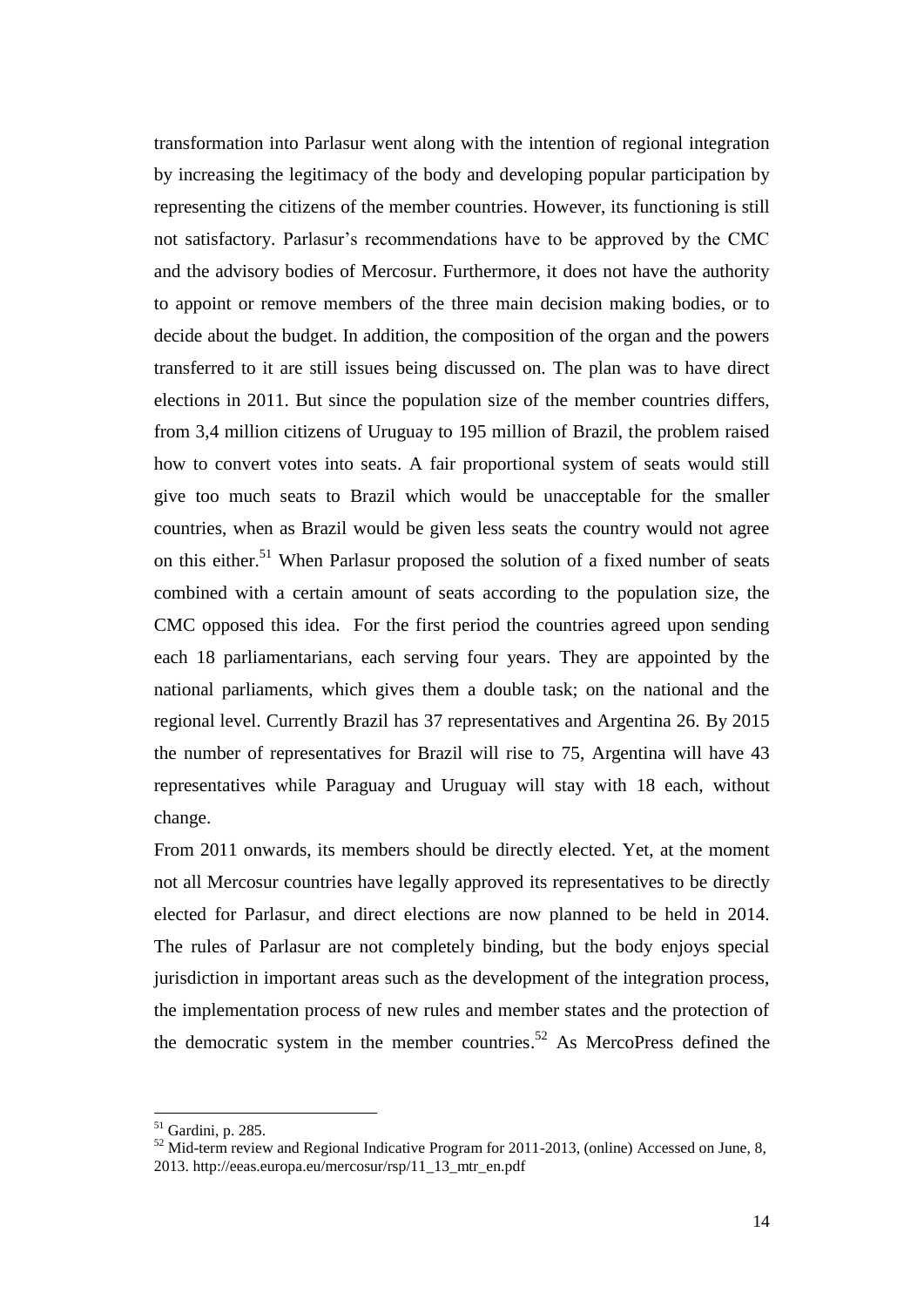transformation into Parlasur went along with the intention of regional integration by increasing the legitimacy of the body and developing popular participation by representing the citizens of the member countries. However, its functioning is still not satisfactory. Parlasur's recommendations have to be approved by the CMC and the advisory bodies of Mercosur. Furthermore, it does not have the authority to appoint or remove members of the three main decision making bodies, or to decide about the budget. In addition, the composition of the organ and the powers transferred to it are still issues being discussed on. The plan was to have direct elections in 2011. But since the population size of the member countries differs, from 3,4 million citizens of Uruguay to 195 million of Brazil, the problem raised how to convert votes into seats. A fair proportional system of seats would still give too much seats to Brazil which would be unacceptable for the smaller countries, when as Brazil would be given less seats the country would not agree on this either.[51] When Parlasur proposed the solution of a fixed number of seats combined with a certain amount of seats according to the population size, the CMC opposed this idea. For the first period the countries agreed upon sending each 18 parliamentarians, each serving four years. They are appointed by the national parliaments, which gives them a double task; on the national and the regional level. Currently Brazil has 37 representatives and Argentina 26. By 2015 the number of representatives for Brazil will rise to 75, Argentina will have 43 representatives while Paraguay and Uruguay will stay with 18 each, without change.

From 2011 onwards, its members should be directly elected. Yet, at the moment not all Mercosur countries have legally approved its representatives to be directly elected for Parlasur, and direct elections are now planned to be held in 2014. The rules of Parlasur are not completely binding, but the body enjoys special jurisdiction in important areas such as the development of the integration process, the implementation process of new rules and member states and the protection of the democratic system in the member countries.[52] As MercoPress defined the

[51] Gardini, p. 285.

[52] Mid-term review and Regional Indicative Program for 2011-2013, (online) Accessed on June, 8, 2013. http://eeas.europa.eu/mercosur/rsp/11_13_mtr_en.pdf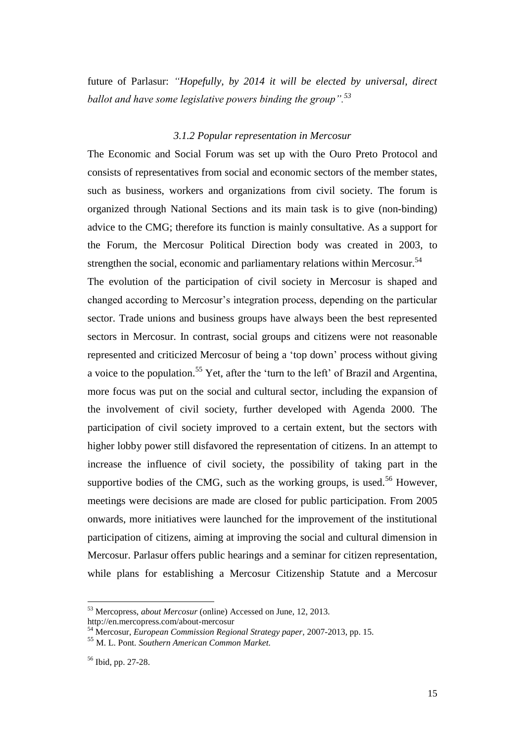future of Parlasur: *"Hopefully, by 2014 it will be elected by universal, direct ballot and have some legislative powers binding the group".*[53]

### *3.1.2 Popular representation in Mercosur*

The Economic and Social Forum was set up with the Ouro Preto Protocol and consists of representatives from social and economic sectors of the member states, such as business, workers and organizations from civil society. The forum is organized through National Sections and its main task is to give (non-binding) advice to the CMG; therefore its function is mainly consultative. As a support for the Forum, the Mercosur Political Direction body was created in 2003, to strengthen the social, economic and parliamentary relations within Mercosur.[54]

The evolution of the participation of civil society in Mercosur is shaped and changed according to Mercosur's integration process, depending on the particular sector. Trade unions and business groups have always been the best represented sectors in Mercosur. In contrast, social groups and citizens were not reasonable represented and criticized Mercosur of being a 'top down' process without giving a voice to the population.[55] Yet, after the 'turn to the left' of Brazil and Argentina, more focus was put on the social and cultural sector, including the expansion of the involvement of civil society, further developed with Agenda 2000. The participation of civil society improved to a certain extent, but the sectors with higher lobby power still disfavored the representation of citizens. In an attempt to increase the influence of civil society, the possibility of taking part in the supportive bodies of the CMG, such as the working groups, is used.[56] However, meetings were decisions are made are closed for public participation. From 2005 onwards, more initiatives were launched for the improvement of the institutional participation of citizens, aiming at improving the social and cultural dimension in Mercosur. Parlasur offers public hearings and a seminar for citizen representation, while plans for establishing a Mercosur Citizenship Statute and a Mercosur

---

[53] Mercopress, *about Mercosur* (online) Accessed on June, 12, 2013. http://en.mercopress.com/about-mercosur

[54] Mercosur, *European Commission Regional Strategy paper*, 2007-2013, pp. 15.

[55] M. L. Pont. *Southern American Common Market.*

[56] Ibid, pp. 27-28.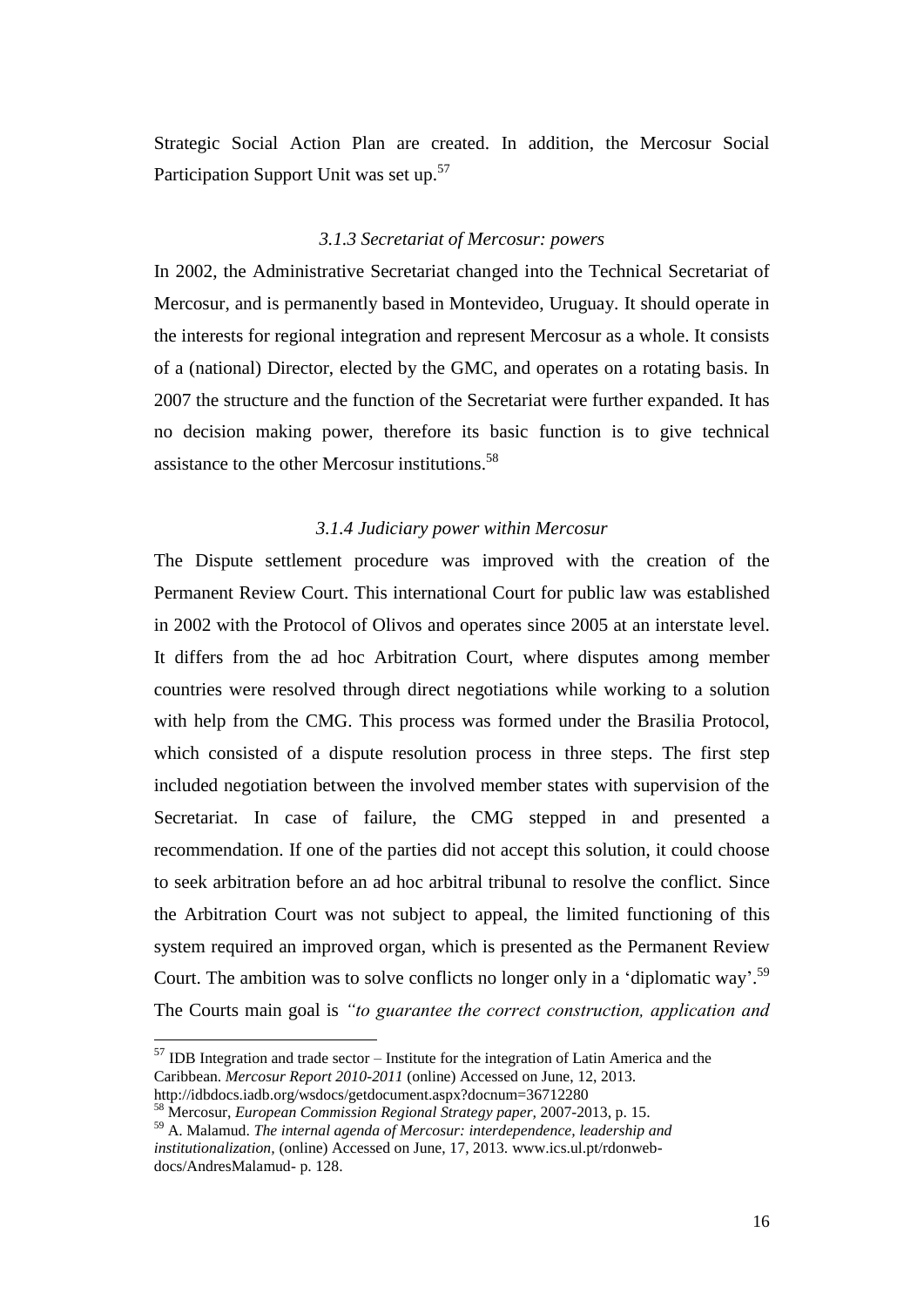Strategic Social Action Plan are created. In addition, the Mercosur Social Participation Support Unit was set up.[57]

### *3.1.3 Secretariat of Mercosur: powers*

In 2002, the Administrative Secretariat changed into the Technical Secretariat of Mercosur, and is permanently based in Montevideo, Uruguay. It should operate in the interests for regional integration and represent Mercosur as a whole. It consists of a (national) Director, elected by the GMC, and operates on a rotating basis. In 2007 the structure and the function of the Secretariat were further expanded. It has no decision making power, therefore its basic function is to give technical assistance to the other Mercosur institutions.[58]

### *3.1.4 Judiciary power within Mercosur*

The Dispute settlement procedure was improved with the creation of the Permanent Review Court. This international Court for public law was established in 2002 with the Protocol of Olivos and operates since 2005 at an interstate level. It differs from the ad hoc Arbitration Court, where disputes among member countries were resolved through direct negotiations while working to a solution with help from the CMG. This process was formed under the Brasilia Protocol, which consisted of a dispute resolution process in three steps. The first step included negotiation between the involved member states with supervision of the Secretariat. In case of failure, the CMG stepped in and presented a recommendation. If one of the parties did not accept this solution, it could choose to seek arbitration before an ad hoc arbitral tribunal to resolve the conflict. Since the Arbitration Court was not subject to appeal, the limited functioning of this system required an improved organ, which is presented as the Permanent Review Court. The ambition was to solve conflicts no longer only in a 'diplomatic way'.[59] The Courts main goal is *"to guarantee the correct construction, application and*

---

[57] IDB Integration and trade sector – Institute for the integration of Latin America and the Caribbean. *Mercosur Report 2010-2011* (online) Accessed on June, 12, 2013. http://idbdocs.iadb.org/wsdocs/getdocument.aspx?docnum=36712280

[58] Mercosur, *European Commission Regional Strategy paper*, 2007-2013, p. 15.

[59] A. Malamud. *The internal agenda of Mercosur: interdependence, leadership and institutionalization*, (online) Accessed on June, 17, 2013. www.ics.ul.pt/rdonweb-docs/AndresMalamud- p. 128.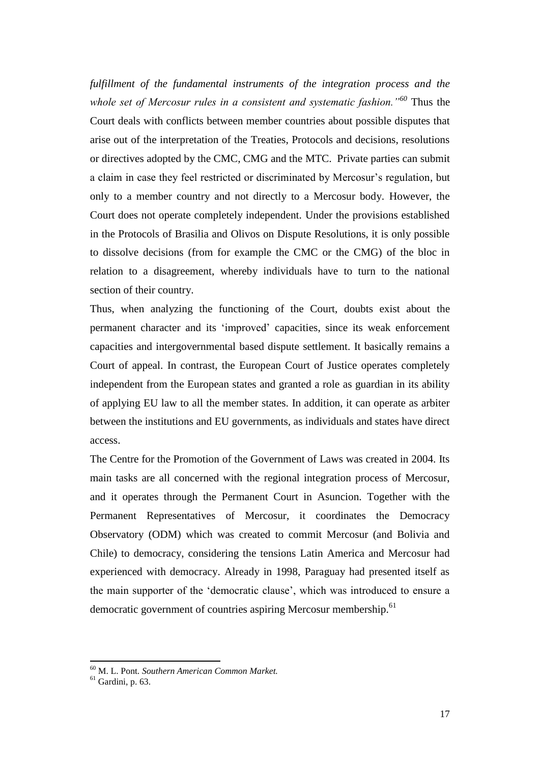*fulfillment of the fundamental instruments of the integration process and the whole set of Mercosur rules in a consistent and systematic fashion."*[60] Thus the Court deals with conflicts between member countries about possible disputes that arise out of the interpretation of the Treaties, Protocols and decisions, resolutions or directives adopted by the CMC, CMG and the MTC. Private parties can submit a claim in case they feel restricted or discriminated by Mercosur's regulation, but only to a member country and not directly to a Mercosur body. However, the Court does not operate completely independent. Under the provisions established in the Protocols of Brasilia and Olivos on Dispute Resolutions, it is only possible to dissolve decisions (from for example the CMC or the CMG) of the bloc in relation to a disagreement, whereby individuals have to turn to the national section of their country.

Thus, when analyzing the functioning of the Court, doubts exist about the permanent character and its 'improved' capacities, since its weak enforcement capacities and intergovernmental based dispute settlement. It basically remains a Court of appeal. In contrast, the European Court of Justice operates completely independent from the European states and granted a role as guardian in its ability of applying EU law to all the member states. In addition, it can operate as arbiter between the institutions and EU governments, as individuals and states have direct access.

The Centre for the Promotion of the Government of Laws was created in 2004. Its main tasks are all concerned with the regional integration process of Mercosur, and it operates through the Permanent Court in Asuncion. Together with the Permanent Representatives of Mercosur, it coordinates the Democracy Observatory (ODM) which was created to commit Mercosur (and Bolivia and Chile) to democracy, considering the tensions Latin America and Mercosur had experienced with democracy. Already in 1998, Paraguay had presented itself as the main supporter of the 'democratic clause', which was introduced to ensure a democratic government of countries aspiring Mercosur membership.[61]

---

[60] M. L. Pont. *Southern American Common Market.*

[61] Gardini, p. 63.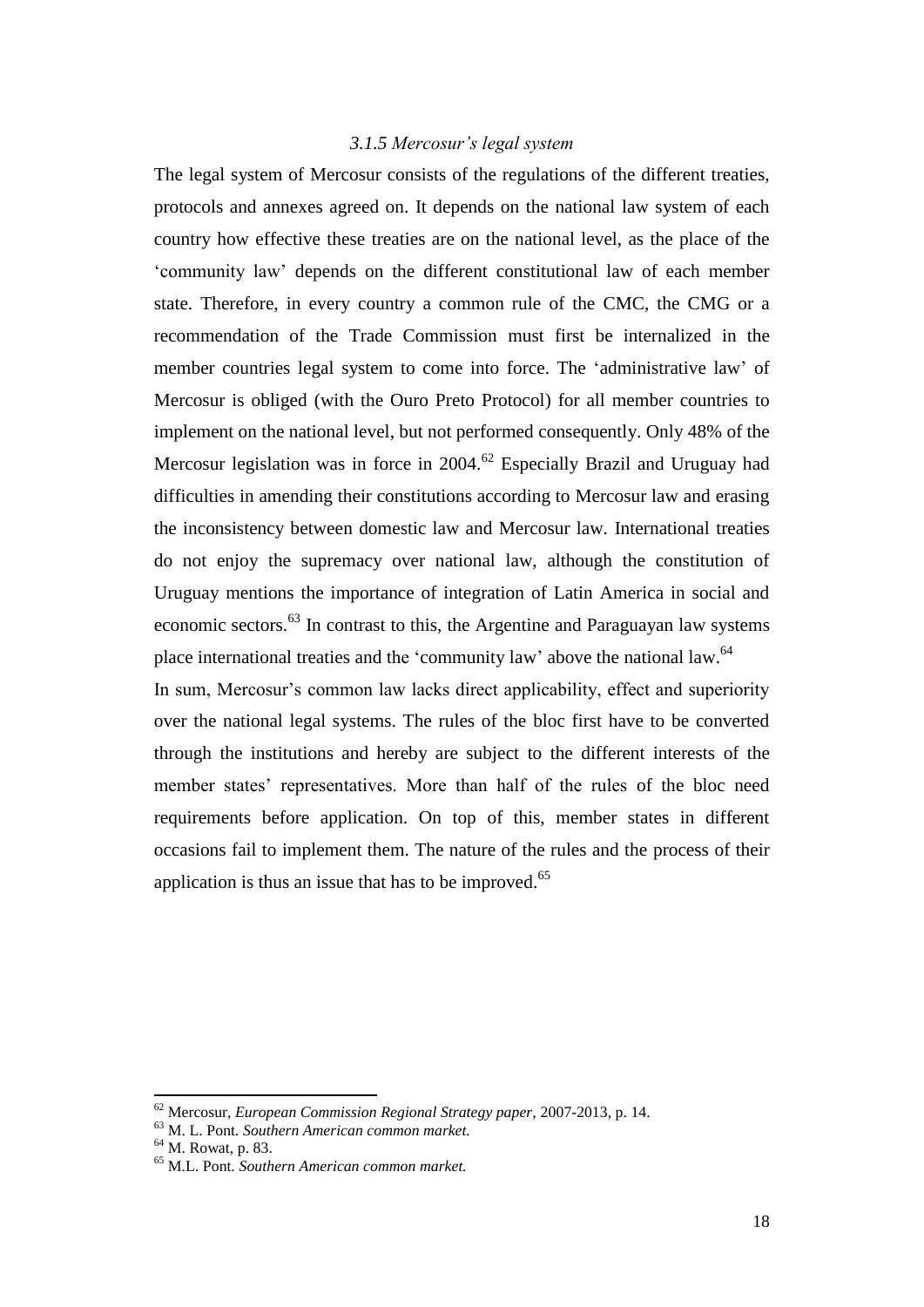### *3.1.5 Mercosur's legal system*

The legal system of Mercosur consists of the regulations of the different treaties, protocols and annexes agreed on. It depends on the national law system of each country how effective these treaties are on the national level, as the place of the 'community law' depends on the different constitutional law of each member state. Therefore, in every country a common rule of the CMC, the CMG or a recommendation of the Trade Commission must first be internalized in the member countries legal system to come into force. The 'administrative law' of Mercosur is obliged (with the Ouro Preto Protocol) for all member countries to implement on the national level, but not performed consequently. Only 48% of the Mercosur legislation was in force in 2004.[62] Especially Brazil and Uruguay had difficulties in amending their constitutions according to Mercosur law and erasing the inconsistency between domestic law and Mercosur law. International treaties do not enjoy the supremacy over national law, although the constitution of Uruguay mentions the importance of integration of Latin America in social and economic sectors.[63] In contrast to this, the Argentine and Paraguayan law systems place international treaties and the 'community law' above the national law.[64]

In sum, Mercosur's common law lacks direct applicability, effect and superiority over the national legal systems. The rules of the bloc first have to be converted through the institutions and hereby are subject to the different interests of the member states' representatives. More than half of the rules of the bloc need requirements before application. On top of this, member states in different occasions fail to implement them. The nature of the rules and the process of their application is thus an issue that has to be improved.[65]

---

[62] Mercosur, *European Commission Regional Strategy paper*, 2007-2013, p. 14.

[63] M. L. Pont. *Southern American common market.*

[64] M. Rowat, p. 83.

[65] M.L. Pont. *Southern American common market.*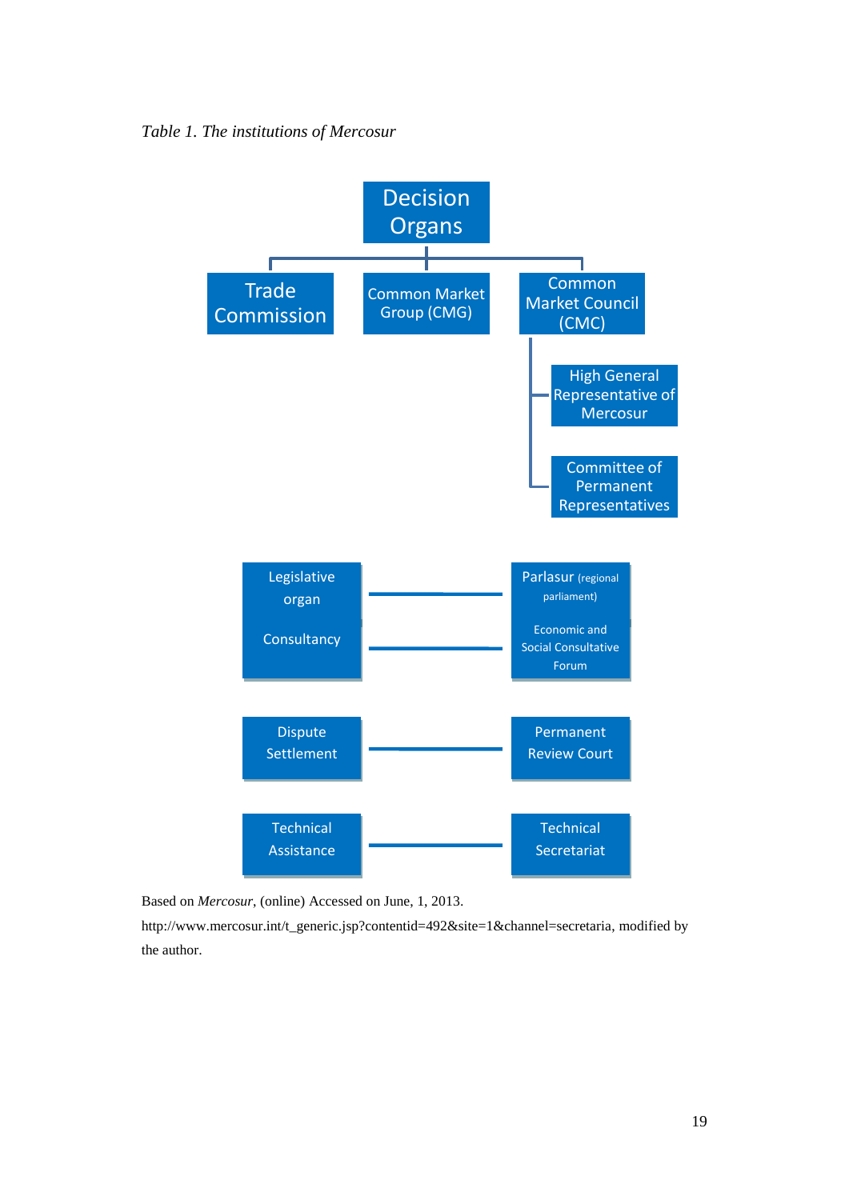*Table 1. The institutions of Mercosur*

- **Decision Organs**
  - Trade Commission
  - Common Market Group (CMG)
  - Common Market Council (CMC)
    - High General Representative of Mercosur
    - Committee of Permanent Representatives

| Function | Institution |
| --- | --- |
| Legislative organ | Parlasur (regional parliament) |
| Consultancy | Economic and Social Consultative Forum |
| Dispute Settlement | Permanent Review Court |
| Technical Assistance | Technical Secretariat |

Based on *Mercosur*, (online) Accessed on June, 1, 2013. http://www.mercosur.int/t_generic.jsp?contentid=492&site=1&channel=secretaria, modified by the author.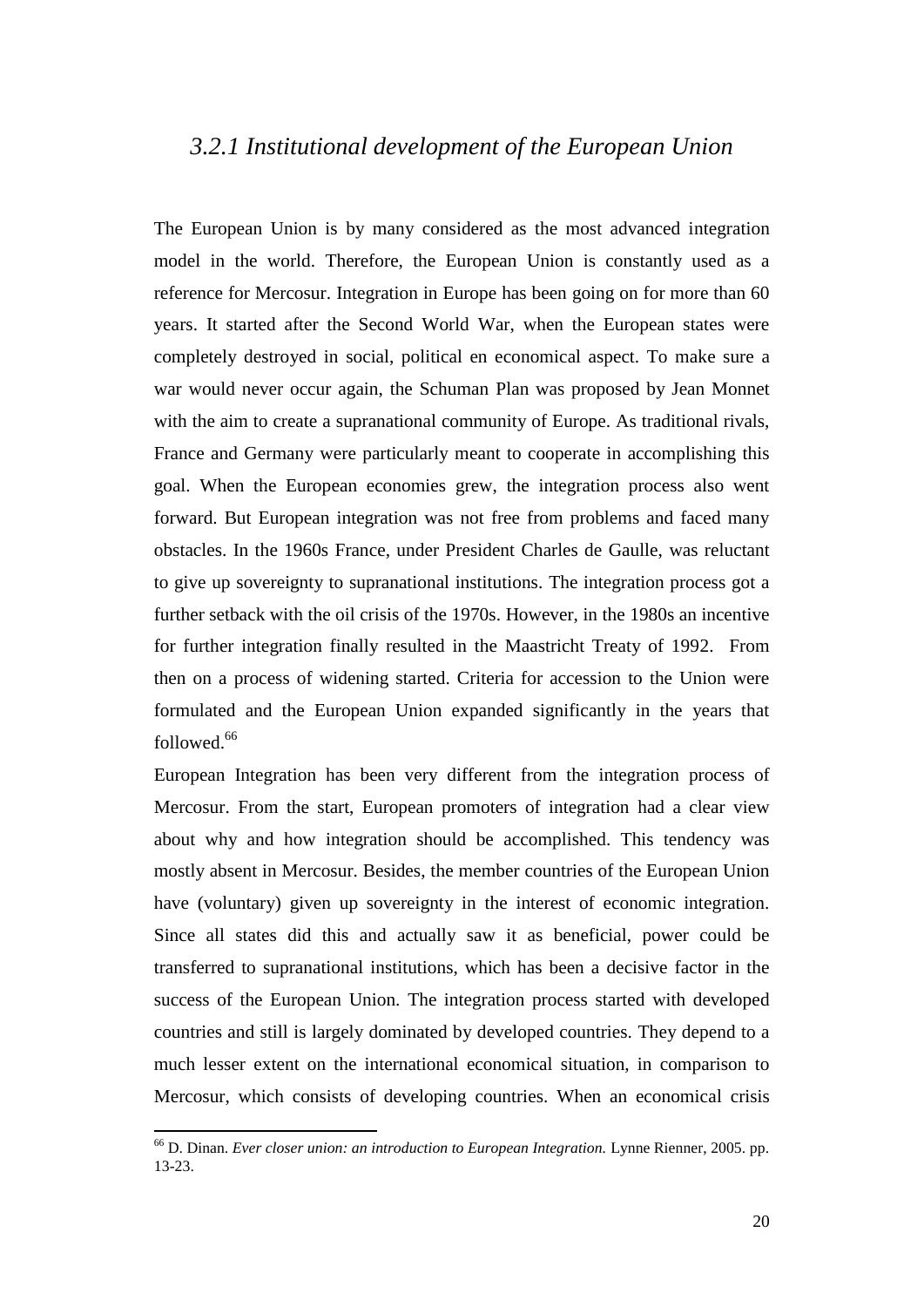### *3.2.1 Institutional development of the European Union*

The European Union is by many considered as the most advanced integration model in the world. Therefore, the European Union is constantly used as a reference for Mercosur. Integration in Europe has been going on for more than 60 years. It started after the Second World War, when the European states were completely destroyed in social, political en economical aspect. To make sure a war would never occur again, the Schuman Plan was proposed by Jean Monnet with the aim to create a supranational community of Europe. As traditional rivals, France and Germany were particularly meant to cooperate in accomplishing this goal. When the European economies grew, the integration process also went forward. But European integration was not free from problems and faced many obstacles. In the 1960s France, under President Charles de Gaulle, was reluctant to give up sovereignty to supranational institutions. The integration process got a further setback with the oil crisis of the 1970s. However, in the 1980s an incentive for further integration finally resulted in the Maastricht Treaty of 1992. From then on a process of widening started. Criteria for accession to the Union were formulated and the European Union expanded significantly in the years that followed.[66]

European Integration has been very different from the integration process of Mercosur. From the start, European promoters of integration had a clear view about why and how integration should be accomplished. This tendency was mostly absent in Mercosur. Besides, the member countries of the European Union have (voluntary) given up sovereignty in the interest of economic integration. Since all states did this and actually saw it as beneficial, power could be transferred to supranational institutions, which has been a decisive factor in the success of the European Union. The integration process started with developed countries and still is largely dominated by developed countries. They depend to a much lesser extent on the international economical situation, in comparison to Mercosur, which consists of developing countries. When an economical crisis

[66] D. Dinan. *Ever closer union: an introduction to European Integration.* Lynne Rienner, 2005. pp. 13-23.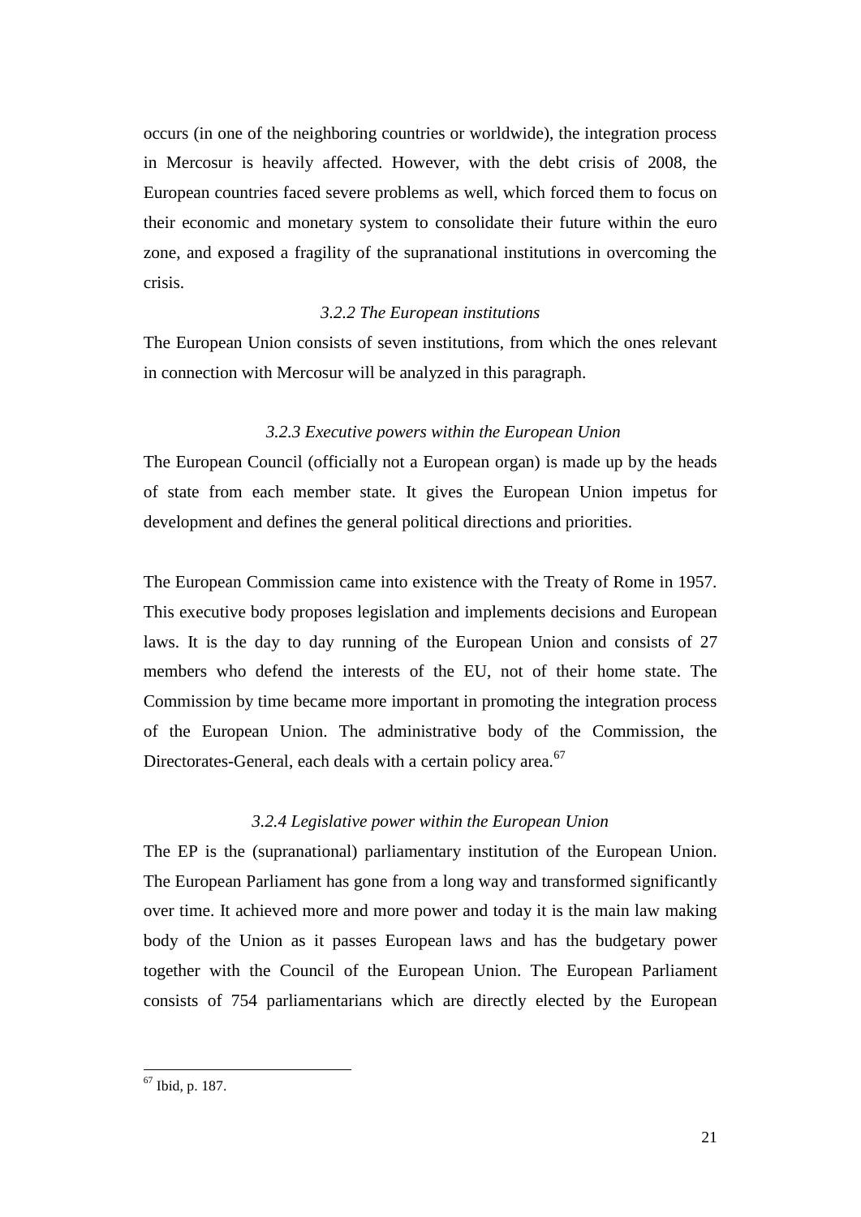occurs (in one of the neighboring countries or worldwide), the integration process in Mercosur is heavily affected. However, with the debt crisis of 2008, the European countries faced severe problems as well, which forced them to focus on their economic and monetary system to consolidate their future within the euro zone, and exposed a fragility of the supranational institutions in overcoming the crisis.

### *3.2.2 The European institutions*

The European Union consists of seven institutions, from which the ones relevant in connection with Mercosur will be analyzed in this paragraph.

### *3.2.3 Executive powers within the European Union*

The European Council (officially not a European organ) is made up by the heads of state from each member state. It gives the European Union impetus for development and defines the general political directions and priorities.

The European Commission came into existence with the Treaty of Rome in 1957. This executive body proposes legislation and implements decisions and European laws. It is the day to day running of the European Union and consists of 27 members who defend the interests of the EU, not of their home state. The Commission by time became more important in promoting the integration process of the European Union. The administrative body of the Commission, the Directorates-General, each deals with a certain policy area.[67]

### *3.2.4 Legislative power within the European Union*

The EP is the (supranational) parliamentary institution of the European Union. The European Parliament has gone from a long way and transformed significantly over time. It achieved more and more power and today it is the main law making body of the Union as it passes European laws and has the budgetary power together with the Council of the European Union. The European Parliament consists of 754 parliamentarians which are directly elected by the European

---

[67] Ibid, p. 187.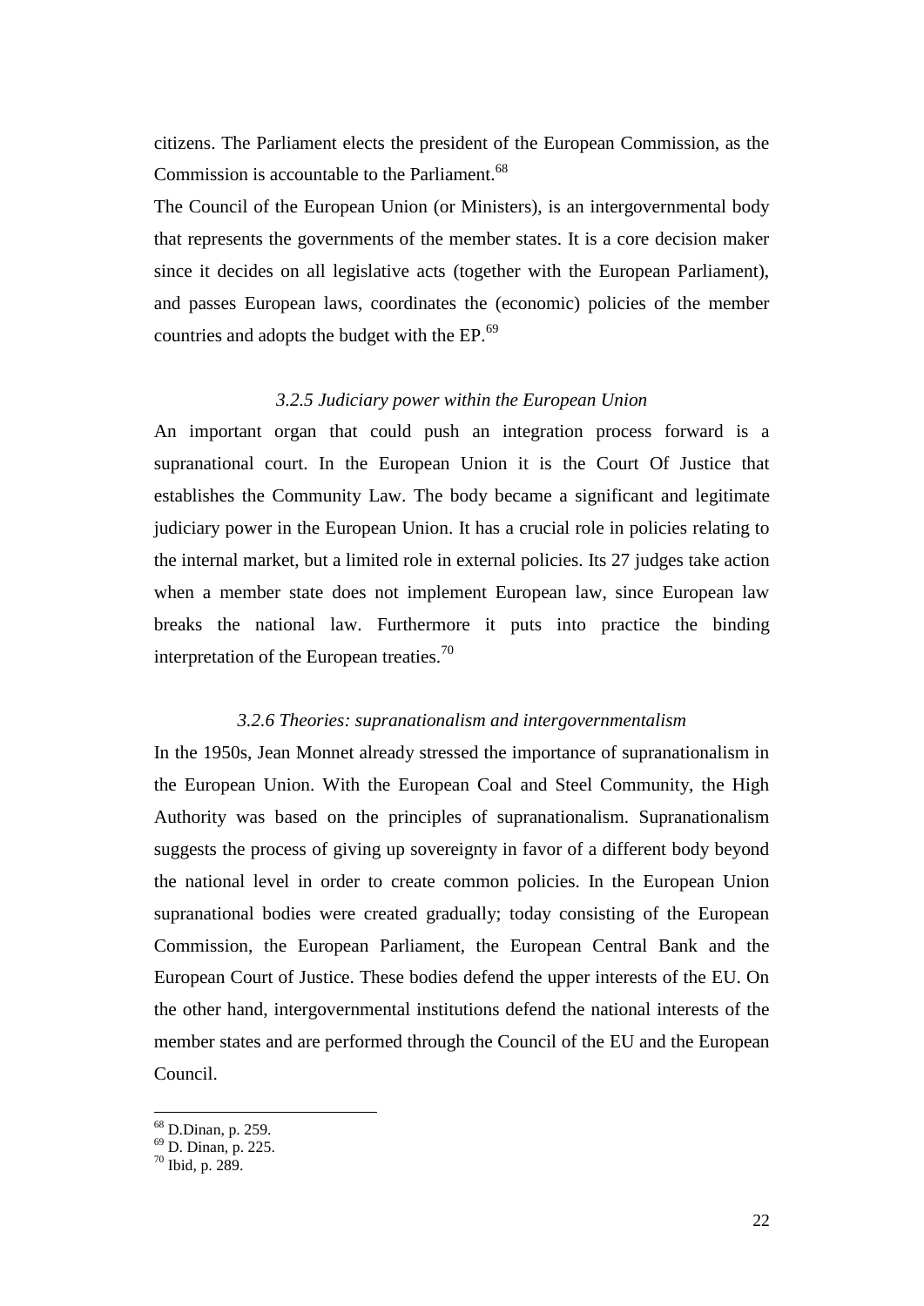citizens. The Parliament elects the president of the European Commission, as the Commission is accountable to the Parliament.[68]

The Council of the European Union (or Ministers), is an intergovernmental body that represents the governments of the member states. It is a core decision maker since it decides on all legislative acts (together with the European Parliament), and passes European laws, coordinates the (economic) policies of the member countries and adopts the budget with the EP.[69]

### *3.2.5 Judiciary power within the European Union*

An important organ that could push an integration process forward is a supranational court. In the European Union it is the Court Of Justice that establishes the Community Law. The body became a significant and legitimate judiciary power in the European Union. It has a crucial role in policies relating to the internal market, but a limited role in external policies. Its 27 judges take action when a member state does not implement European law, since European law breaks the national law. Furthermore it puts into practice the binding interpretation of the European treaties.[70]

### *3.2.6 Theories: supranationalism and intergovernmentalism*

In the 1950s, Jean Monnet already stressed the importance of supranationalism in the European Union. With the European Coal and Steel Community, the High Authority was based on the principles of supranationalism. Supranationalism suggests the process of giving up sovereignty in favor of a different body beyond the national level in order to create common policies. In the European Union supranational bodies were created gradually; today consisting of the European Commission, the European Parliament, the European Central Bank and the European Court of Justice. These bodies defend the upper interests of the EU. On the other hand, intergovernmental institutions defend the national interests of the member states and are performed through the Council of the EU and the European Council.

---

[68] D.Dinan, p. 259.
[69] D. Dinan, p. 225.
[70] Ibid, p. 289.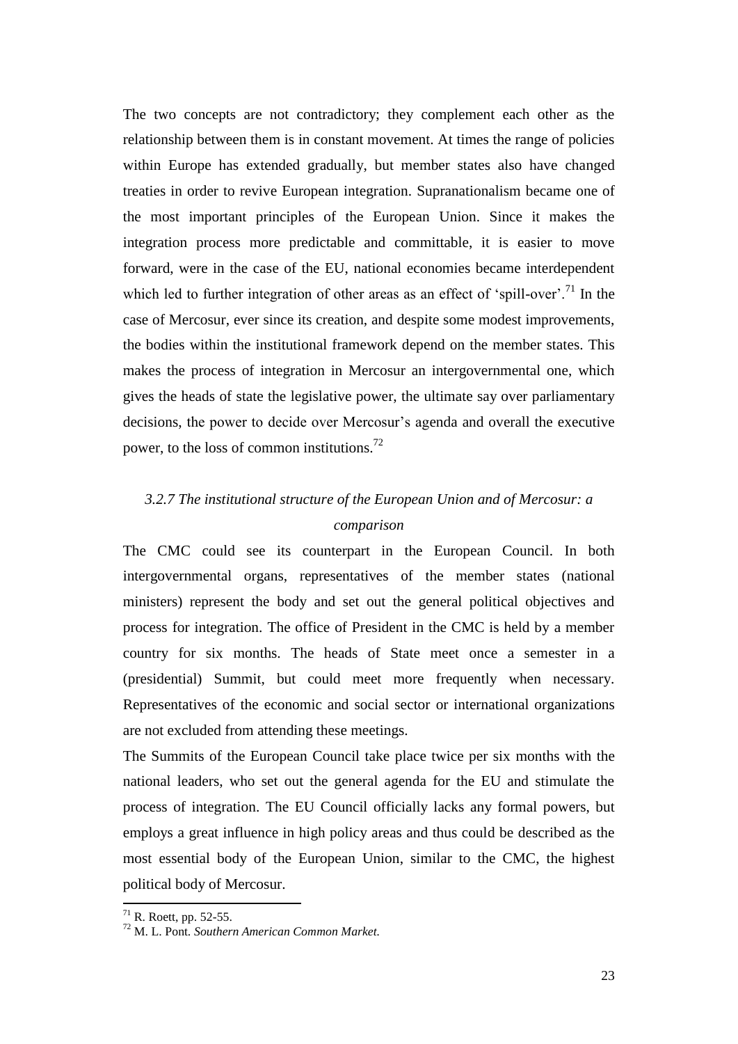The two concepts are not contradictory; they complement each other as the relationship between them is in constant movement. At times the range of policies within Europe has extended gradually, but member states also have changed treaties in order to revive European integration. Supranationalism became one of the most important principles of the European Union. Since it makes the integration process more predictable and committable, it is easier to move forward, were in the case of the EU, national economies became interdependent which led to further integration of other areas as an effect of 'spill-over'.[71] In the case of Mercosur, ever since its creation, and despite some modest improvements, the bodies within the institutional framework depend on the member states. This makes the process of integration in Mercosur an intergovernmental one, which gives the heads of state the legislative power, the ultimate say over parliamentary decisions, the power to decide over Mercosur's agenda and overall the executive power, to the loss of common institutions.[72]

### *3.2.7 The institutional structure of the European Union and of Mercosur: a comparison*

The CMC could see its counterpart in the European Council. In both intergovernmental organs, representatives of the member states (national ministers) represent the body and set out the general political objectives and process for integration. The office of President in the CMC is held by a member country for six months. The heads of State meet once a semester in a (presidential) Summit, but could meet more frequently when necessary. Representatives of the economic and social sector or international organizations are not excluded from attending these meetings.

The Summits of the European Council take place twice per six months with the national leaders, who set out the general agenda for the EU and stimulate the process of integration. The EU Council officially lacks any formal powers, but employs a great influence in high policy areas and thus could be described as the most essential body of the European Union, similar to the CMC, the highest political body of Mercosur.

---

[71] R. Roett, pp. 52-55.

[72] M. L. Pont. *Southern American Common Market.*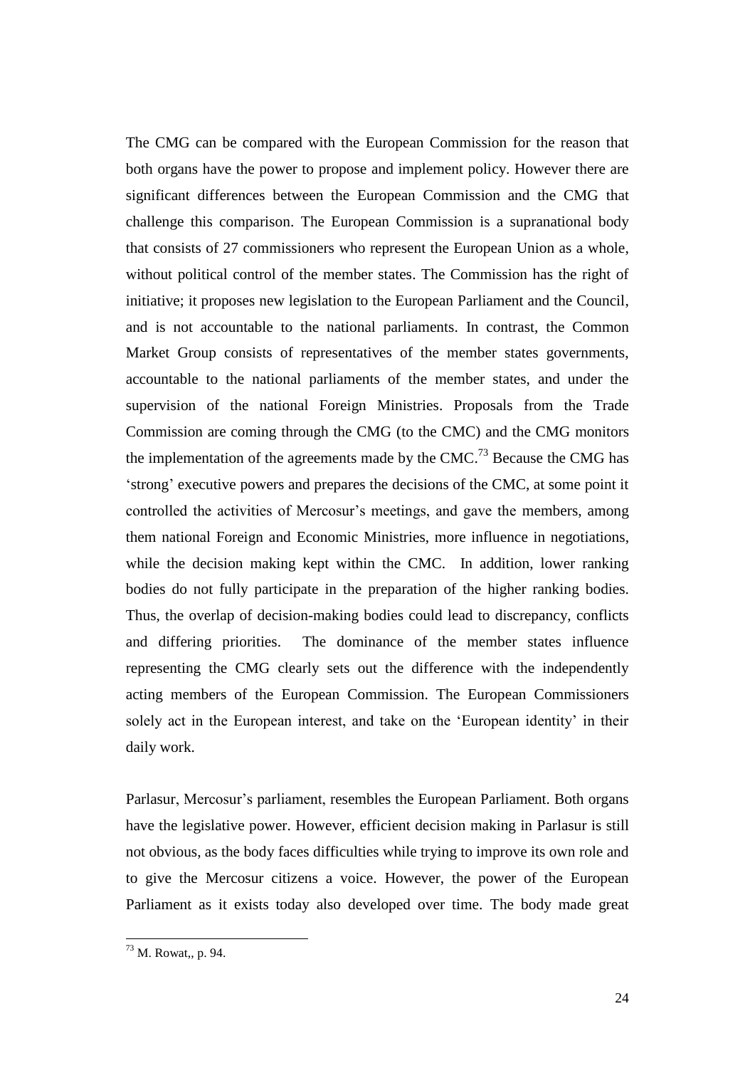The CMG can be compared with the European Commission for the reason that both organs have the power to propose and implement policy. However there are significant differences between the European Commission and the CMG that challenge this comparison. The European Commission is a supranational body that consists of 27 commissioners who represent the European Union as a whole, without political control of the member states. The Commission has the right of initiative; it proposes new legislation to the European Parliament and the Council, and is not accountable to the national parliaments. In contrast, the Common Market Group consists of representatives of the member states governments, accountable to the national parliaments of the member states, and under the supervision of the national Foreign Ministries. Proposals from the Trade Commission are coming through the CMG (to the CMC) and the CMG monitors the implementation of the agreements made by the CMC.[73] Because the CMG has 'strong' executive powers and prepares the decisions of the CMC, at some point it controlled the activities of Mercosur's meetings, and gave the members, among them national Foreign and Economic Ministries, more influence in negotiations, while the decision making kept within the CMC. In addition, lower ranking bodies do not fully participate in the preparation of the higher ranking bodies. Thus, the overlap of decision-making bodies could lead to discrepancy, conflicts and differing priorities. The dominance of the member states influence representing the CMG clearly sets out the difference with the independently acting members of the European Commission. The European Commissioners solely act in the European interest, and take on the 'European identity' in their daily work.

Parlasur, Mercosur's parliament, resembles the European Parliament. Both organs have the legislative power. However, efficient decision making in Parlasur is still not obvious, as the body faces difficulties while trying to improve its own role and to give the Mercosur citizens a voice. However, the power of the European Parliament as it exists today also developed over time. The body made great

---

[73] M. Rowat,, p. 94.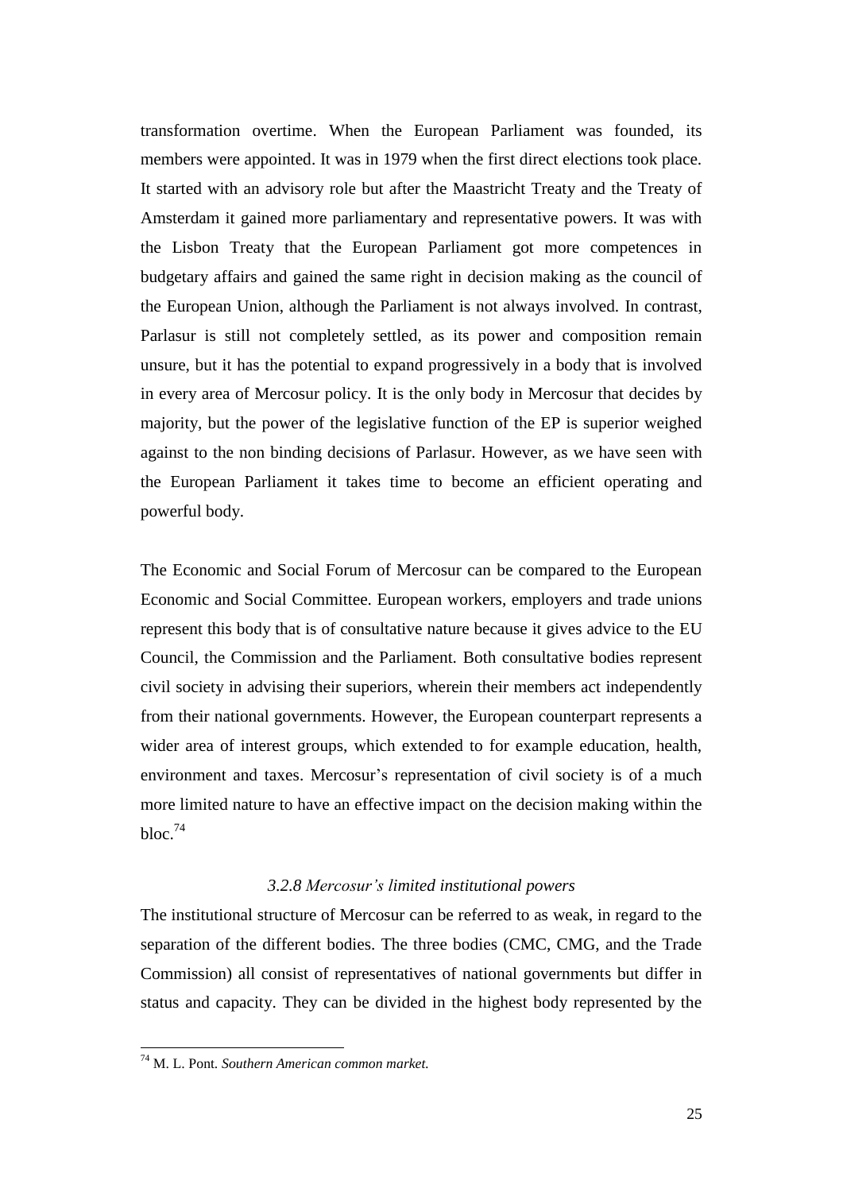transformation overtime. When the European Parliament was founded, its members were appointed. It was in 1979 when the first direct elections took place. It started with an advisory role but after the Maastricht Treaty and the Treaty of Amsterdam it gained more parliamentary and representative powers. It was with the Lisbon Treaty that the European Parliament got more competences in budgetary affairs and gained the same right in decision making as the council of the European Union, although the Parliament is not always involved. In contrast, Parlasur is still not completely settled, as its power and composition remain unsure, but it has the potential to expand progressively in a body that is involved in every area of Mercosur policy. It is the only body in Mercosur that decides by majority, but the power of the legislative function of the EP is superior weighed against to the non binding decisions of Parlasur. However, as we have seen with the European Parliament it takes time to become an efficient operating and powerful body.

The Economic and Social Forum of Mercosur can be compared to the European Economic and Social Committee. European workers, employers and trade unions represent this body that is of consultative nature because it gives advice to the EU Council, the Commission and the Parliament. Both consultative bodies represent civil society in advising their superiors, wherein their members act independently from their national governments. However, the European counterpart represents a wider area of interest groups, which extended to for example education, health, environment and taxes. Mercosur's representation of civil society is of a much more limited nature to have an effective impact on the decision making within the bloc.[74]

### *3.2.8 Mercosur's limited institutional powers*

The institutional structure of Mercosur can be referred to as weak, in regard to the separation of the different bodies. The three bodies (CMC, CMG, and the Trade Commission) all consist of representatives of national governments but differ in status and capacity. They can be divided in the highest body represented by the

---

[74] M. L. Pont. *Southern American common market.*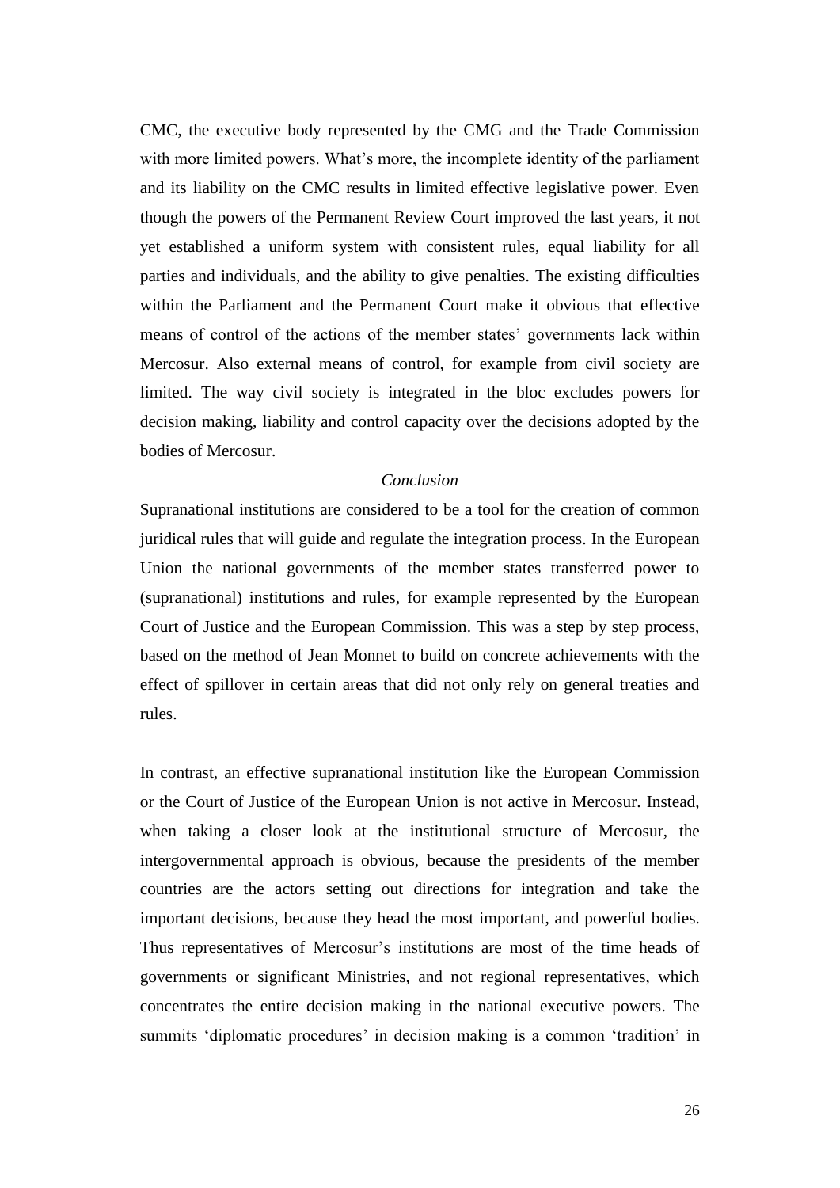CMC, the executive body represented by the CMG and the Trade Commission with more limited powers. What's more, the incomplete identity of the parliament and its liability on the CMC results in limited effective legislative power. Even though the powers of the Permanent Review Court improved the last years, it not yet established a uniform system with consistent rules, equal liability for all parties and individuals, and the ability to give penalties. The existing difficulties within the Parliament and the Permanent Court make it obvious that effective means of control of the actions of the member states' governments lack within Mercosur. Also external means of control, for example from civil society are limited. The way civil society is integrated in the bloc excludes powers for decision making, liability and control capacity over the decisions adopted by the bodies of Mercosur.

## *Conclusion*

Supranational institutions are considered to be a tool for the creation of common juridical rules that will guide and regulate the integration process. In the European Union the national governments of the member states transferred power to (supranational) institutions and rules, for example represented by the European Court of Justice and the European Commission. This was a step by step process, based on the method of Jean Monnet to build on concrete achievements with the effect of spillover in certain areas that did not only rely on general treaties and rules.

In contrast, an effective supranational institution like the European Commission or the Court of Justice of the European Union is not active in Mercosur. Instead, when taking a closer look at the institutional structure of Mercosur, the intergovernmental approach is obvious, because the presidents of the member countries are the actors setting out directions for integration and take the important decisions, because they head the most important, and powerful bodies. Thus representatives of Mercosur's institutions are most of the time heads of governments or significant Ministries, and not regional representatives, which concentrates the entire decision making in the national executive powers. The summits 'diplomatic procedures' in decision making is a common 'tradition' in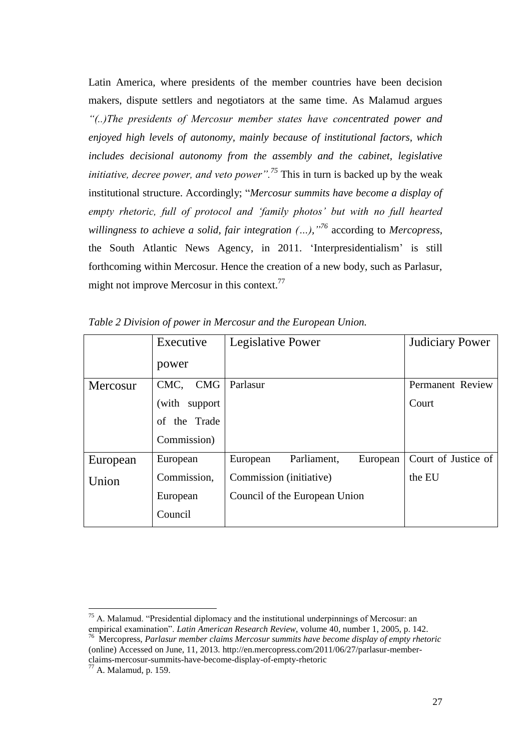Latin America, where presidents of the member countries have been decision makers, dispute settlers and negotiators at the same time. As Malamud argues *"(..)The presidents of Mercosur member states have concentrated power and enjoyed high levels of autonomy, mainly because of institutional factors, which includes decisional autonomy from the assembly and the cabinet, legislative initiative, decree power, and veto power".*[75] This in turn is backed up by the weak institutional structure. Accordingly; "*Mercosur summits have become a display of empty rhetoric, full of protocol and 'family photos' but with no full hearted willingness to achieve a solid, fair integration (…),"*[76] according to *Mercopress*, the South Atlantic News Agency, in 2011. 'Interpresidentialism' is still forthcoming within Mercosur. Hence the creation of a new body, such as Parlasur, might not improve Mercosur in this context.[77]

*Table 2 Division of power in Mercosur and the European Union.*

| | Executive power | Legislative Power | Judiciary Power |
|---|---|---|---|
| Mercosur | CMC, CMG (with support of the Trade Commission) | Parlasur | Permanent Review Court |
| European Union | European Commission, European Council | European Parliament, European Commission (initiative) Council of the European Union | Court of Justice of the EU |

[75] A. Malamud. "Presidential diplomacy and the institutional underpinnings of Mercosur: an empirical examination". *Latin American Research Review*, volume 40, number 1, 2005, p. 142.

[76] Mercopress, *Parlasur member claims Mercosur summits have become display of empty rhetoric* (online) Accessed on June, 11, 2013. http://en.mercopress.com/2011/06/27/parlasur-member-claims-mercosur-summits-have-become-display-of-empty-rhetoric

[77] A. Malamud, p. 159.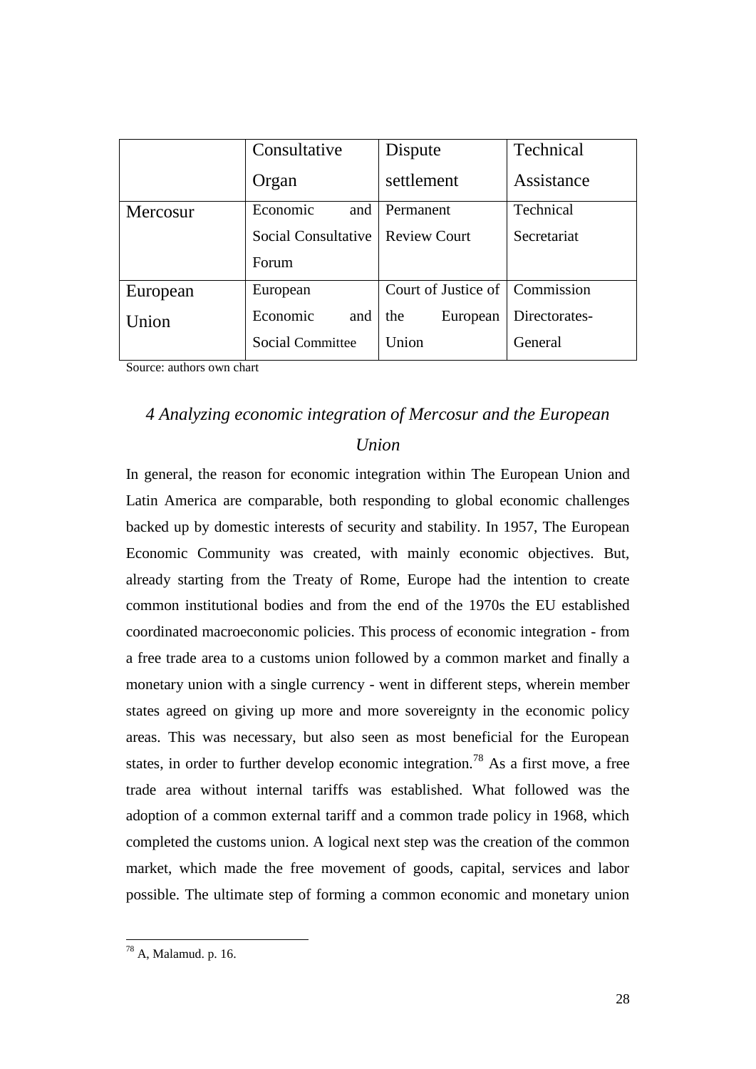| | Consultative Organ | Dispute settlement | Technical Assistance |
|---|---|---|---|
| Mercosur | Economic and Social Consultative Forum | Permanent Review Court | Technical Secretariat |
| European Union | European Economic and Social Committee | Court of Justice of the European Union | Commission Directorates-General |

Source: authors own chart

## *4 Analyzing economic integration of Mercosur and the European Union*

In general, the reason for economic integration within The European Union and Latin America are comparable, both responding to global economic challenges backed up by domestic interests of security and stability. In 1957, The European Economic Community was created, with mainly economic objectives. But, already starting from the Treaty of Rome, Europe had the intention to create common institutional bodies and from the end of the 1970s the EU established coordinated macroeconomic policies. This process of economic integration - from a free trade area to a customs union followed by a common market and finally a monetary union with a single currency - went in different steps, wherein member states agreed on giving up more and more sovereignty in the economic policy areas. This was necessary, but also seen as most beneficial for the European states, in order to further develop economic integration.[78] As a first move, a free trade area without internal tariffs was established. What followed was the adoption of a common external tariff and a common trade policy in 1968, which completed the customs union. A logical next step was the creation of the common market, which made the free movement of goods, capital, services and labor possible. The ultimate step of forming a common economic and monetary union

[78] A, Malamud. p. 16.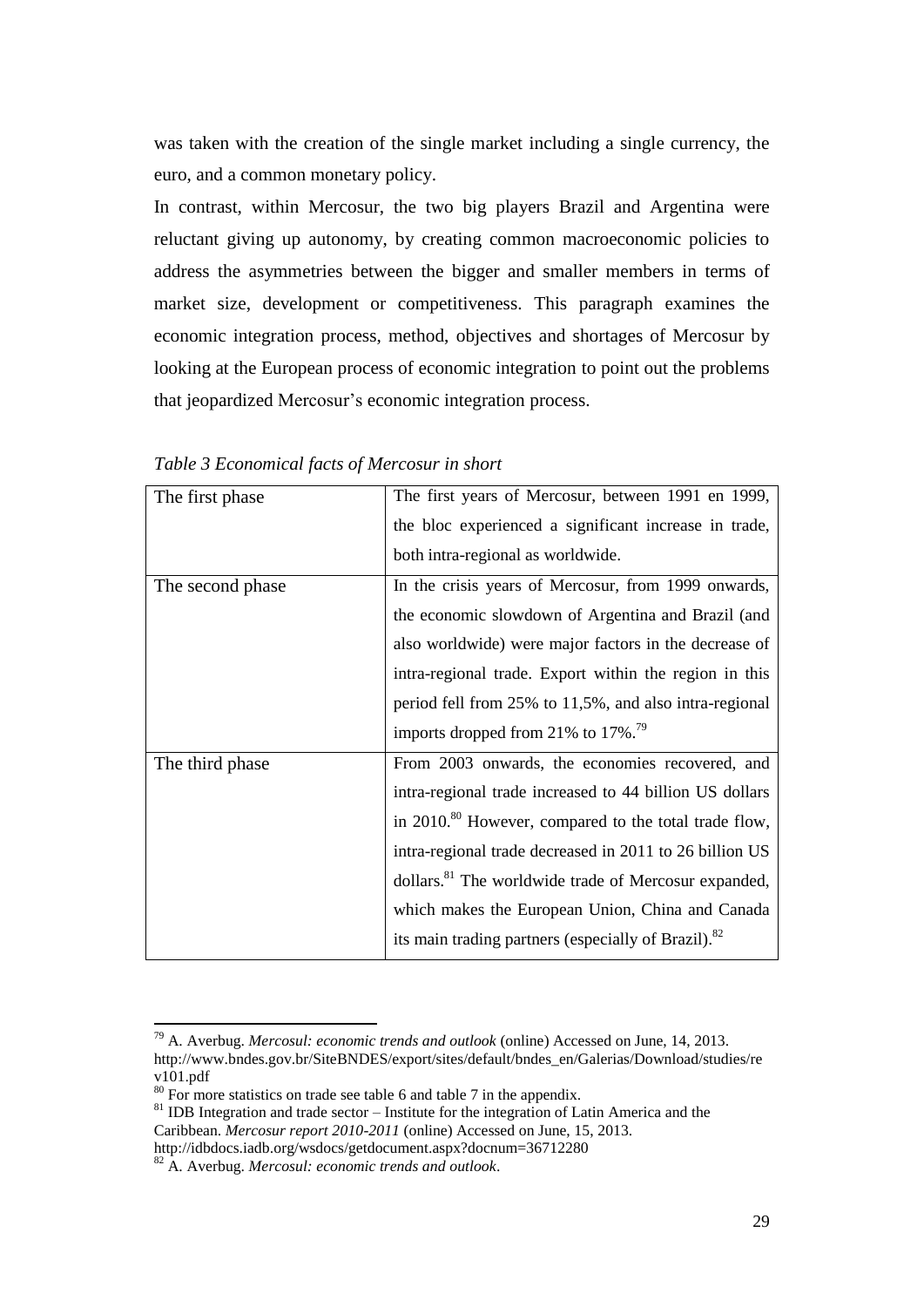was taken with the creation of the single market including a single currency, the euro, and a common monetary policy.

In contrast, within Mercosur, the two big players Brazil and Argentina were reluctant giving up autonomy, by creating common macroeconomic policies to address the asymmetries between the bigger and smaller members in terms of market size, development or competitiveness. This paragraph examines the economic integration process, method, objectives and shortages of Mercosur by looking at the European process of economic integration to point out the problems that jeopardized Mercosur's economic integration process.

*Table 3 Economical facts of Mercosur in short*

| | |
|---|---|
| The first phase | The first years of Mercosur, between 1991 en 1999, the bloc experienced a significant increase in trade, both intra-regional as worldwide. |
| The second phase | In the crisis years of Mercosur, from 1999 onwards, the economic slowdown of Argentina and Brazil (and also worldwide) were major factors in the decrease of intra-regional trade. Export within the region in this period fell from 25% to 11,5%, and also intra-regional imports dropped from 21% to 17%.[79] |
| The third phase | From 2003 onwards, the economies recovered, and intra-regional trade increased to 44 billion US dollars in 2010.[80] However, compared to the total trade flow, intra-regional trade decreased in 2011 to 26 billion US dollars.[81] The worldwide trade of Mercosur expanded, which makes the European Union, China and Canada its main trading partners (especially of Brazil).[82] |

[79] A. Averbug. *Mercosul: economic trends and outlook* (online) Accessed on June, 14, 2013. http://www.bndes.gov.br/SiteBNDES/export/sites/default/bndes_en/Galerias/Download/studies/rev101.pdf

[80] For more statistics on trade see table 6 and table 7 in the appendix.

[81] IDB Integration and trade sector – Institute for the integration of Latin America and the Caribbean. *Mercosur report 2010-2011* (online) Accessed on June, 15, 2013. http://idbdocs.iadb.org/wsdocs/getdocument.aspx?docnum=36712280

[82] A. Averbug. *Mercosul: economic trends and outlook*.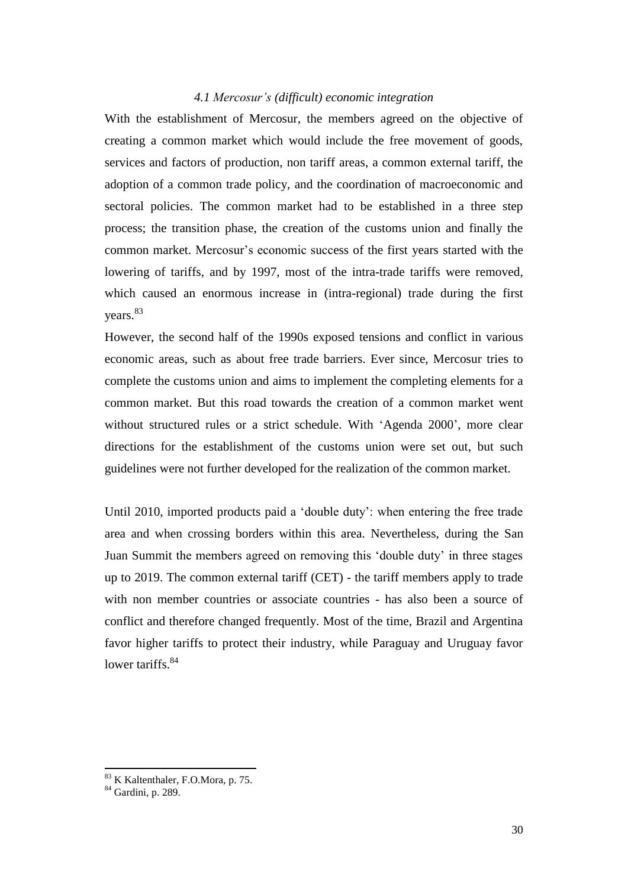### *4.1 Mercosur's (difficult) economic integration*

With the establishment of Mercosur, the members agreed on the objective of creating a common market which would include the free movement of goods, services and factors of production, non tariff areas, a common external tariff, the adoption of a common trade policy, and the coordination of macroeconomic and sectoral policies. The common market had to be established in a three step process; the transition phase, the creation of the customs union and finally the common market. Mercosur's economic success of the first years started with the lowering of tariffs, and by 1997, most of the intra-trade tariffs were removed, which caused an enormous increase in (intra-regional) trade during the first years.[83]

However, the second half of the 1990s exposed tensions and conflict in various economic areas, such as about free trade barriers. Ever since, Mercosur tries to complete the customs union and aims to implement the completing elements for a common market. But this road towards the creation of a common market went without structured rules or a strict schedule. With 'Agenda 2000', more clear directions for the establishment of the customs union were set out, but such guidelines were not further developed for the realization of the common market.

Until 2010, imported products paid a 'double duty': when entering the free trade area and when crossing borders within this area. Nevertheless, during the San Juan Summit the members agreed on removing this 'double duty' in three stages up to 2019. The common external tariff (CET) - the tariff members apply to trade with non member countries or associate countries - has also been a source of conflict and therefore changed frequently. Most of the time, Brazil and Argentina favor higher tariffs to protect their industry, while Paraguay and Uruguay favor lower tariffs.[84]

---

[83] K Kaltenthaler, F.O.Mora, p. 75.

[84] Gardini, p. 289.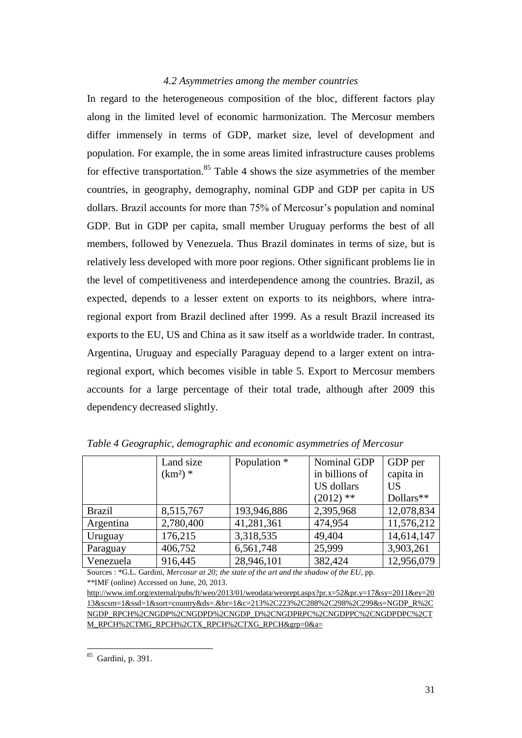### *4.2 Asymmetries among the member countries*

In regard to the heterogeneous composition of the bloc, different factors play along in the limited level of economic harmonization. The Mercosur members differ immensely in terms of GDP, market size, level of development and population. For example, the in some areas limited infrastructure causes problems for effective transportation.[85] Table 4 shows the size asymmetries of the member countries, in geography, demography, nominal GDP and GDP per capita in US dollars. Brazil accounts for more than 75% of Mercosur's population and nominal GDP. But in GDP per capita, small member Uruguay performs the best of all members, followed by Venezuela. Thus Brazil dominates in terms of size, but is relatively less developed with more poor regions. Other significant problems lie in the level of competitiveness and interdependence among the countries. Brazil, as expected, depends to a lesser extent on exports to its neighbors, where intra-regional export from Brazil declined after 1999. As a result Brazil increased its exports to the EU, US and China as it saw itself as a worldwide trader. In contrast, Argentina, Uruguay and especially Paraguay depend to a larger extent on intra-regional export, which becomes visible in table 5. Export to Mercosur members accounts for a large percentage of their total trade, although after 2009 this dependency decreased slightly.

*Table 4 Geographic, demographic and economic asymmetries of Mercosur*

| | Land size (km²) * | Population * | Nominal GDP in billions of US dollars (2012) ** | GDP per capita in US Dollars** |
|---|---|---|---|---|
| Brazil | 8,515,767 | 193,946,886 | 2,395,968 | 12,078,834 |
| Argentina | 2,780,400 | 41,281,361 | 474,954 | 11,576,212 |
| Uruguay | 176,215 | 3,318,535 | 49,404 | 14,614,147 |
| Paraguay | 406,752 | 6,561,748 | 25,999 | 3,903,261 |
| Venezuela | 916,445 | 28,946,101 | 382,424 | 12,956,079 |

Sources : *G.L. Gardini, *Mercosur at 20; the state of the art and the shadow of the EU*, pp.
**IMF (online) Accessed on June, 20, 2013.
http://www.imf.org/external/pubs/ft/weo/2013/01/weodata/weorept.aspx?pr.x=52&pr.y=17&sy=2011&ey=2013&scsm=1&ssd=1&sort=country&ds=.&br=1&c=213%2C223%2C288%2C298%2C299&s=NGDP_R%2CNGDP_RPCH%2CNGDP%2CNGDPD%2CNGDP_D%2CNGDPRPC%2CNGDPPC%2CNGDPDPC%2CTM_RPCH%2CTMG_RPCH%2CTX_RPCH%2CTXG_RPCH&grp=0&a=

[85] Gardini, p. 391.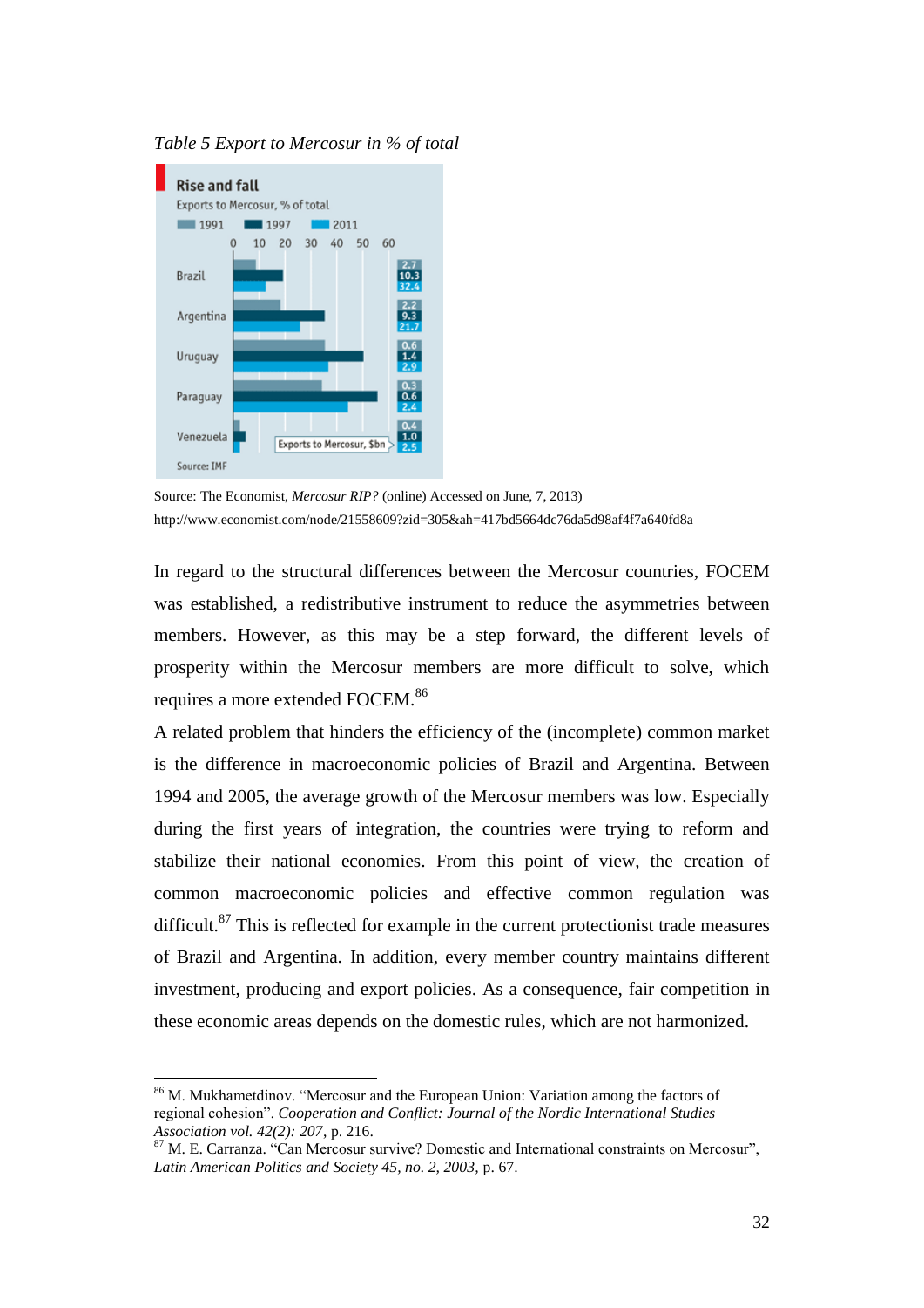*Table 5 Export to Mercosur in % of total*

**Rise and fall**

Exports to Mercosur, % of total

| | 1991 | 1997 | 2011 | Exports to Mercosur, $bn (1991) | Exports to Mercosur, $bn (1997) | Exports to Mercosur, $bn (2011) |
|---|---|---|---|---|---|---|
| Brazil | | | | 2.7 | 10.3 | 32.4 |
| Argentina | | | | 2.2 | 9.3 | 21.7 |
| Uruguay | | | | 0.6 | 1.4 | 2.9 |
| Paraguay | | | | 0.3 | 0.6 | 2.4 |
| Venezuela | | | | 0.4 | 1.0 | 2.5 |

Source: IMF

Source: The Economist, *Mercosur RIP?* (online) Accessed on June, 7, 2013) http://www.economist.com/node/21558609?zid=305&ah=417bd5664dc76da5d98af4f7a640fd8a

In regard to the structural differences between the Mercosur countries, FOCEM was established, a redistributive instrument to reduce the asymmetries between members. However, as this may be a step forward, the different levels of prosperity within the Mercosur members are more difficult to solve, which requires a more extended FOCEM.[86]

A related problem that hinders the efficiency of the (incomplete) common market is the difference in macroeconomic policies of Brazil and Argentina. Between 1994 and 2005, the average growth of the Mercosur members was low. Especially during the first years of integration, the countries were trying to reform and stabilize their national economies. From this point of view, the creation of common macroeconomic policies and effective common regulation was difficult.[87] This is reflected for example in the current protectionist trade measures of Brazil and Argentina. In addition, every member country maintains different investment, producing and export policies. As a consequence, fair competition in these economic areas depends on the domestic rules, which are not harmonized.

---

[86] M. Mukhametdinov. "Mercosur and the European Union: Variation among the factors of regional cohesion". *Cooperation and Conflict: Journal of the Nordic International Studies Association vol. 42(2): 207*, p. 216.

[87] M. E. Carranza. "Can Mercosur survive? Domestic and International constraints on Mercosur", *Latin American Politics and Society 45, no. 2, 2003*, p. 67.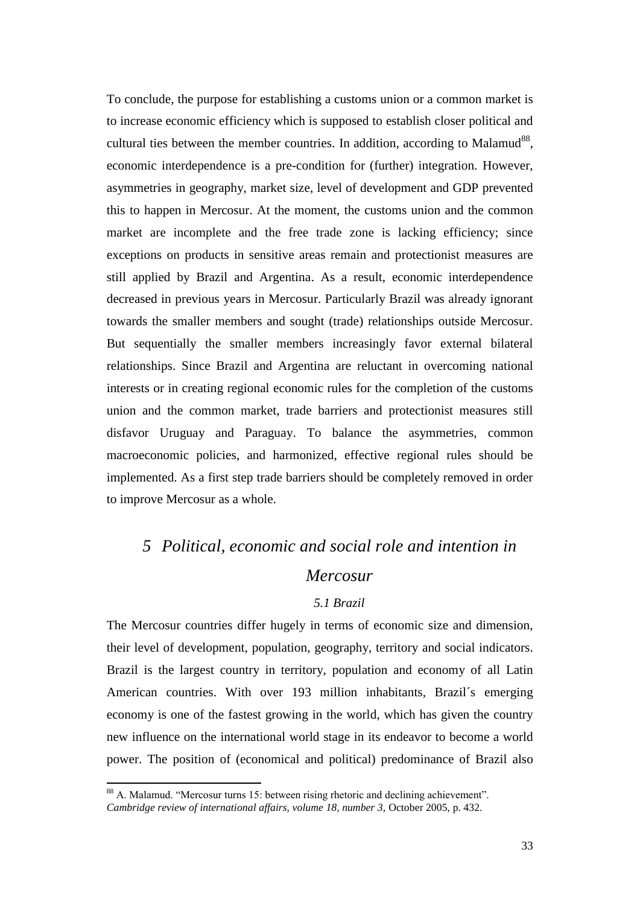To conclude, the purpose for establishing a customs union or a common market is to increase economic efficiency which is supposed to establish closer political and cultural ties between the member countries. In addition, according to Malamud[88], economic interdependence is a pre-condition for (further) integration. However, asymmetries in geography, market size, level of development and GDP prevented this to happen in Mercosur. At the moment, the customs union and the common market are incomplete and the free trade zone is lacking efficiency; since exceptions on products in sensitive areas remain and protectionist measures are still applied by Brazil and Argentina. As a result, economic interdependence decreased in previous years in Mercosur. Particularly Brazil was already ignorant towards the smaller members and sought (trade) relationships outside Mercosur. But sequentially the smaller members increasingly favor external bilateral relationships. Since Brazil and Argentina are reluctant in overcoming national interests or in creating regional economic rules for the completion of the customs union and the common market, trade barriers and protectionist measures still disfavor Uruguay and Paraguay. To balance the asymmetries, common macroeconomic policies, and harmonized, effective regional rules should be implemented. As a first step trade barriers should be completely removed in order to improve Mercosur as a whole.

# *5 Political, economic and social role and intention in Mercosur*

### *5.1 Brazil*

The Mercosur countries differ hugely in terms of economic size and dimension, their level of development, population, geography, territory and social indicators. Brazil is the largest country in territory, population and economy of all Latin American countries. With over 193 million inhabitants, Brazil´s emerging economy is one of the fastest growing in the world, which has given the country new influence on the international world stage in its endeavor to become a world power. The position of (economical and political) predominance of Brazil also

---

[88] A. Malamud. "Mercosur turns 15: between rising rhetoric and declining achievement". *Cambridge review of international affairs, volume 18, number 3,* October 2005, p. 432.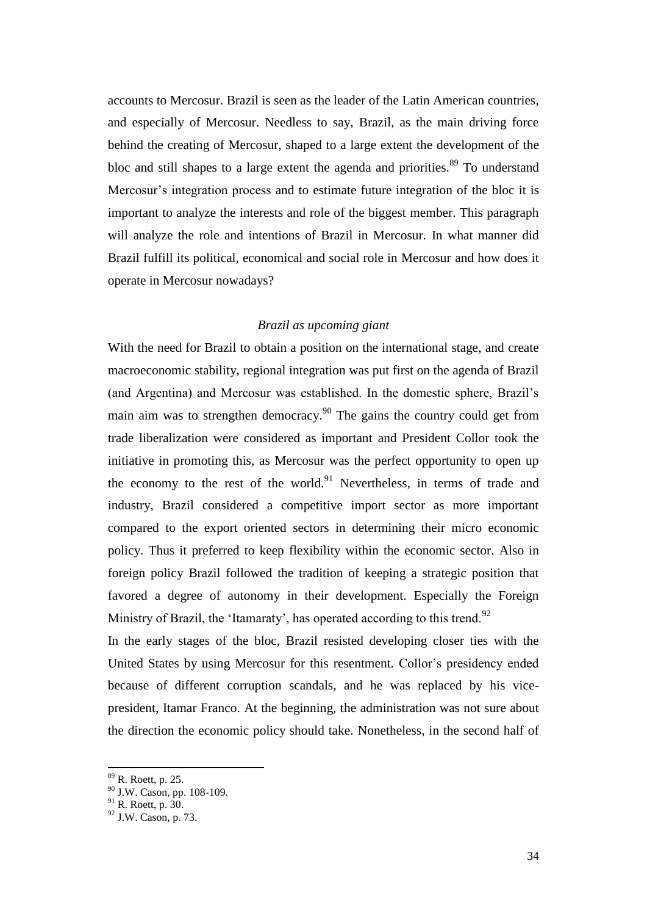accounts to Mercosur. Brazil is seen as the leader of the Latin American countries, and especially of Mercosur. Needless to say, Brazil, as the main driving force behind the creating of Mercosur, shaped to a large extent the development of the bloc and still shapes to a large extent the agenda and priorities.[89] To understand Mercosur's integration process and to estimate future integration of the bloc it is important to analyze the interests and role of the biggest member. This paragraph will analyze the role and intentions of Brazil in Mercosur. In what manner did Brazil fulfill its political, economical and social role in Mercosur and how does it operate in Mercosur nowadays?

*Brazil as upcoming giant*

With the need for Brazil to obtain a position on the international stage, and create macroeconomic stability, regional integration was put first on the agenda of Brazil (and Argentina) and Mercosur was established. In the domestic sphere, Brazil's main aim was to strengthen democracy.[90] The gains the country could get from trade liberalization were considered as important and President Collor took the initiative in promoting this, as Mercosur was the perfect opportunity to open up the economy to the rest of the world.[91] Nevertheless, in terms of trade and industry, Brazil considered a competitive import sector as more important compared to the export oriented sectors in determining their micro economic policy. Thus it preferred to keep flexibility within the economic sector. Also in foreign policy Brazil followed the tradition of keeping a strategic position that favored a degree of autonomy in their development. Especially the Foreign Ministry of Brazil, the 'Itamaraty', has operated according to this trend.[92]

In the early stages of the bloc, Brazil resisted developing closer ties with the United States by using Mercosur for this resentment. Collor's presidency ended because of different corruption scandals, and he was replaced by his vice-president, Itamar Franco. At the beginning, the administration was not sure about the direction the economic policy should take. Nonetheless, in the second half of

[89] R. Roett, p. 25.
[90] J.W. Cason, pp. 108-109.
[91] R. Roett, p. 30.
[92] J.W. Cason, p. 73.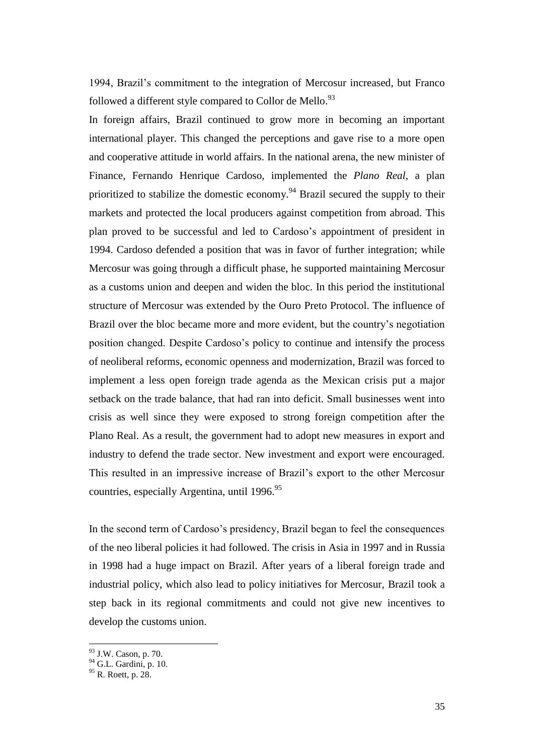1994, Brazil's commitment to the integration of Mercosur increased, but Franco followed a different style compared to Collor de Mello.[93]

In foreign affairs, Brazil continued to grow more in becoming an important international player. This changed the perceptions and gave rise to a more open and cooperative attitude in world affairs. In the national arena, the new minister of Finance, Fernando Henrique Cardoso, implemented the *Plano Real*, a plan prioritized to stabilize the domestic economy.[94] Brazil secured the supply to their markets and protected the local producers against competition from abroad. This plan proved to be successful and led to Cardoso's appointment of president in 1994. Cardoso defended a position that was in favor of further integration; while Mercosur was going through a difficult phase, he supported maintaining Mercosur as a customs union and deepen and widen the bloc. In this period the institutional structure of Mercosur was extended by the Ouro Preto Protocol. The influence of Brazil over the bloc became more and more evident, but the country's negotiation position changed. Despite Cardoso's policy to continue and intensify the process of neoliberal reforms, economic openness and modernization, Brazil was forced to implement a less open foreign trade agenda as the Mexican crisis put a major setback on the trade balance, that had ran into deficit. Small businesses went into crisis as well since they were exposed to strong foreign competition after the Plano Real. As a result, the government had to adopt new measures in export and industry to defend the trade sector. New investment and export were encouraged. This resulted in an impressive increase of Brazil's export to the other Mercosur countries, especially Argentina, until 1996.[95]

In the second term of Cardoso's presidency, Brazil began to feel the consequences of the neo liberal policies it had followed. The crisis in Asia in 1997 and in Russia in 1998 had a huge impact on Brazil. After years of a liberal foreign trade and industrial policy, which also lead to policy initiatives for Mercosur, Brazil took a step back in its regional commitments and could not give new incentives to develop the customs union.

---

[93] J.W. Cason, p. 70.

[94] G.L. Gardini, p. 10.

[95] R. Roett, p. 28.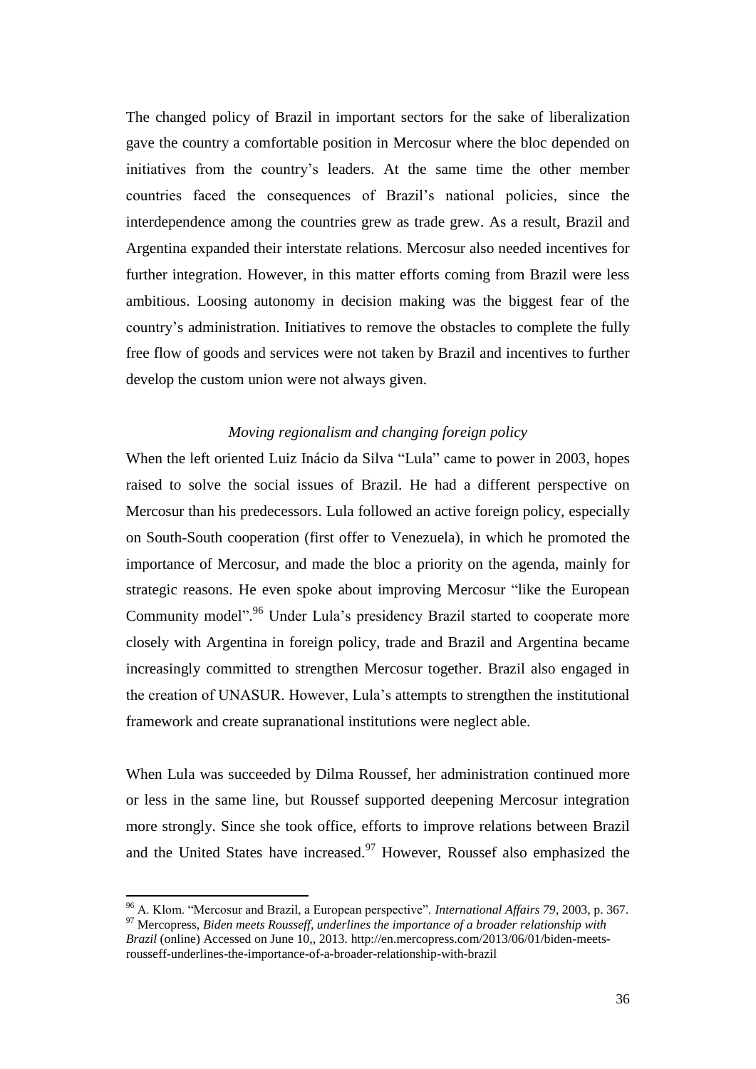The changed policy of Brazil in important sectors for the sake of liberalization gave the country a comfortable position in Mercosur where the bloc depended on initiatives from the country's leaders. At the same time the other member countries faced the consequences of Brazil's national policies, since the interdependence among the countries grew as trade grew. As a result, Brazil and Argentina expanded their interstate relations. Mercosur also needed incentives for further integration. However, in this matter efforts coming from Brazil were less ambitious. Loosing autonomy in decision making was the biggest fear of the country's administration. Initiatives to remove the obstacles to complete the fully free flow of goods and services were not taken by Brazil and incentives to further develop the custom union were not always given.

*Moving regionalism and changing foreign policy*

When the left oriented Luiz Inácio da Silva "Lula" came to power in 2003, hopes raised to solve the social issues of Brazil. He had a different perspective on Mercosur than his predecessors. Lula followed an active foreign policy, especially on South-South cooperation (first offer to Venezuela), in which he promoted the importance of Mercosur, and made the bloc a priority on the agenda, mainly for strategic reasons. He even spoke about improving Mercosur "like the European Community model".[96] Under Lula's presidency Brazil started to cooperate more closely with Argentina in foreign policy, trade and Brazil and Argentina became increasingly committed to strengthen Mercosur together. Brazil also engaged in the creation of UNASUR. However, Lula's attempts to strengthen the institutional framework and create supranational institutions were neglect able.

When Lula was succeeded by Dilma Roussef, her administration continued more or less in the same line, but Roussef supported deepening Mercosur integration more strongly. Since she took office, efforts to improve relations between Brazil and the United States have increased.[97] However, Roussef also emphasized the

---

[96] A. Klom. "Mercosur and Brazil, a European perspective". *International Affairs 79*, 2003, p. 367.

[97] Mercopress, *Biden meets Rousseff, underlines the importance of a broader relationship with Brazil* (online) Accessed on June 10,, 2013. http://en.mercopress.com/2013/06/01/biden-meets-rousseff-underlines-the-importance-of-a-broader-relationship-with-brazil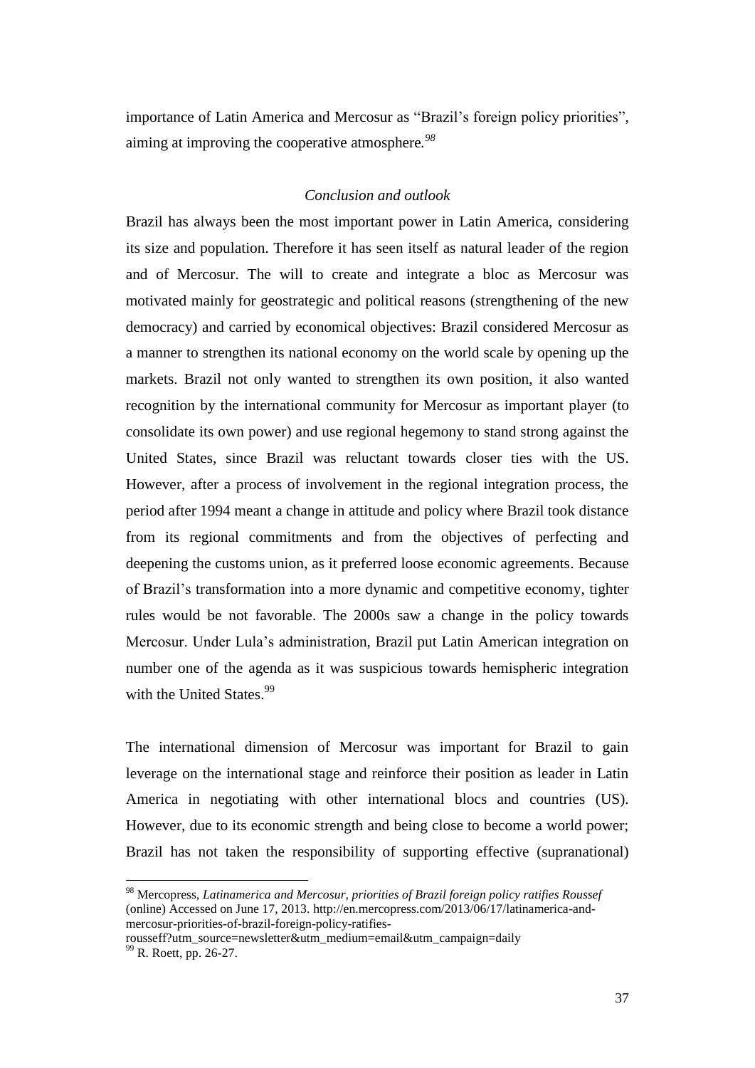importance of Latin America and Mercosur as "Brazil's foreign policy priorities", aiming at improving the cooperative atmosphere.[98]

### *Conclusion and outlook*

Brazil has always been the most important power in Latin America, considering its size and population. Therefore it has seen itself as natural leader of the region and of Mercosur. The will to create and integrate a bloc as Mercosur was motivated mainly for geostrategic and political reasons (strengthening of the new democracy) and carried by economical objectives: Brazil considered Mercosur as a manner to strengthen its national economy on the world scale by opening up the markets. Brazil not only wanted to strengthen its own position, it also wanted recognition by the international community for Mercosur as important player (to consolidate its own power) and use regional hegemony to stand strong against the United States, since Brazil was reluctant towards closer ties with the US. However, after a process of involvement in the regional integration process, the period after 1994 meant a change in attitude and policy where Brazil took distance from its regional commitments and from the objectives of perfecting and deepening the customs union, as it preferred loose economic agreements. Because of Brazil's transformation into a more dynamic and competitive economy, tighter rules would be not favorable. The 2000s saw a change in the policy towards Mercosur. Under Lula's administration, Brazil put Latin American integration on number one of the agenda as it was suspicious towards hemispheric integration with the United States.[99]

The international dimension of Mercosur was important for Brazil to gain leverage on the international stage and reinforce their position as leader in Latin America in negotiating with other international blocs and countries (US). However, due to its economic strength and being close to become a world power; Brazil has not taken the responsibility of supporting effective (supranational)

---

[98] Mercopress, *Latinamerica and Mercosur, priorities of Brazil foreign policy ratifies Roussef* (online) Accessed on June 17, 2013. http://en.mercopress.com/2013/06/17/latinamerica-and-mercosur-priorities-of-brazil-foreign-policy-ratifies-rousseff?utm_source=newsletter&utm_medium=email&utm_campaign=daily

[99] R. Roett, pp. 26-27.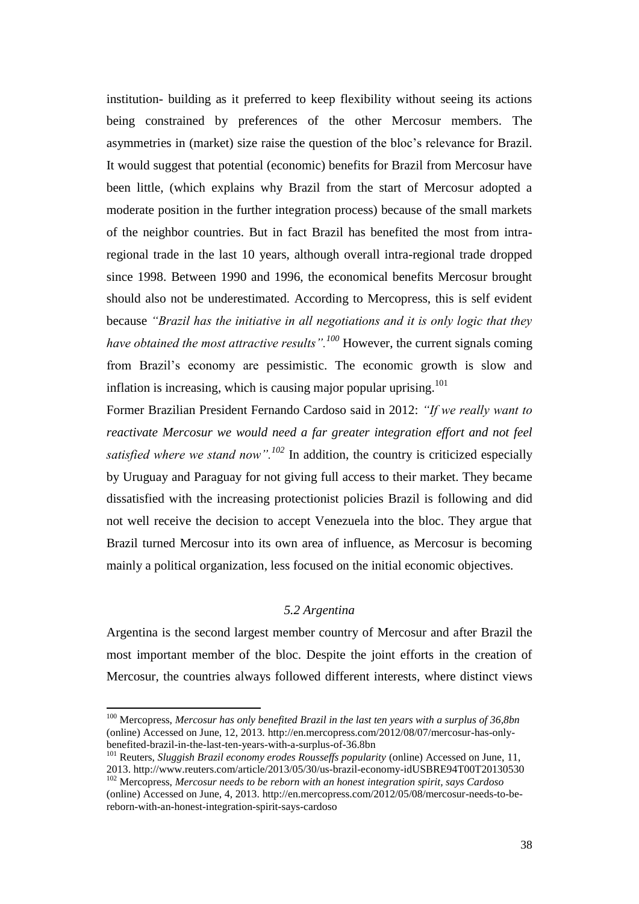institution- building as it preferred to keep flexibility without seeing its actions being constrained by preferences of the other Mercosur members. The asymmetries in (market) size raise the question of the bloc's relevance for Brazil. It would suggest that potential (economic) benefits for Brazil from Mercosur have been little, (which explains why Brazil from the start of Mercosur adopted a moderate position in the further integration process) because of the small markets of the neighbor countries. But in fact Brazil has benefited the most from intra-regional trade in the last 10 years, although overall intra-regional trade dropped since 1998. Between 1990 and 1996, the economical benefits Mercosur brought should also not be underestimated. According to Mercopress, this is self evident because *"Brazil has the initiative in all negotiations and it is only logic that they have obtained the most attractive results".*[100] However, the current signals coming from Brazil's economy are pessimistic. The economic growth is slow and inflation is increasing, which is causing major popular uprising.[101]

Former Brazilian President Fernando Cardoso said in 2012: *"If we really want to reactivate Mercosur we would need a far greater integration effort and not feel satisfied where we stand now".*[102] In addition, the country is criticized especially by Uruguay and Paraguay for not giving full access to their market. They became dissatisfied with the increasing protectionist policies Brazil is following and did not well receive the decision to accept Venezuela into the bloc. They argue that Brazil turned Mercosur into its own area of influence, as Mercosur is becoming mainly a political organization, less focused on the initial economic objectives.

### *5.2 Argentina*

Argentina is the second largest member country of Mercosur and after Brazil the most important member of the bloc. Despite the joint efforts in the creation of Mercosur, the countries always followed different interests, where distinct views

---

[100] Mercopress, *Mercosur has only benefited Brazil in the last ten years with a surplus of 36,8bn* (online) Accessed on June, 12, 2013. http://en.mercopress.com/2012/08/07/mercosur-has-only-benefited-brazil-in-the-last-ten-years-with-a-surplus-of-36.8bn

[101] Reuters, *Sluggish Brazil economy erodes Rousseffs popularity* (online) Accessed on June, 11, 2013. http://www.reuters.com/article/2013/05/30/us-brazil-economy-idUSBRE94T00T20130530

[102] Mercopress, *Mercosur needs to be reborn with an honest integration spirit, says Cardoso* (online) Accessed on June, 4, 2013. http://en.mercopress.com/2012/05/08/mercosur-needs-to-be-reborn-with-an-honest-integration-spirit-says-cardoso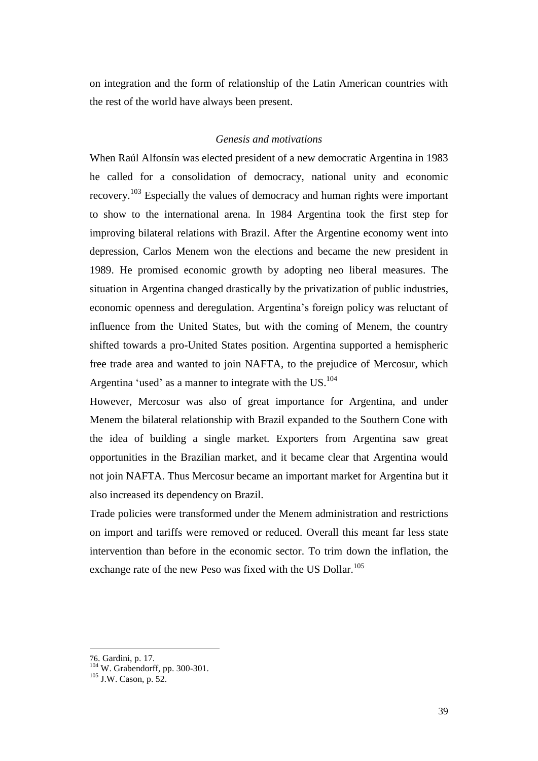on integration and the form of relationship of the Latin American countries with the rest of the world have always been present.

*Genesis and motivations*

When Raúl Alfonsín was elected president of a new democratic Argentina in 1983 he called for a consolidation of democracy, national unity and economic recovery.[103] Especially the values of democracy and human rights were important to show to the international arena. In 1984 Argentina took the first step for improving bilateral relations with Brazil. After the Argentine economy went into depression, Carlos Menem won the elections and became the new president in 1989. He promised economic growth by adopting neo liberal measures. The situation in Argentina changed drastically by the privatization of public industries, economic openness and deregulation. Argentina's foreign policy was reluctant of influence from the United States, but with the coming of Menem, the country shifted towards a pro-United States position. Argentina supported a hemispheric free trade area and wanted to join NAFTA, to the prejudice of Mercosur, which Argentina 'used' as a manner to integrate with the US.[104]

However, Mercosur was also of great importance for Argentina, and under Menem the bilateral relationship with Brazil expanded to the Southern Cone with the idea of building a single market. Exporters from Argentina saw great opportunities in the Brazilian market, and it became clear that Argentina would not join NAFTA. Thus Mercosur became an important market for Argentina but it also increased its dependency on Brazil.

Trade policies were transformed under the Menem administration and restrictions on import and tariffs were removed or reduced. Overall this meant far less state intervention than before in the economic sector. To trim down the inflation, the exchange rate of the new Peso was fixed with the US Dollar.[105]

---

76. Gardini, p. 17.

[104] W. Grabendorff, pp. 300-301.

[105] J.W. Cason, p. 52.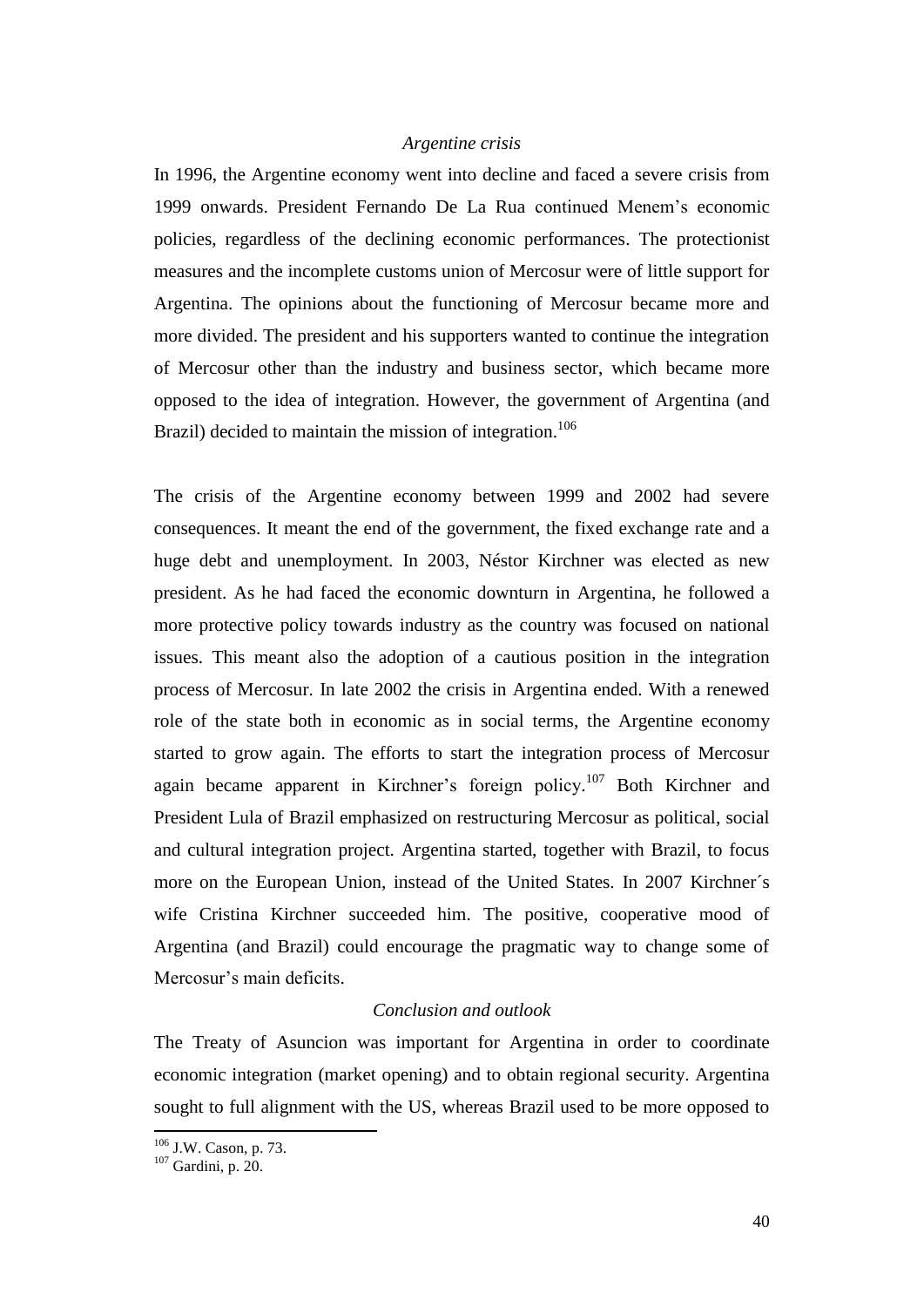### *Argentine crisis*

In 1996, the Argentine economy went into decline and faced a severe crisis from 1999 onwards. President Fernando De La Rua continued Menem's economic policies, regardless of the declining economic performances. The protectionist measures and the incomplete customs union of Mercosur were of little support for Argentina. The opinions about the functioning of Mercosur became more and more divided. The president and his supporters wanted to continue the integration of Mercosur other than the industry and business sector, which became more opposed to the idea of integration. However, the government of Argentina (and Brazil) decided to maintain the mission of integration.[106]

The crisis of the Argentine economy between 1999 and 2002 had severe consequences. It meant the end of the government, the fixed exchange rate and a huge debt and unemployment. In 2003, Néstor Kirchner was elected as new president. As he had faced the economic downturn in Argentina, he followed a more protective policy towards industry as the country was focused on national issues. This meant also the adoption of a cautious position in the integration process of Mercosur. In late 2002 the crisis in Argentina ended. With a renewed role of the state both in economic as in social terms, the Argentine economy started to grow again. The efforts to start the integration process of Mercosur again became apparent in Kirchner's foreign policy.[107] Both Kirchner and President Lula of Brazil emphasized on restructuring Mercosur as political, social and cultural integration project. Argentina started, together with Brazil, to focus more on the European Union, instead of the United States. In 2007 Kirchner´s wife Cristina Kirchner succeeded him. The positive, cooperative mood of Argentina (and Brazil) could encourage the pragmatic way to change some of Mercosur's main deficits.

### *Conclusion and outlook*

The Treaty of Asuncion was important for Argentina in order to coordinate economic integration (market opening) and to obtain regional security. Argentina sought to full alignment with the US, whereas Brazil used to be more opposed to

[106] J.W. Cason, p. 73.
[107] Gardini, p. 20.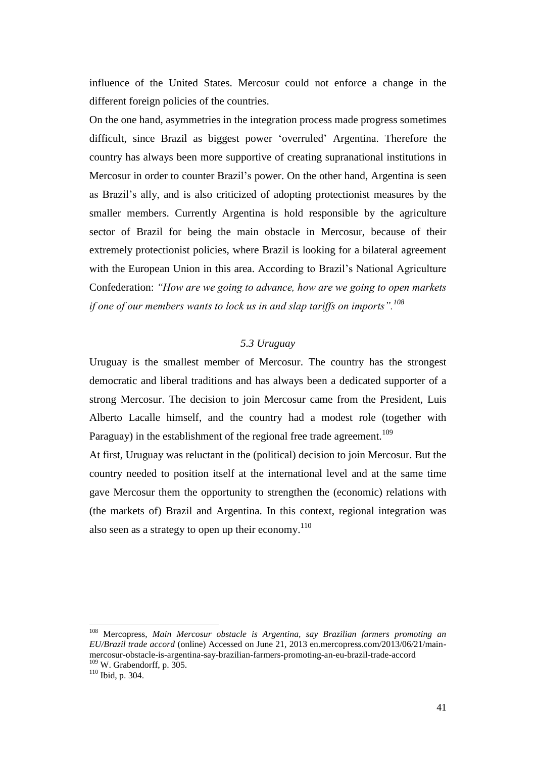influence of the United States. Mercosur could not enforce a change in the different foreign policies of the countries.

On the one hand, asymmetries in the integration process made progress sometimes difficult, since Brazil as biggest power 'overruled' Argentina. Therefore the country has always been more supportive of creating supranational institutions in Mercosur in order to counter Brazil's power. On the other hand, Argentina is seen as Brazil's ally, and is also criticized of adopting protectionist measures by the smaller members. Currently Argentina is hold responsible by the agriculture sector of Brazil for being the main obstacle in Mercosur, because of their extremely protectionist policies, where Brazil is looking for a bilateral agreement with the European Union in this area. According to Brazil's National Agriculture Confederation: *"How are we going to advance, how are we going to open markets if one of our members wants to lock us in and slap tariffs on imports".*[108]

### *5.3 Uruguay*

Uruguay is the smallest member of Mercosur. The country has the strongest democratic and liberal traditions and has always been a dedicated supporter of a strong Mercosur. The decision to join Mercosur came from the President, Luis Alberto Lacalle himself, and the country had a modest role (together with Paraguay) in the establishment of the regional free trade agreement.[109]

At first, Uruguay was reluctant in the (political) decision to join Mercosur. But the country needed to position itself at the international level and at the same time gave Mercosur them the opportunity to strengthen the (economic) relations with (the markets of) Brazil and Argentina. In this context, regional integration was also seen as a strategy to open up their economy.[110]

---

[108] Mercopress, *Main Mercosur obstacle is Argentina, say Brazilian farmers promoting an EU/Brazil trade accord* (online) Accessed on June 21, 2013 en.mercopress.com/2013/06/21/main-mercosur-obstacle-is-argentina-say-brazilian-farmers-promoting-an-eu-brazil-trade-accord

[109] W. Grabendorff, p. 305.

[110] Ibid, p. 304.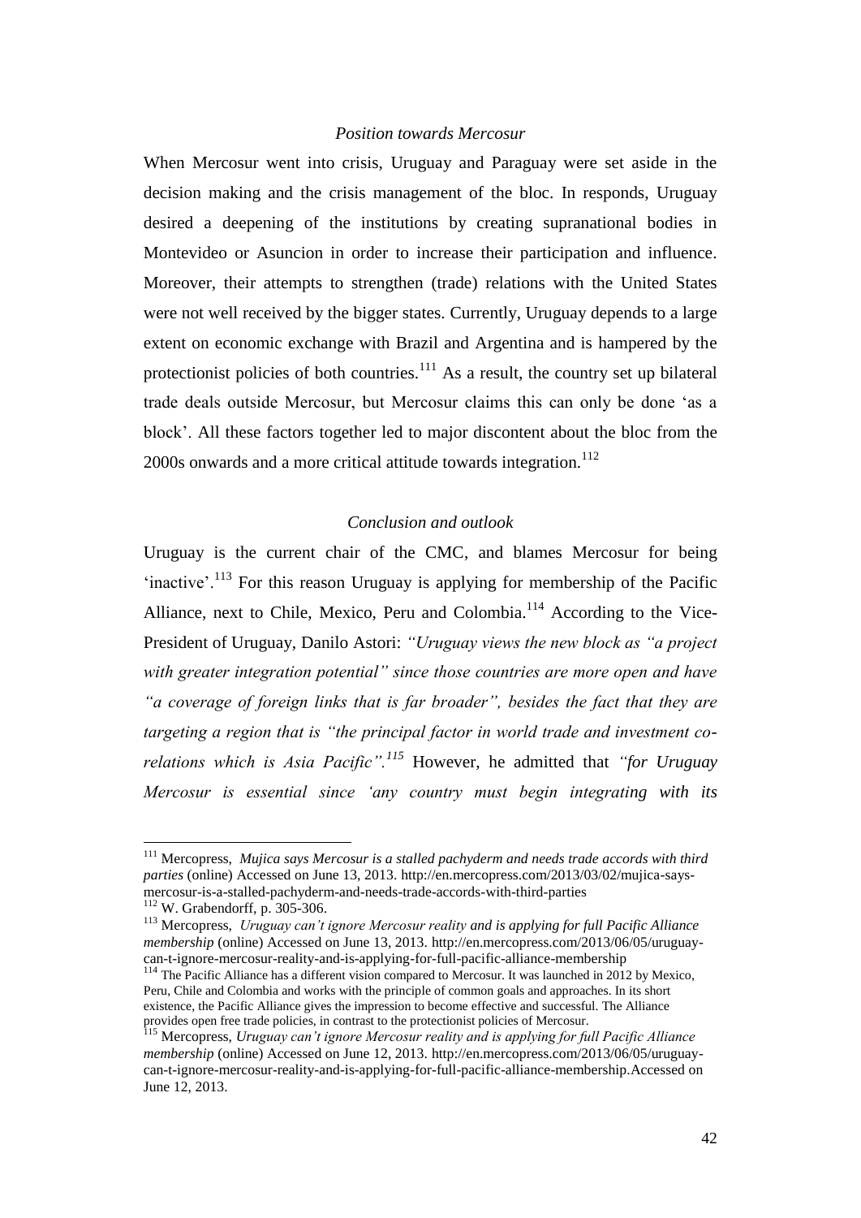*Position towards Mercosur*

When Mercosur went into crisis, Uruguay and Paraguay were set aside in the decision making and the crisis management of the bloc. In responds, Uruguay desired a deepening of the institutions by creating supranational bodies in Montevideo or Asuncion in order to increase their participation and influence. Moreover, their attempts to strengthen (trade) relations with the United States were not well received by the bigger states. Currently, Uruguay depends to a large extent on economic exchange with Brazil and Argentina and is hampered by the protectionist policies of both countries.[111] As a result, the country set up bilateral trade deals outside Mercosur, but Mercosur claims this can only be done 'as a block'. All these factors together led to major discontent about the bloc from the 2000s onwards and a more critical attitude towards integration.[112]

*Conclusion and outlook*

Uruguay is the current chair of the CMC, and blames Mercosur for being 'inactive'.[113] For this reason Uruguay is applying for membership of the Pacific Alliance, next to Chile, Mexico, Peru and Colombia.[114] According to the Vice-President of Uruguay, Danilo Astori: *"Uruguay views the new block as "a project with greater integration potential" since those countries are more open and have "a coverage of foreign links that is far broader", besides the fact that they are targeting a region that is "the principal factor in world trade and investment co-relations which is Asia Pacific".*[115] However, he admitted that *"for Uruguay Mercosur is essential since 'any country must begin integrating with its*

---

[111] Mercopress, *Mujica says Mercosur is a stalled pachyderm and needs trade accords with third parties* (online) Accessed on June 13, 2013. http://en.mercopress.com/2013/03/02/mujica-says-mercosur-is-a-stalled-pachyderm-and-needs-trade-accords-with-third-parties

[112] W. Grabendorff, p. 305-306.

[113] Mercopress, *Uruguay can't ignore Mercosur reality and is applying for full Pacific Alliance membership* (online) Accessed on June 13, 2013. http://en.mercopress.com/2013/06/05/uruguay-can-t-ignore-mercosur-reality-and-is-applying-for-full-pacific-alliance-membership

[114] The Pacific Alliance has a different vision compared to Mercosur. It was launched in 2012 by Mexico, Peru, Chile and Colombia and works with the principle of common goals and approaches. In its short existence, the Pacific Alliance gives the impression to become effective and successful. The Alliance provides open free trade policies, in contrast to the protectionist policies of Mercosur.

[115] Mercopress, *Uruguay can't ignore Mercosur reality and is applying for full Pacific Alliance membership* (online) Accessed on June 12, 2013. http://en.mercopress.com/2013/06/05/uruguay-can-t-ignore-mercosur-reality-and-is-applying-for-full-pacific-alliance-membership.Accessed on June 12, 2013.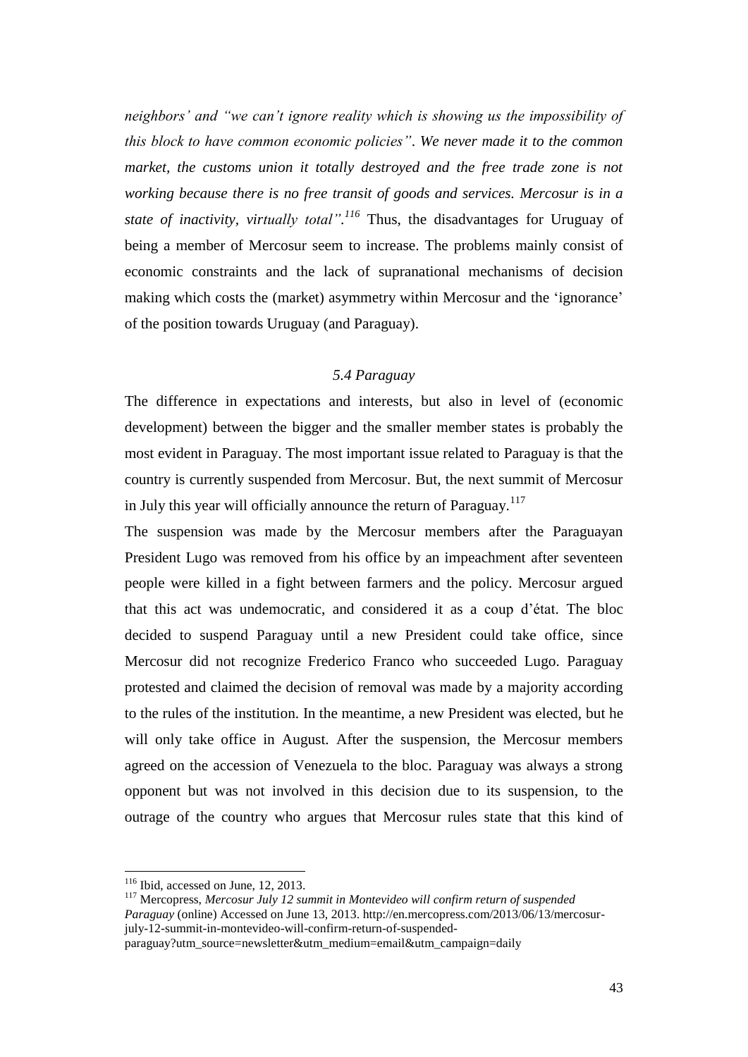*neighbors' and "we can't ignore reality which is showing us the impossibility of this block to have common economic policies". We never made it to the common market, the customs union it totally destroyed and the free trade zone is not working because there is no free transit of goods and services. Mercosur is in a state of inactivity, virtually total".*[116] Thus, the disadvantages for Uruguay of being a member of Mercosur seem to increase. The problems mainly consist of economic constraints and the lack of supranational mechanisms of decision making which costs the (market) asymmetry within Mercosur and the 'ignorance' of the position towards Uruguay (and Paraguay).

### *5.4 Paraguay*

The difference in expectations and interests, but also in level of (economic development) between the bigger and the smaller member states is probably the most evident in Paraguay. The most important issue related to Paraguay is that the country is currently suspended from Mercosur. But, the next summit of Mercosur in July this year will officially announce the return of Paraguay.[117]

The suspension was made by the Mercosur members after the Paraguayan President Lugo was removed from his office by an impeachment after seventeen people were killed in a fight between farmers and the policy. Mercosur argued that this act was undemocratic, and considered it as a coup d'état. The bloc decided to suspend Paraguay until a new President could take office, since Mercosur did not recognize Frederico Franco who succeeded Lugo. Paraguay protested and claimed the decision of removal was made by a majority according to the rules of the institution. In the meantime, a new President was elected, but he will only take office in August. After the suspension, the Mercosur members agreed on the accession of Venezuela to the bloc. Paraguay was always a strong opponent but was not involved in this decision due to its suspension, to the outrage of the country who argues that Mercosur rules state that this kind of

---

[116] Ibid, accessed on June, 12, 2013.

[117] Mercopress, *Mercosur July 12 summit in Montevideo will confirm return of suspended Paraguay* (online) Accessed on June 13, 2013. http://en.mercopress.com/2013/06/13/mercosur-july-12-summit-in-montevideo-will-confirm-return-of-suspended-paraguay?utm_source=newsletter&utm_medium=email&utm_campaign=daily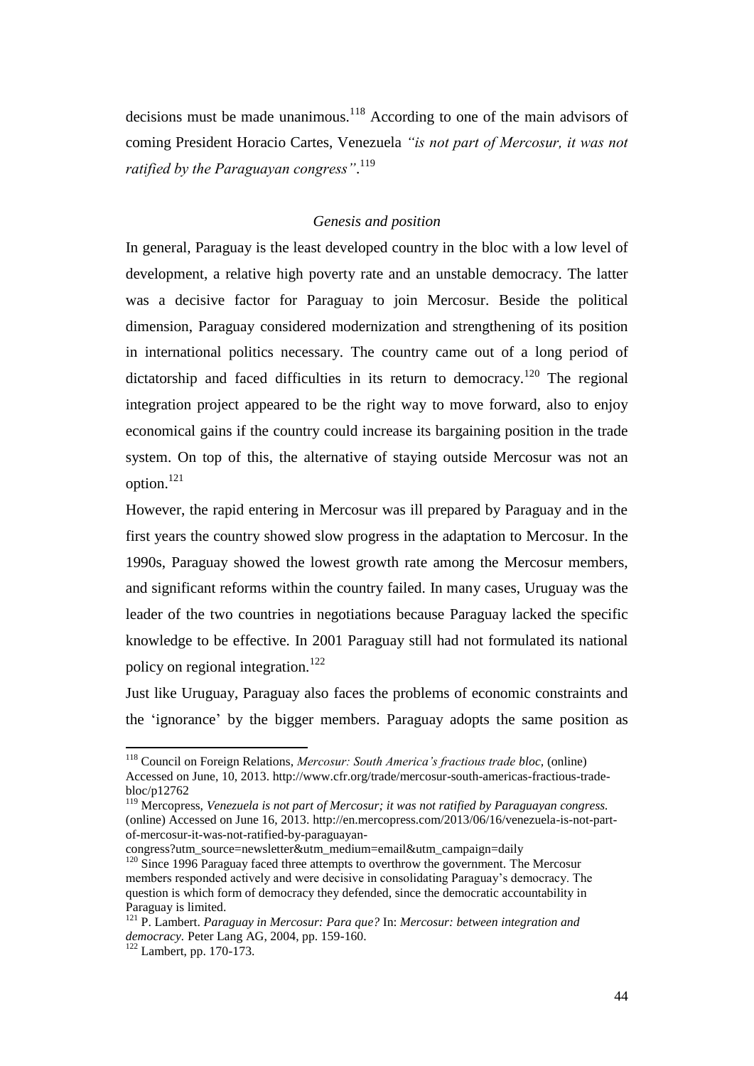decisions must be made unanimous.[118] According to one of the main advisors of coming President Horacio Cartes, Venezuela *"is not part of Mercosur, it was not ratified by the Paraguayan congress"*.[119]

### *Genesis and position*

In general, Paraguay is the least developed country in the bloc with a low level of development, a relative high poverty rate and an unstable democracy. The latter was a decisive factor for Paraguay to join Mercosur. Beside the political dimension, Paraguay considered modernization and strengthening of its position in international politics necessary. The country came out of a long period of dictatorship and faced difficulties in its return to democracy.[120] The regional integration project appeared to be the right way to move forward, also to enjoy economical gains if the country could increase its bargaining position in the trade system. On top of this, the alternative of staying outside Mercosur was not an option.[121]

However, the rapid entering in Mercosur was ill prepared by Paraguay and in the first years the country showed slow progress in the adaptation to Mercosur. In the 1990s, Paraguay showed the lowest growth rate among the Mercosur members, and significant reforms within the country failed. In many cases, Uruguay was the leader of the two countries in negotiations because Paraguay lacked the specific knowledge to be effective. In 2001 Paraguay still had not formulated its national policy on regional integration.[122]

Just like Uruguay, Paraguay also faces the problems of economic constraints and the 'ignorance' by the bigger members. Paraguay adopts the same position as

---

[118] Council on Foreign Relations, *Mercosur: South America's fractious trade bloc*, (online) Accessed on June, 10, 2013. http://www.cfr.org/trade/mercosur-south-americas-fractious-trade-bloc/p12762

[119] Mercopress, *Venezuela is not part of Mercosur; it was not ratified by Paraguayan congress.* (online) Accessed on June 16, 2013. http://en.mercopress.com/2013/06/16/venezuela-is-not-part-of-mercosur-it-was-not-ratified-by-paraguayan-congress?utm_source=newsletter&utm_medium=email&utm_campaign=daily

[120] Since 1996 Paraguay faced three attempts to overthrow the government. The Mercosur members responded actively and were decisive in consolidating Paraguay's democracy. The question is which form of democracy they defended, since the democratic accountability in Paraguay is limited.

[121] P. Lambert. *Paraguay in Mercosur: Para que?* In: *Mercosur: between integration and democracy.* Peter Lang AG, 2004, pp. 159-160.

[122] Lambert, pp. 170-173.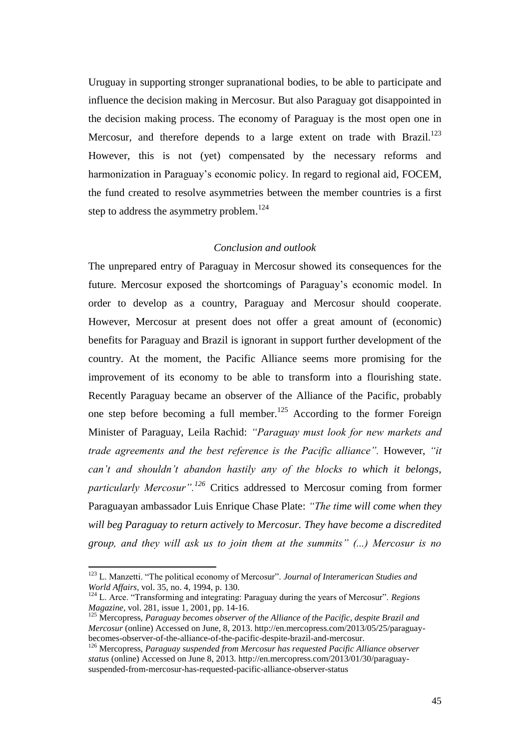Uruguay in supporting stronger supranational bodies, to be able to participate and influence the decision making in Mercosur. But also Paraguay got disappointed in the decision making process. The economy of Paraguay is the most open one in Mercosur, and therefore depends to a large extent on trade with Brazil.[123] However, this is not (yet) compensated by the necessary reforms and harmonization in Paraguay's economic policy. In regard to regional aid, FOCEM, the fund created to resolve asymmetries between the member countries is a first step to address the asymmetry problem.[124]

### *Conclusion and outlook*

The unprepared entry of Paraguay in Mercosur showed its consequences for the future. Mercosur exposed the shortcomings of Paraguay's economic model. In order to develop as a country, Paraguay and Mercosur should cooperate. However, Mercosur at present does not offer a great amount of (economic) benefits for Paraguay and Brazil is ignorant in support further development of the country. At the moment, the Pacific Alliance seems more promising for the improvement of its economy to be able to transform into a flourishing state. Recently Paraguay became an observer of the Alliance of the Pacific, probably one step before becoming a full member.[125] According to the former Foreign Minister of Paraguay, Leila Rachid: *"Paraguay must look for new markets and trade agreements and the best reference is the Pacific alliance".* However, *"it can't and shouldn't abandon hastily any of the blocks to which it belongs, particularly Mercosur".*[126] Critics addressed to Mercosur coming from former Paraguayan ambassador Luis Enrique Chase Plate: *"The time will come when they will beg Paraguay to return actively to Mercosur. They have become a discredited group, and they will ask us to join them at the summits" (...) Mercosur is no*

---

[123] L. Manzetti. "The political economy of Mercosur". *Journal of Interamerican Studies and World Affairs*, vol. 35, no. 4, 1994, p. 130.

[124] L. Arce. "Transforming and integrating: Paraguay during the years of Mercosur". *Regions Magazine*, vol. 281, issue 1, 2001, pp. 14-16.

[125] Mercopress, *Paraguay becomes observer of the Alliance of the Pacific, despite Brazil and Mercosur* (online) Accessed on June, 8, 2013. http://en.mercopress.com/2013/05/25/paraguay-becomes-observer-of-the-alliance-of-the-pacific-despite-brazil-and-mercosur.

[126] Mercopress, *Paraguay suspended from Mercosur has requested Pacific Alliance observer status* (online) Accessed on June 8, 2013. http://en.mercopress.com/2013/01/30/paraguay-suspended-from-mercosur-has-requested-pacific-alliance-observer-status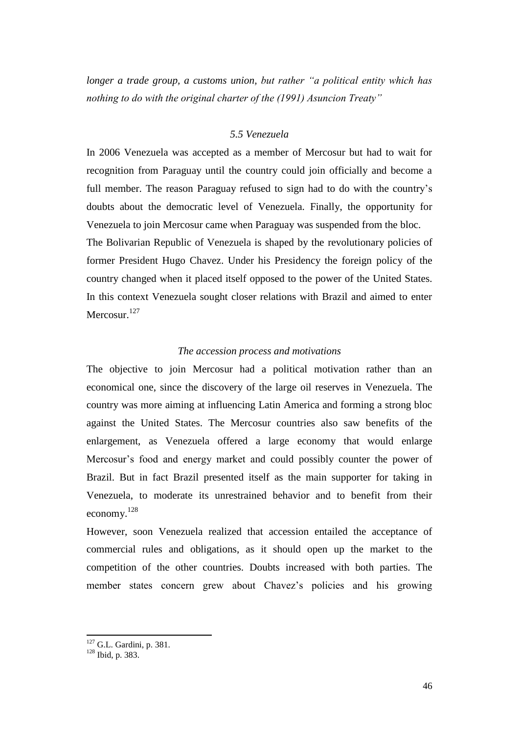*longer a trade group, a customs union, but rather "a political entity which has nothing to do with the original charter of the (1991) Asuncion Treaty"*

### *5.5 Venezuela*

In 2006 Venezuela was accepted as a member of Mercosur but had to wait for recognition from Paraguay until the country could join officially and become a full member. The reason Paraguay refused to sign had to do with the country's doubts about the democratic level of Venezuela. Finally, the opportunity for Venezuela to join Mercosur came when Paraguay was suspended from the bloc.

The Bolivarian Republic of Venezuela is shaped by the revolutionary policies of former President Hugo Chavez. Under his Presidency the foreign policy of the country changed when it placed itself opposed to the power of the United States. In this context Venezuela sought closer relations with Brazil and aimed to enter Mercosur.[127]

#### *The accession process and motivations*

The objective to join Mercosur had a political motivation rather than an economical one, since the discovery of the large oil reserves in Venezuela. The country was more aiming at influencing Latin America and forming a strong bloc against the United States. The Mercosur countries also saw benefits of the enlargement, as Venezuela offered a large economy that would enlarge Mercosur's food and energy market and could possibly counter the power of Brazil. But in fact Brazil presented itself as the main supporter for taking in Venezuela, to moderate its unrestrained behavior and to benefit from their economy.[128]

However, soon Venezuela realized that accession entailed the acceptance of commercial rules and obligations, as it should open up the market to the competition of the other countries. Doubts increased with both parties. The member states concern grew about Chavez's policies and his growing

---

[127] G.L. Gardini, p. 381.

[128] Ibid, p. 383.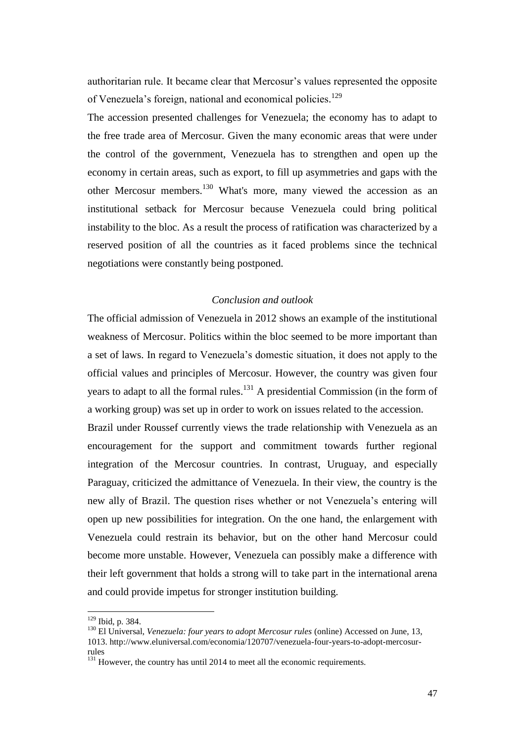authoritarian rule. It became clear that Mercosur's values represented the opposite of Venezuela's foreign, national and economical policies.[129]

The accession presented challenges for Venezuela; the economy has to adapt to the free trade area of Mercosur. Given the many economic areas that were under the control of the government, Venezuela has to strengthen and open up the economy in certain areas, such as export, to fill up asymmetries and gaps with the other Mercosur members.[130] What's more, many viewed the accession as an institutional setback for Mercosur because Venezuela could bring political instability to the bloc. As a result the process of ratification was characterized by a reserved position of all the countries as it faced problems since the technical negotiations were constantly being postponed.

### *Conclusion and outlook*

The official admission of Venezuela in 2012 shows an example of the institutional weakness of Mercosur. Politics within the bloc seemed to be more important than a set of laws. In regard to Venezuela's domestic situation, it does not apply to the official values and principles of Mercosur. However, the country was given four years to adapt to all the formal rules.[131] A presidential Commission (in the form of a working group) was set up in order to work on issues related to the accession.

Brazil under Roussef currently views the trade relationship with Venezuela as an encouragement for the support and commitment towards further regional integration of the Mercosur countries. In contrast, Uruguay, and especially Paraguay, criticized the admittance of Venezuela. In their view, the country is the new ally of Brazil. The question rises whether or not Venezuela's entering will open up new possibilities for integration. On the one hand, the enlargement with Venezuela could restrain its behavior, but on the other hand Mercosur could become more unstable. However, Venezuela can possibly make a difference with their left government that holds a strong will to take part in the international arena and could provide impetus for stronger institution building.

---

[129] Ibid, p. 384.

[130] El Universal, *Venezuela: four years to adopt Mercosur rules* (online) Accessed on June, 13, 1013. http://www.eluniversal.com/economia/120707/venezuela-four-years-to-adopt-mercosur-rules

[131] However, the country has until 2014 to meet all the economic requirements.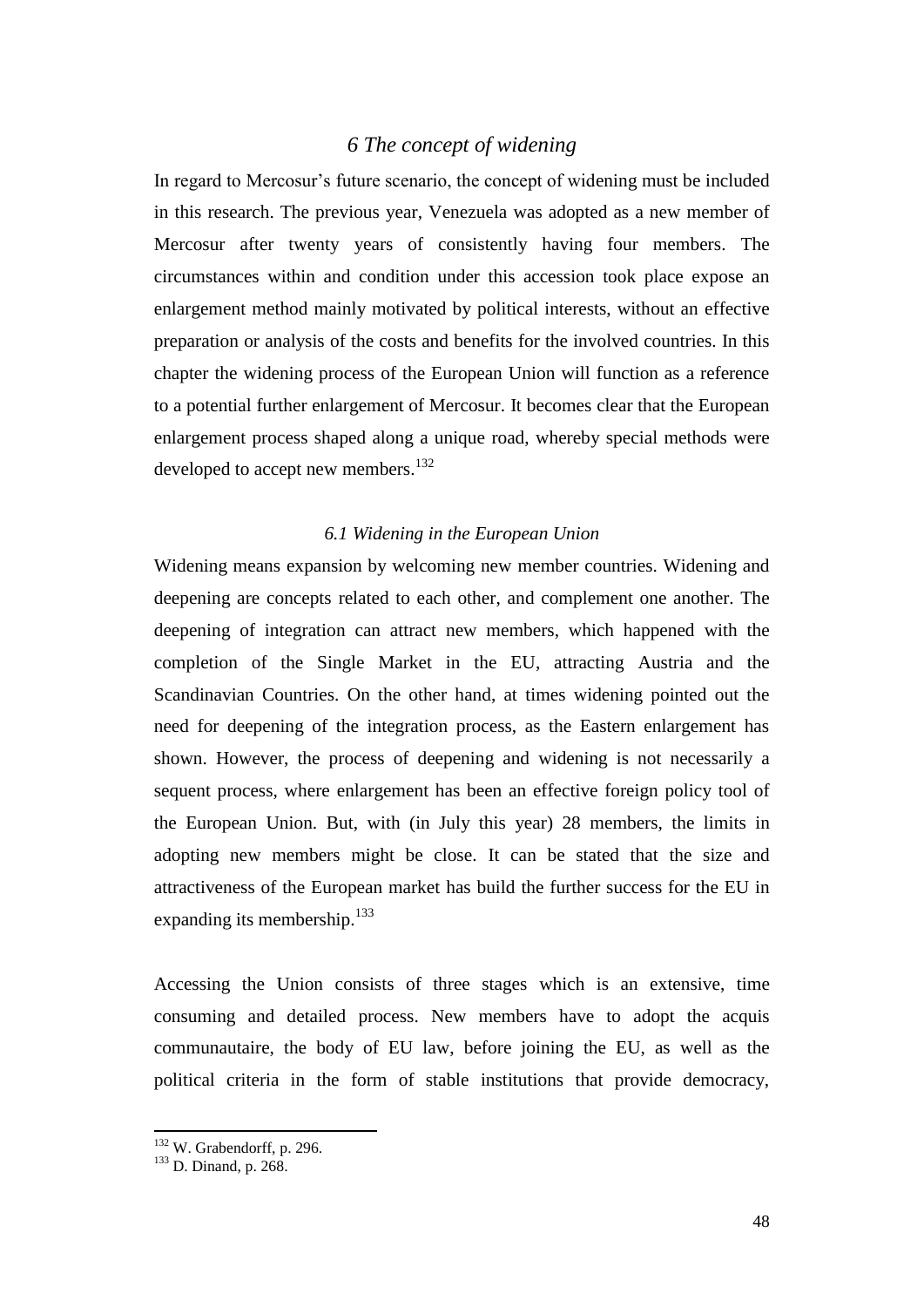## *6 The concept of widening*

In regard to Mercosur's future scenario, the concept of widening must be included in this research. The previous year, Venezuela was adopted as a new member of Mercosur after twenty years of consistently having four members. The circumstances within and condition under this accession took place expose an enlargement method mainly motivated by political interests, without an effective preparation or analysis of the costs and benefits for the involved countries. In this chapter the widening process of the European Union will function as a reference to a potential further enlargement of Mercosur. It becomes clear that the European enlargement process shaped along a unique road, whereby special methods were developed to accept new members.[132]

### *6.1 Widening in the European Union*

Widening means expansion by welcoming new member countries. Widening and deepening are concepts related to each other, and complement one another. The deepening of integration can attract new members, which happened with the completion of the Single Market in the EU, attracting Austria and the Scandinavian Countries. On the other hand, at times widening pointed out the need for deepening of the integration process, as the Eastern enlargement has shown. However, the process of deepening and widening is not necessarily a sequent process, where enlargement has been an effective foreign policy tool of the European Union. But, with (in July this year) 28 members, the limits in adopting new members might be close. It can be stated that the size and attractiveness of the European market has build the further success for the EU in expanding its membership.[133]

Accessing the Union consists of three stages which is an extensive, time consuming and detailed process. New members have to adopt the acquis communautaire, the body of EU law, before joining the EU, as well as the political criteria in the form of stable institutions that provide democracy,

---

[132] W. Grabendorff, p. 296.

[133] D. Dinand, p. 268.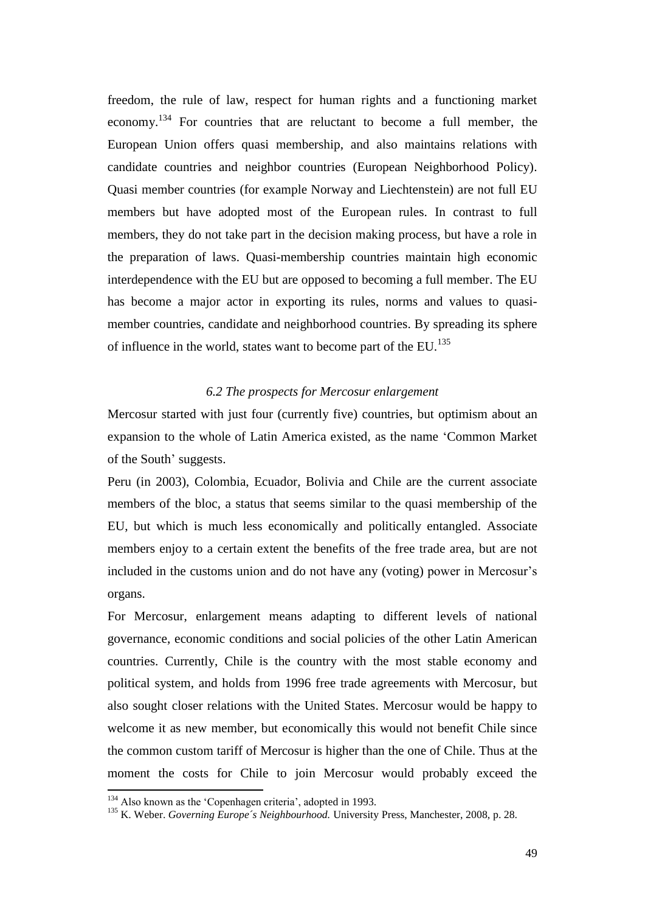freedom, the rule of law, respect for human rights and a functioning market economy.[134] For countries that are reluctant to become a full member, the European Union offers quasi membership, and also maintains relations with candidate countries and neighbor countries (European Neighborhood Policy). Quasi member countries (for example Norway and Liechtenstein) are not full EU members but have adopted most of the European rules. In contrast to full members, they do not take part in the decision making process, but have a role in the preparation of laws. Quasi-membership countries maintain high economic interdependence with the EU but are opposed to becoming a full member. The EU has become a major actor in exporting its rules, norms and values to quasi-member countries, candidate and neighborhood countries. By spreading its sphere of influence in the world, states want to become part of the EU.[135]

### *6.2 The prospects for Mercosur enlargement*

Mercosur started with just four (currently five) countries, but optimism about an expansion to the whole of Latin America existed, as the name 'Common Market of the South' suggests.

Peru (in 2003), Colombia, Ecuador, Bolivia and Chile are the current associate members of the bloc, a status that seems similar to the quasi membership of the EU, but which is much less economically and politically entangled. Associate members enjoy to a certain extent the benefits of the free trade area, but are not included in the customs union and do not have any (voting) power in Mercosur's organs.

For Mercosur, enlargement means adapting to different levels of national governance, economic conditions and social policies of the other Latin American countries. Currently, Chile is the country with the most stable economy and political system, and holds from 1996 free trade agreements with Mercosur, but also sought closer relations with the United States. Mercosur would be happy to welcome it as new member, but economically this would not benefit Chile since the common custom tariff of Mercosur is higher than the one of Chile. Thus at the moment the costs for Chile to join Mercosur would probably exceed the

---

[134] Also known as the 'Copenhagen criteria', adopted in 1993.

[135] K. Weber. *Governing Europe´s Neighbourhood.* University Press, Manchester, 2008, p. 28.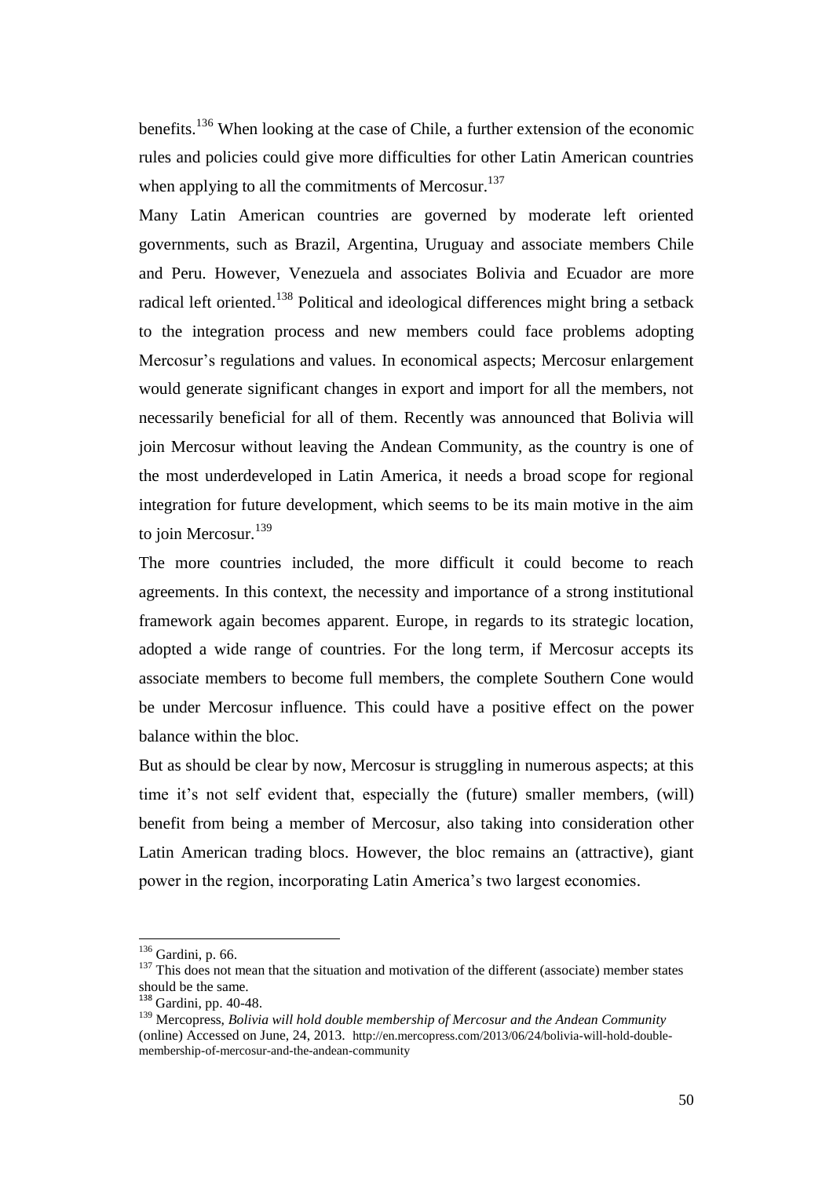benefits.[136] When looking at the case of Chile, a further extension of the economic rules and policies could give more difficulties for other Latin American countries when applying to all the commitments of Mercosur.[137]

Many Latin American countries are governed by moderate left oriented governments, such as Brazil, Argentina, Uruguay and associate members Chile and Peru. However, Venezuela and associates Bolivia and Ecuador are more radical left oriented.[138] Political and ideological differences might bring a setback to the integration process and new members could face problems adopting Mercosur's regulations and values. In economical aspects; Mercosur enlargement would generate significant changes in export and import for all the members, not necessarily beneficial for all of them. Recently was announced that Bolivia will join Mercosur without leaving the Andean Community, as the country is one of the most underdeveloped in Latin America, it needs a broad scope for regional integration for future development, which seems to be its main motive in the aim to join Mercosur.[139]

The more countries included, the more difficult it could become to reach agreements. In this context, the necessity and importance of a strong institutional framework again becomes apparent. Europe, in regards to its strategic location, adopted a wide range of countries. For the long term, if Mercosur accepts its associate members to become full members, the complete Southern Cone would be under Mercosur influence. This could have a positive effect on the power balance within the bloc.

But as should be clear by now, Mercosur is struggling in numerous aspects; at this time it's not self evident that, especially the (future) smaller members, (will) benefit from being a member of Mercosur, also taking into consideration other Latin American trading blocs. However, the bloc remains an (attractive), giant power in the region, incorporating Latin America's two largest economies.

---

[136] Gardini, p. 66.

[137] This does not mean that the situation and motivation of the different (associate) member states should be the same.

[138] Gardini, pp. 40-48.

[139] Mercopress, *Bolivia will hold double membership of Mercosur and the Andean Community* (online) Accessed on June, 24, 2013. http://en.mercopress.com/2013/06/24/bolivia-will-hold-double-membership-of-mercosur-and-the-andean-community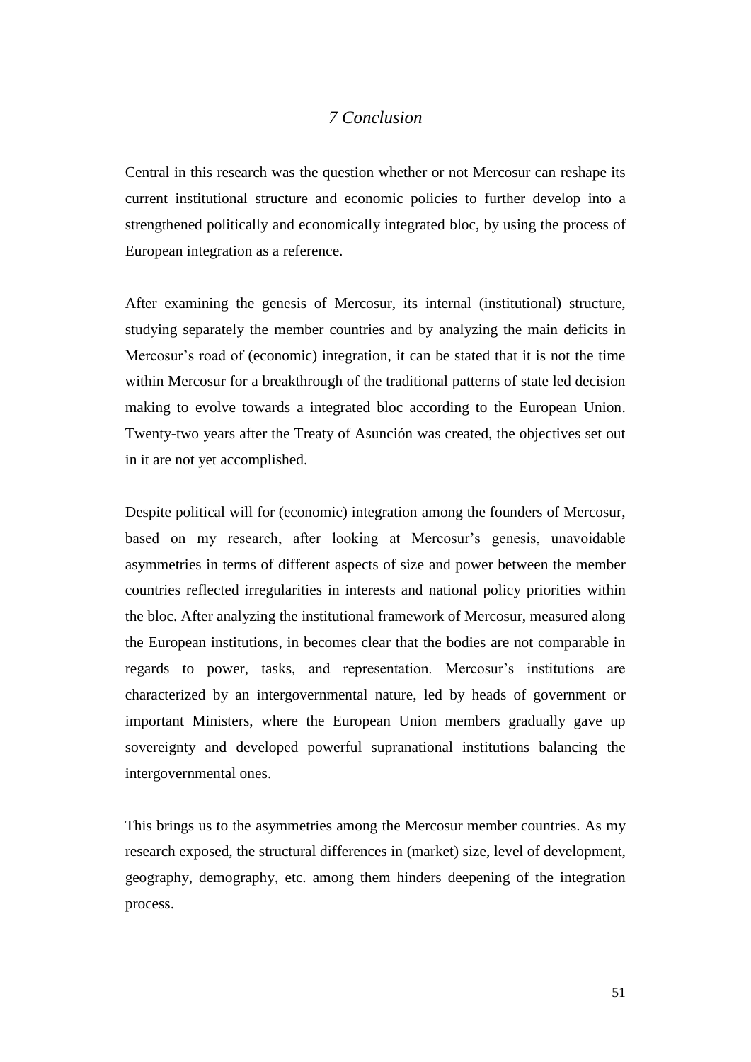# *7 Conclusion*

Central in this research was the question whether or not Mercosur can reshape its current institutional structure and economic policies to further develop into a strengthened politically and economically integrated bloc, by using the process of European integration as a reference.

After examining the genesis of Mercosur, its internal (institutional) structure, studying separately the member countries and by analyzing the main deficits in Mercosur's road of (economic) integration, it can be stated that it is not the time within Mercosur for a breakthrough of the traditional patterns of state led decision making to evolve towards a integrated bloc according to the European Union. Twenty-two years after the Treaty of Asunción was created, the objectives set out in it are not yet accomplished.

Despite political will for (economic) integration among the founders of Mercosur, based on my research, after looking at Mercosur's genesis, unavoidable asymmetries in terms of different aspects of size and power between the member countries reflected irregularities in interests and national policy priorities within the bloc. After analyzing the institutional framework of Mercosur, measured along the European institutions, in becomes clear that the bodies are not comparable in regards to power, tasks, and representation. Mercosur's institutions are characterized by an intergovernmental nature, led by heads of government or important Ministers, where the European Union members gradually gave up sovereignty and developed powerful supranational institutions balancing the intergovernmental ones.

This brings us to the asymmetries among the Mercosur member countries. As my research exposed, the structural differences in (market) size, level of development, geography, demography, etc. among them hinders deepening of the integration process.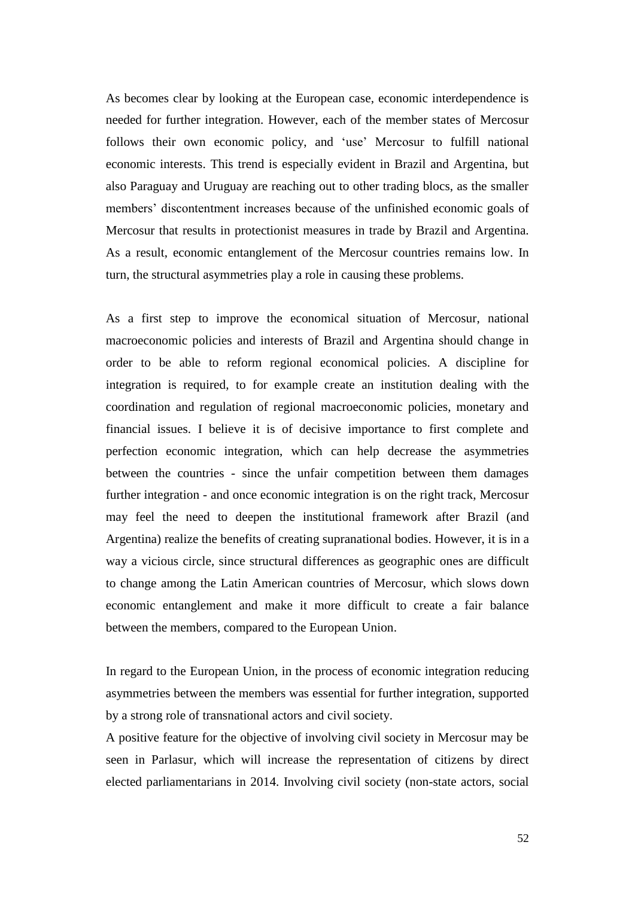As becomes clear by looking at the European case, economic interdependence is needed for further integration. However, each of the member states of Mercosur follows their own economic policy, and 'use' Mercosur to fulfill national economic interests. This trend is especially evident in Brazil and Argentina, but also Paraguay and Uruguay are reaching out to other trading blocs, as the smaller members' discontentment increases because of the unfinished economic goals of Mercosur that results in protectionist measures in trade by Brazil and Argentina. As a result, economic entanglement of the Mercosur countries remains low. In turn, the structural asymmetries play a role in causing these problems.

As a first step to improve the economical situation of Mercosur, national macroeconomic policies and interests of Brazil and Argentina should change in order to be able to reform regional economical policies. A discipline for integration is required, to for example create an institution dealing with the coordination and regulation of regional macroeconomic policies, monetary and financial issues. I believe it is of decisive importance to first complete and perfection economic integration, which can help decrease the asymmetries between the countries - since the unfair competition between them damages further integration - and once economic integration is on the right track, Mercosur may feel the need to deepen the institutional framework after Brazil (and Argentina) realize the benefits of creating supranational bodies. However, it is in a way a vicious circle, since structural differences as geographic ones are difficult to change among the Latin American countries of Mercosur, which slows down economic entanglement and make it more difficult to create a fair balance between the members, compared to the European Union.

In regard to the European Union, in the process of economic integration reducing asymmetries between the members was essential for further integration, supported by a strong role of transnational actors and civil society.

A positive feature for the objective of involving civil society in Mercosur may be seen in Parlasur, which will increase the representation of citizens by direct elected parliamentarians in 2014. Involving civil society (non-state actors, social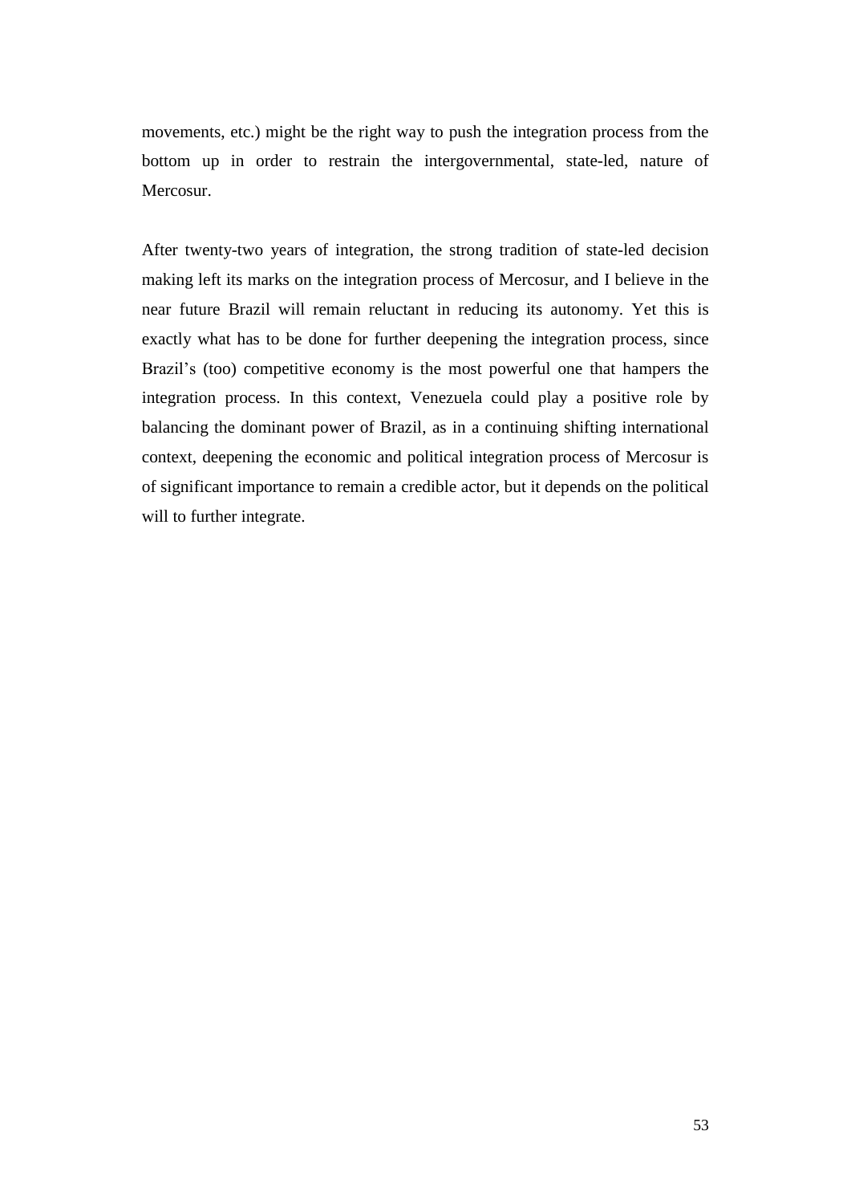movements, etc.) might be the right way to push the integration process from the bottom up in order to restrain the intergovernmental, state-led, nature of Mercosur.

After twenty-two years of integration, the strong tradition of state-led decision making left its marks on the integration process of Mercosur, and I believe in the near future Brazil will remain reluctant in reducing its autonomy. Yet this is exactly what has to be done for further deepening the integration process, since Brazil's (too) competitive economy is the most powerful one that hampers the integration process. In this context, Venezuela could play a positive role by balancing the dominant power of Brazil, as in a continuing shifting international context, deepening the economic and political integration process of Mercosur is of significant importance to remain a credible actor, but it depends on the political will to further integrate.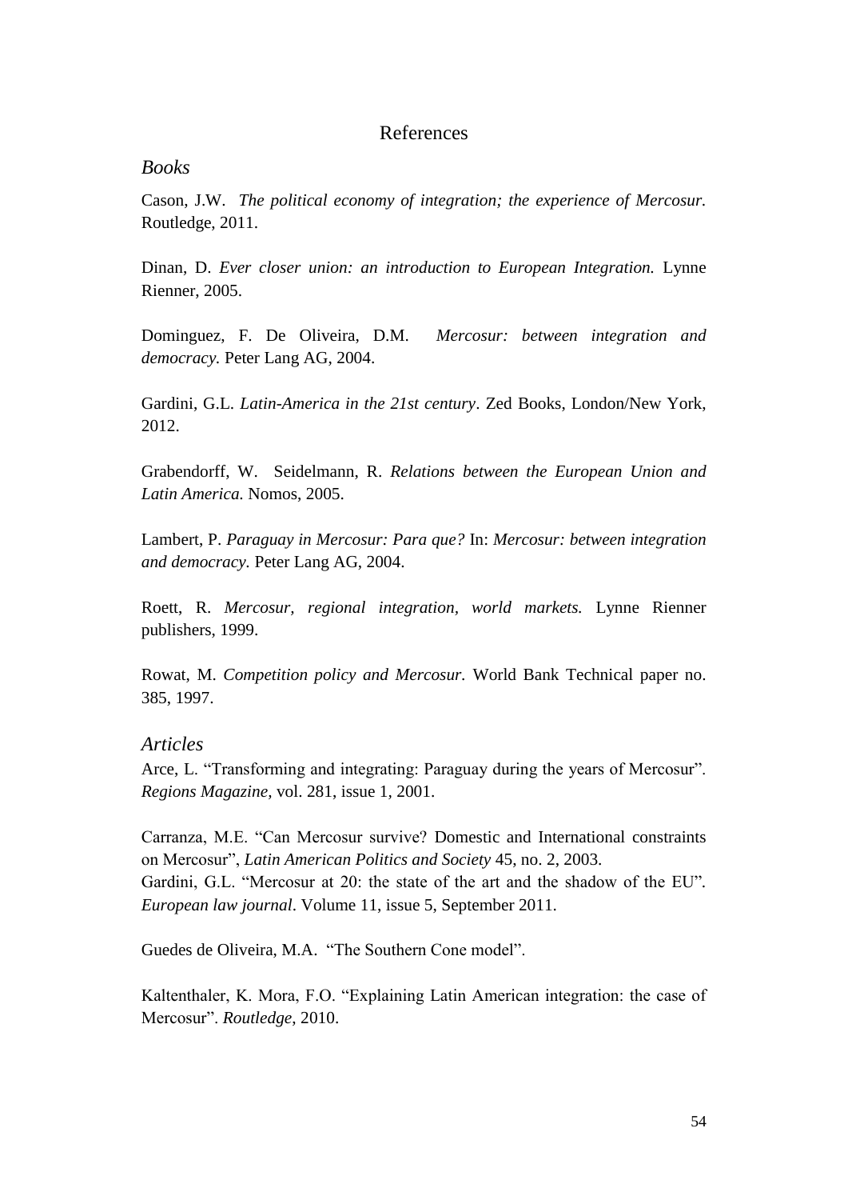# References

## *Books*

Cason, J.W. *The political economy of integration; the experience of Mercosur.* Routledge, 2011.

Dinan, D. *Ever closer union: an introduction to European Integration.* Lynne Rienner, 2005.

Dominguez, F. De Oliveira, D.M. *Mercosur: between integration and democracy.* Peter Lang AG, 2004.

Gardini, G.L. *Latin-America in the 21st century*. Zed Books, London/New York, 2012.

Grabendorff, W. Seidelmann, R. *Relations between the European Union and Latin America.* Nomos, 2005.

Lambert, P. *Paraguay in Mercosur: Para que?* In: *Mercosur: between integration and democracy.* Peter Lang AG, 2004.

Roett, R. *Mercosur, regional integration, world markets.* Lynne Rienner publishers, 1999.

Rowat, M. *Competition policy and Mercosur.* World Bank Technical paper no. 385, 1997.

## *Articles*

Arce, L. "Transforming and integrating: Paraguay during the years of Mercosur". *Regions Magazine,* vol. 281, issue 1, 2001.

Carranza, M.E. "Can Mercosur survive? Domestic and International constraints on Mercosur", *Latin American Politics and Society* 45, no. 2, 2003.

Gardini, G.L. "Mercosur at 20: the state of the art and the shadow of the EU". *European law journal*. Volume 11, issue 5, September 2011.

Guedes de Oliveira, M.A. "The Southern Cone model".

Kaltenthaler, K. Mora, F.O. "Explaining Latin American integration: the case of Mercosur". *Routledge,* 2010.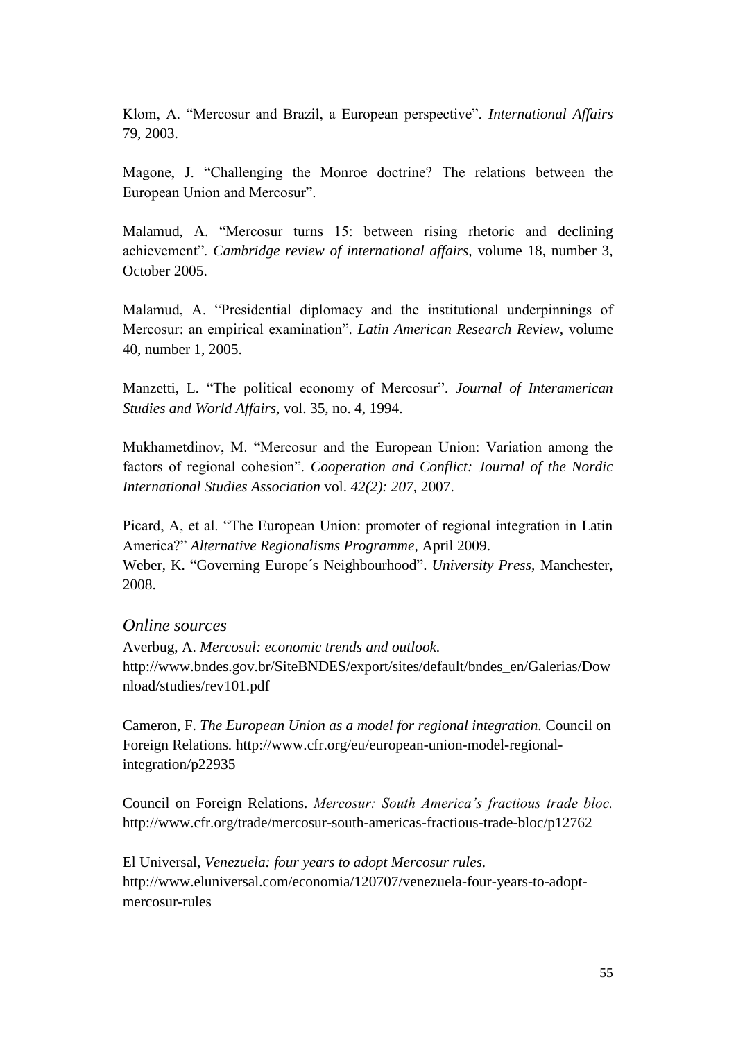Klom, A. “Mercosur and Brazil, a European perspective”. *International Affairs* 79, 2003.

Magone, J. “Challenging the Monroe doctrine? The relations between the European Union and Mercosur”.

Malamud, A. “Mercosur turns 15: between rising rhetoric and declining achievement”. *Cambridge review of international affairs,* volume 18, number 3, October 2005.

Malamud, A. “Presidential diplomacy and the institutional underpinnings of Mercosur: an empirical examination”. *Latin American Research Review,* volume 40, number 1, 2005.

Manzetti, L. “The political economy of Mercosur”. *Journal of Interamerican Studies and World Affairs,* vol. 35, no. 4, 1994.

Mukhametdinov, M. “Mercosur and the European Union: Variation among the factors of regional cohesion”. *Cooperation and Conflict: Journal of the Nordic International Studies Association* vol. *42(2): 207*, 2007.

Picard, A, et al. “The European Union: promoter of regional integration in Latin America?” *Alternative Regionalisms Programme,* April 2009.
Weber, K. “Governing Europe´s Neighbourhood”. *University Press,* Manchester, 2008.

## *Online sources*

Averbug, A. *Mercosul: economic trends and outlook.*
http://www.bndes.gov.br/SiteBNDES/export/sites/default/bndes_en/Galerias/Download/studies/rev101.pdf

Cameron, F. *The European Union as a model for regional integration*. Council on Foreign Relations. http://www.cfr.org/eu/european-union-model-regional-integration/p22935

Council on Foreign Relations. *Mercosur: South America’s fractious trade bloc.* http://www.cfr.org/trade/mercosur-south-americas-fractious-trade-bloc/p12762

El Universal, *Venezuela: four years to adopt Mercosur rules.*
http://www.eluniversal.com/economia/120707/venezuela-four-years-to-adopt-mercosur-rules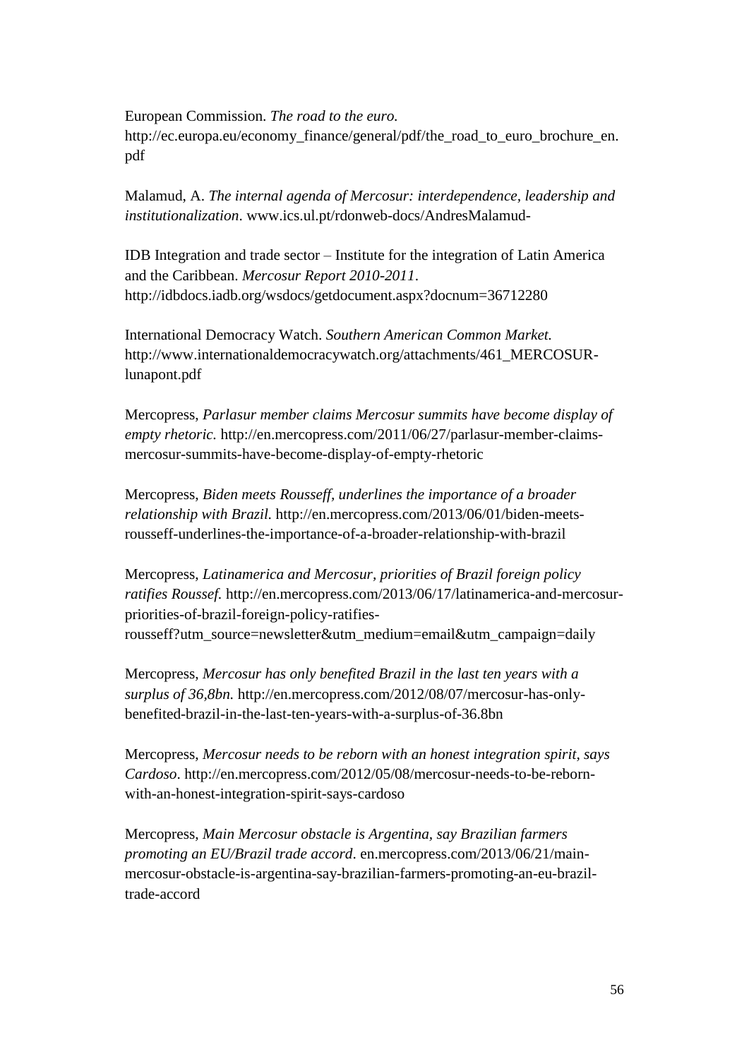European Commission. *The road to the euro.* http://ec.europa.eu/economy_finance/general/pdf/the_road_to_euro_brochure_en.pdf

Malamud, A. *The internal agenda of Mercosur: interdependence, leadership and institutionalization*. www.ics.ul.pt/rdonweb-docs/AndresMalamud-

IDB Integration and trade sector – Institute for the integration of Latin America and the Caribbean. *Mercosur Report 2010-2011*. http://idbdocs.iadb.org/wsdocs/getdocument.aspx?docnum=36712280

International Democracy Watch. *Southern American Common Market.* http://www.internationaldemocracywatch.org/attachments/461_MERCOSUR-lunapont.pdf

Mercopress, *Parlasur member claims Mercosur summits have become display of empty rhetoric.* http://en.mercopress.com/2011/06/27/parlasur-member-claims-mercosur-summits-have-become-display-of-empty-rhetoric

Mercopress, *Biden meets Rousseff, underlines the importance of a broader relationship with Brazil.* http://en.mercopress.com/2013/06/01/biden-meets-rousseff-underlines-the-importance-of-a-broader-relationship-with-brazil

Mercopress, *Latinamerica and Mercosur, priorities of Brazil foreign policy ratifies Roussef.* http://en.mercopress.com/2013/06/17/latinamerica-and-mercosur-priorities-of-brazil-foreign-policy-ratifies-rousseff?utm_source=newsletter&utm_medium=email&utm_campaign=daily

Mercopress, *Mercosur has only benefited Brazil in the last ten years with a surplus of 36,8bn.* http://en.mercopress.com/2012/08/07/mercosur-has-only-benefited-brazil-in-the-last-ten-years-with-a-surplus-of-36.8bn

Mercopress, *Mercosur needs to be reborn with an honest integration spirit, says Cardoso*. http://en.mercopress.com/2012/05/08/mercosur-needs-to-be-reborn-with-an-honest-integration-spirit-says-cardoso

Mercopress, *Main Mercosur obstacle is Argentina, say Brazilian farmers promoting an EU/Brazil trade accord*. en.mercopress.com/2013/06/21/main-mercosur-obstacle-is-argentina-say-brazilian-farmers-promoting-an-eu-brazil-trade-accord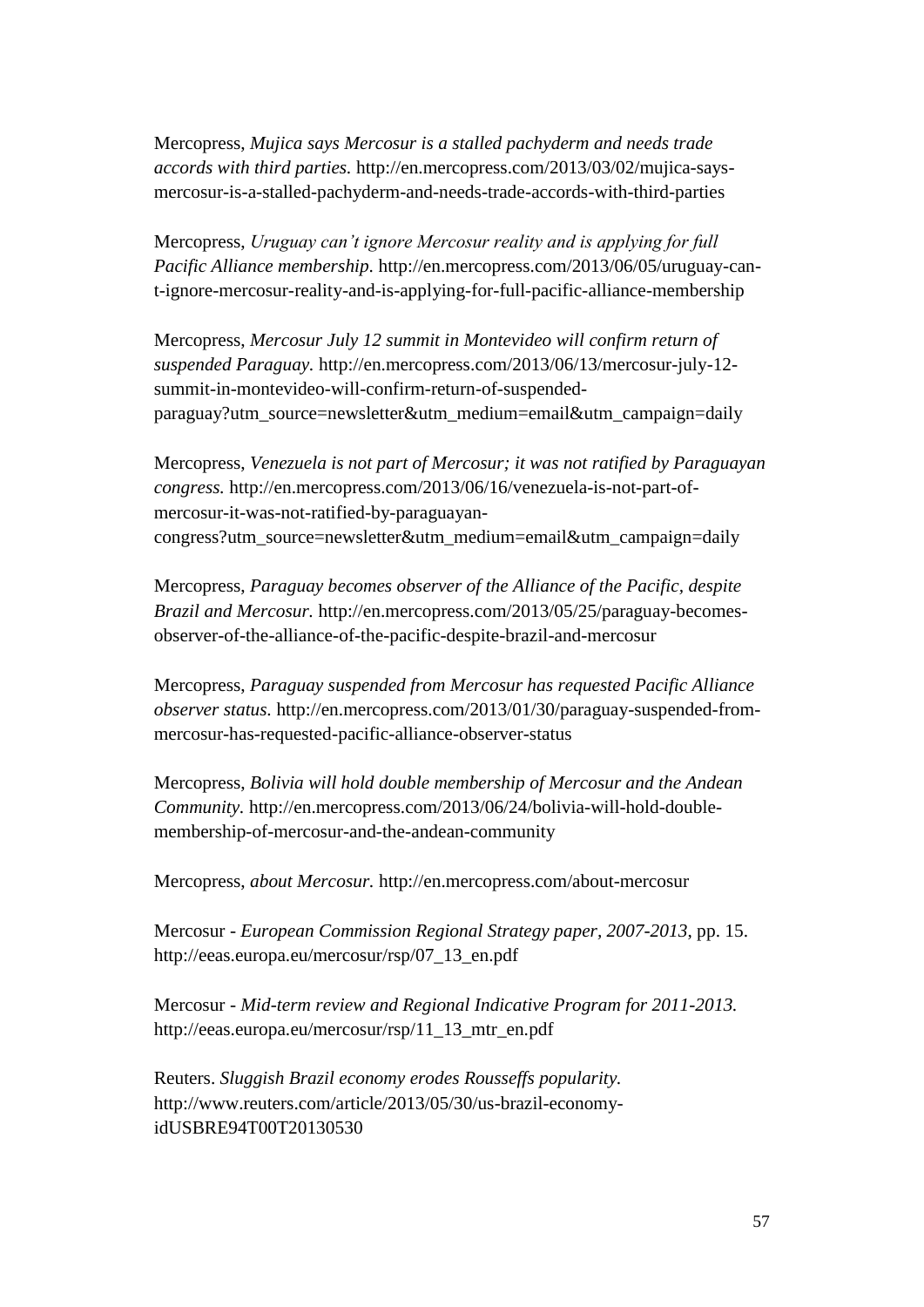Mercopress, *Mujica says Mercosur is a stalled pachyderm and needs trade accords with third parties.* http://en.mercopress.com/2013/03/02/mujica-says-mercosur-is-a-stalled-pachyderm-and-needs-trade-accords-with-third-parties

Mercopress, *Uruguay can't ignore Mercosur reality and is applying for full Pacific Alliance membership.* http://en.mercopress.com/2013/06/05/uruguay-can-t-ignore-mercosur-reality-and-is-applying-for-full-pacific-alliance-membership

Mercopress, *Mercosur July 12 summit in Montevideo will confirm return of suspended Paraguay.* http://en.mercopress.com/2013/06/13/mercosur-july-12-summit-in-montevideo-will-confirm-return-of-suspended-paraguay?utm_source=newsletter&utm_medium=email&utm_campaign=daily

Mercopress, *Venezuela is not part of Mercosur; it was not ratified by Paraguayan congress.* http://en.mercopress.com/2013/06/16/venezuela-is-not-part-of-mercosur-it-was-not-ratified-by-paraguayan-congress?utm_source=newsletter&utm_medium=email&utm_campaign=daily

Mercopress, *Paraguay becomes observer of the Alliance of the Pacific, despite Brazil and Mercosur.* http://en.mercopress.com/2013/05/25/paraguay-becomes-observer-of-the-alliance-of-the-pacific-despite-brazil-and-mercosur

Mercopress, *Paraguay suspended from Mercosur has requested Pacific Alliance observer status.* http://en.mercopress.com/2013/01/30/paraguay-suspended-from-mercosur-has-requested-pacific-alliance-observer-status

Mercopress, *Bolivia will hold double membership of Mercosur and the Andean Community.* http://en.mercopress.com/2013/06/24/bolivia-will-hold-double-membership-of-mercosur-and-the-andean-community

Mercopress, *about Mercosur.* http://en.mercopress.com/about-mercosur

Mercosur - *European Commission Regional Strategy paper, 2007-2013*, pp. 15. http://eeas.europa.eu/mercosur/rsp/07_13_en.pdf

Mercosur - *Mid-term review and Regional Indicative Program for 2011-2013.* http://eeas.europa.eu/mercosur/rsp/11_13_mtr_en.pdf

Reuters. *Sluggish Brazil economy erodes Rousseffs popularity.* http://www.reuters.com/article/2013/05/30/us-brazil-economy-idUSBRE94T00T20130530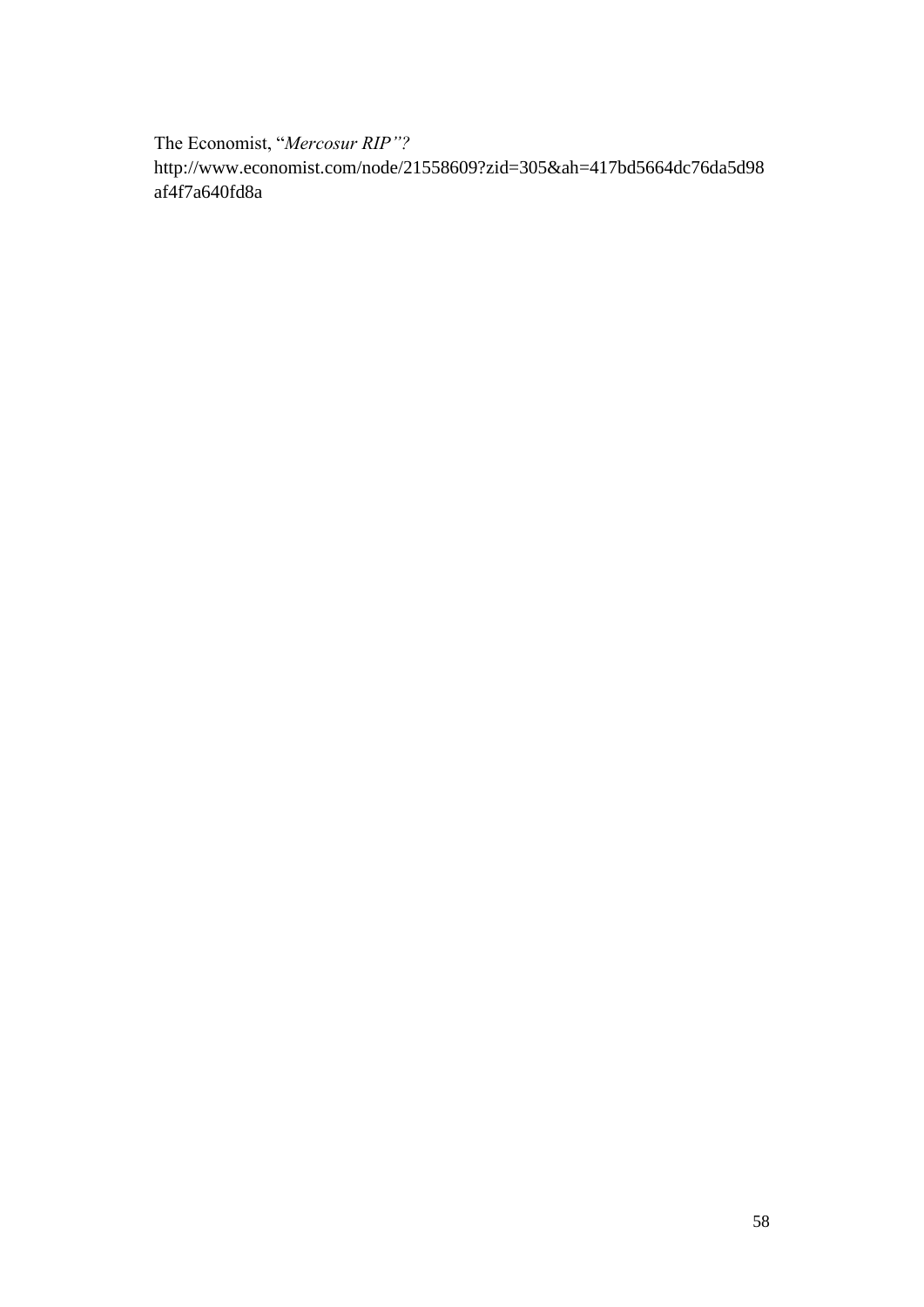The Economist, "*Mercosur RIP"?*
http://www.economist.com/node/21558609?zid=305&ah=417bd5664dc76da5d98af4f7a640fd8a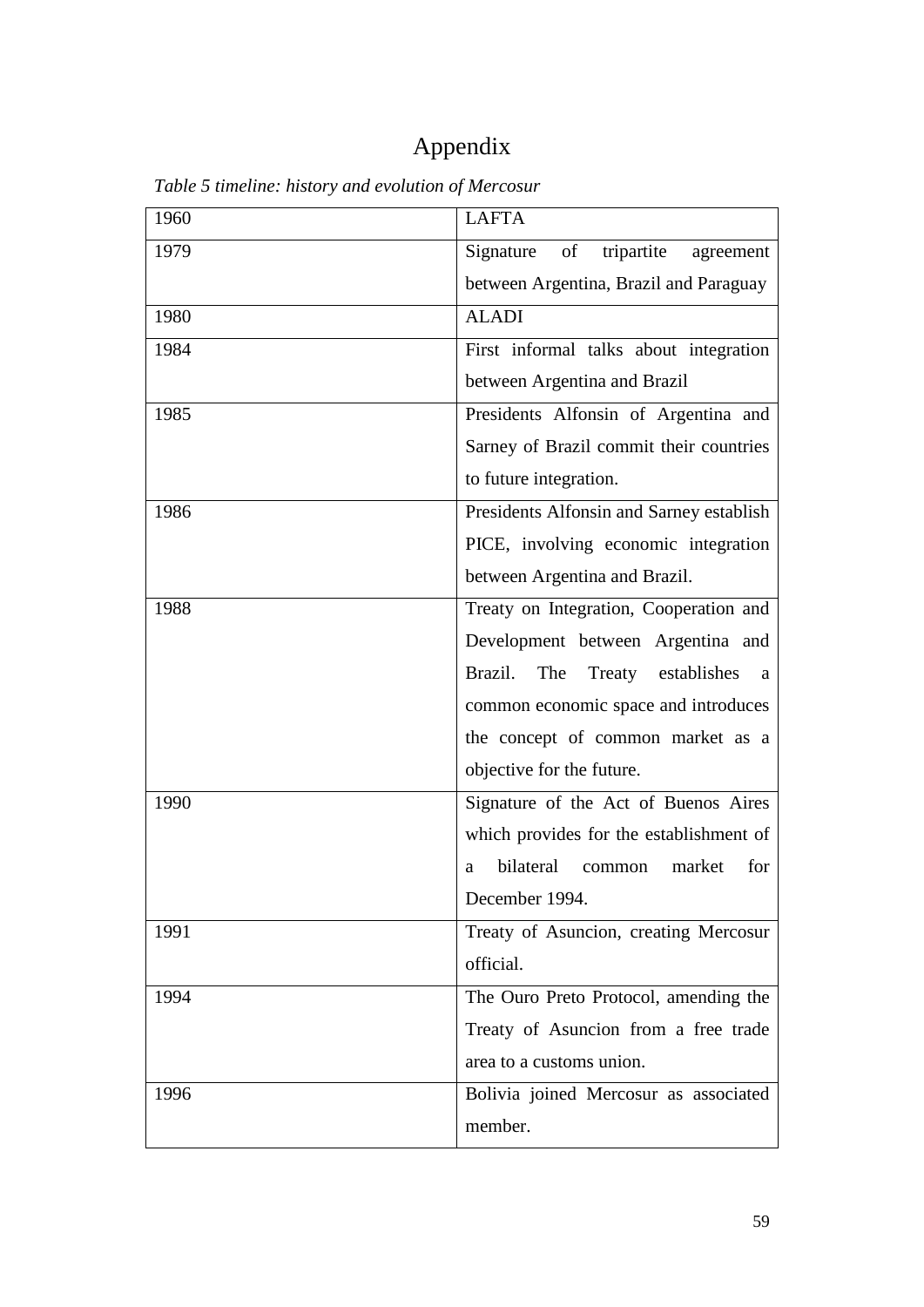# Appendix

*Table 5 timeline: history and evolution of Mercosur*

| | |
|---|---|
| 1960 | LAFTA |
| 1979 | Signature of tripartite agreement between Argentina, Brazil and Paraguay |
| 1980 | ALADI |
| 1984 | First informal talks about integration between Argentina and Brazil |
| 1985 | Presidents Alfonsin of Argentina and Sarney of Brazil commit their countries to future integration. |
| 1986 | Presidents Alfonsin and Sarney establish PICE, involving economic integration between Argentina and Brazil. |
| 1988 | Treaty on Integration, Cooperation and Development between Argentina and Brazil. The Treaty establishes a common economic space and introduces the concept of common market as a objective for the future. |
| 1990 | Signature of the Act of Buenos Aires which provides for the establishment of a bilateral common market for December 1994. |
| 1991 | Treaty of Asuncion, creating Mercosur official. |
| 1994 | The Ouro Preto Protocol, amending the Treaty of Asuncion from a free trade area to a customs union. |
| 1996 | Bolivia joined Mercosur as associated member. |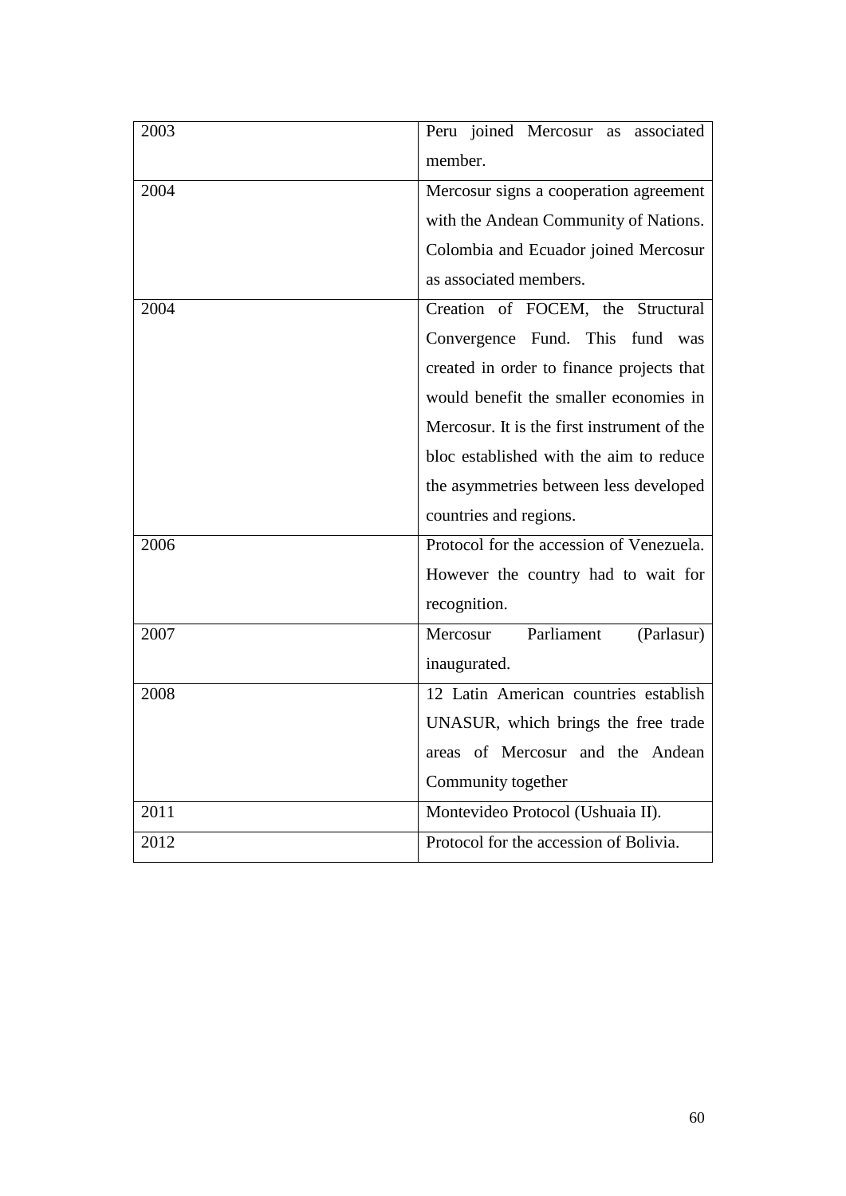| | |
|---|---|
| 2003 | Peru joined Mercosur as associated member. |
| 2004 | Mercosur signs a cooperation agreement with the Andean Community of Nations. Colombia and Ecuador joined Mercosur as associated members. |
| 2004 | Creation of FOCEM, the Structural Convergence Fund. This fund was created in order to finance projects that would benefit the smaller economies in Mercosur. It is the first instrument of the bloc established with the aim to reduce the asymmetries between less developed countries and regions. |
| 2006 | Protocol for the accession of Venezuela. However the country had to wait for recognition. |
| 2007 | Mercosur Parliament (Parlasur) inaugurated. |
| 2008 | 12 Latin American countries establish UNASUR, which brings the free trade areas of Mercosur and the Andean Community together |
| 2011 | Montevideo Protocol (Ushuaia II). |
| 2012 | Protocol for the accession of Bolivia. |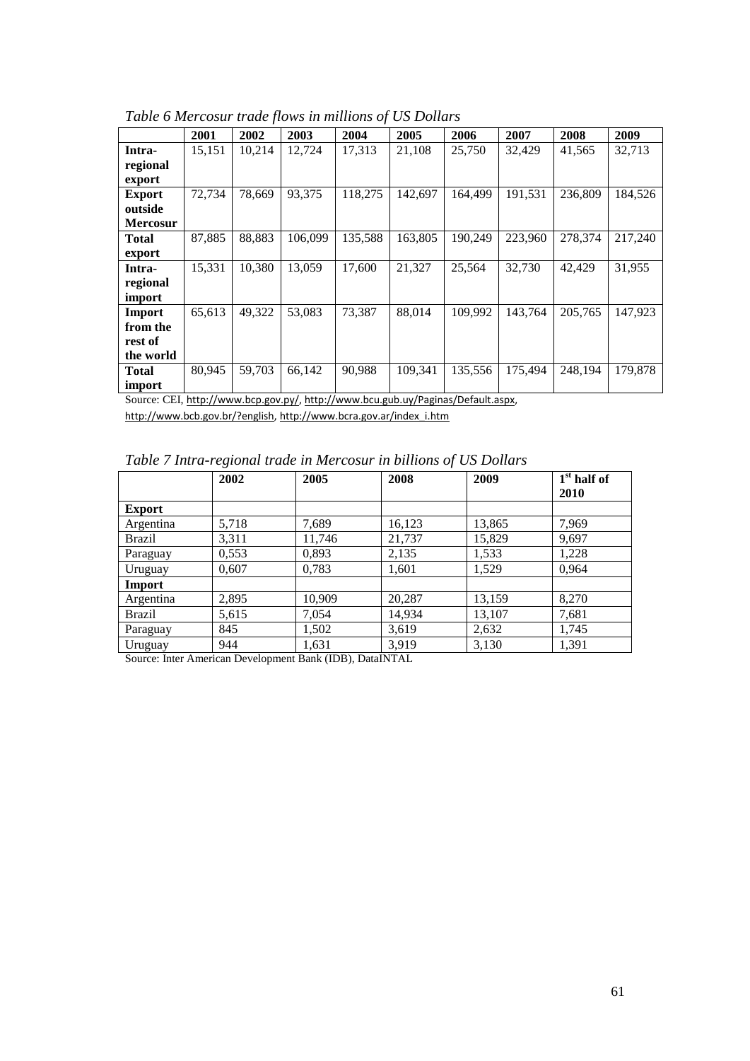*Table 6 Mercosur trade flows in millions of US Dollars*

| | 2001 | 2002 | 2003 | 2004 | 2005 | 2006 | 2007 | 2008 | 2009 |
|---|---|---|---|---|---|---|---|---|---|
| **Intra-regional export** | 15,151 | 10,214 | 12,724 | 17,313 | 21,108 | 25,750 | 32,429 | 41,565 | 32,713 |
| **Export outside Mercosur** | 72,734 | 78,669 | 93,375 | 118,275 | 142,697 | 164,499 | 191,531 | 236,809 | 184,526 |
| **Total export** | 87,885 | 88,883 | 106,099 | 135,588 | 163,805 | 190,249 | 223,960 | 278,374 | 217,240 |
| **Intra-regional import** | 15,331 | 10,380 | 13,059 | 17,600 | 21,327 | 25,564 | 32,730 | 42,429 | 31,955 |
| **Import from the rest of the world** | 65,613 | 49,322 | 53,083 | 73,387 | 88,014 | 109,992 | 143,764 | 205,765 | 147,923 |
| **Total import** | 80,945 | 59,703 | 66,142 | 90,988 | 109,341 | 135,556 | 175,494 | 248,194 | 179,878 |

Source: CEI, http://www.bcp.gov.py/, http://www.bcu.gub.uy/Paginas/Default.aspx, http://www.bcb.gov.br/?english, http://www.bcra.gov.ar/index_i.htm

*Table 7 Intra-regional trade in Mercosur in billions of US Dollars*

| | 2002 | 2005 | 2008 | 2009 | 1st half of 2010 |
|---|---|---|---|---|---|
| **Export** | | | | | |
| Argentina | 5,718 | 7,689 | 16,123 | 13,865 | 7,969 |
| Brazil | 3,311 | 11,746 | 21,737 | 15,829 | 9,697 |
| Paraguay | 0,553 | 0,893 | 2,135 | 1,533 | 1,228 |
| Uruguay | 0,607 | 0,783 | 1,601 | 1,529 | 0,964 |
| **Import** | | | | | |
| Argentina | 2,895 | 10,909 | 20,287 | 13,159 | 8,270 |
| Brazil | 5,615 | 7,054 | 14,934 | 13,107 | 7,681 |
| Paraguay | 845 | 1,502 | 3,619 | 2,632 | 1,745 |
| Uruguay | 944 | 1,631 | 3,919 | 3,130 | 1,391 |

Source: Inter American Development Bank (IDB), DataINTAL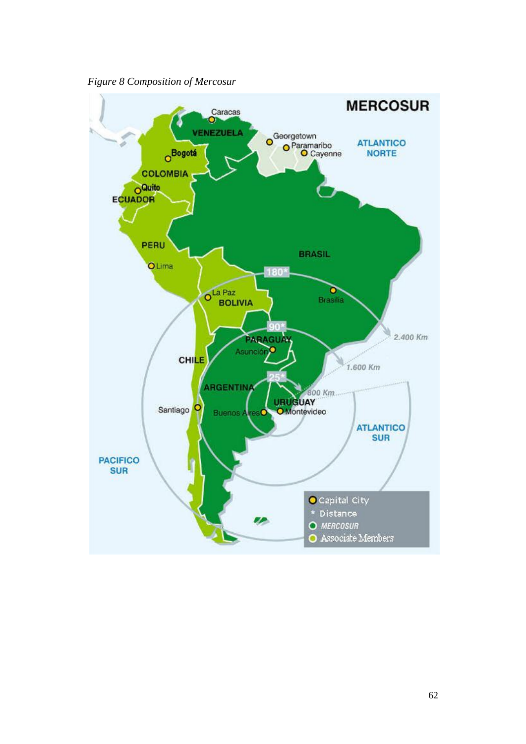*Figure 8 Composition of Mercosur*

MERCOSUR

Caracas
VENEZUELA
Georgetown
Paramaribo
Cayenne
ATLANTICO NORTE
Bogotá
COLOMBIA
Quito
ECUADOR
PERU
Lima
BRASIL
180*
La Paz
BOLIVIA
Brasilia
90*
2.400 Km
PARAGUAY
Asunción
CHILE
1.600 Km
25*
ARGENTINA
800 Km
URUGUAY
Santiago
Buenos Aires
Montevideo
ATLANTICO SUR
PACIFICO SUR

Capital City
\* Distance
MERCOSUR
Associate Members